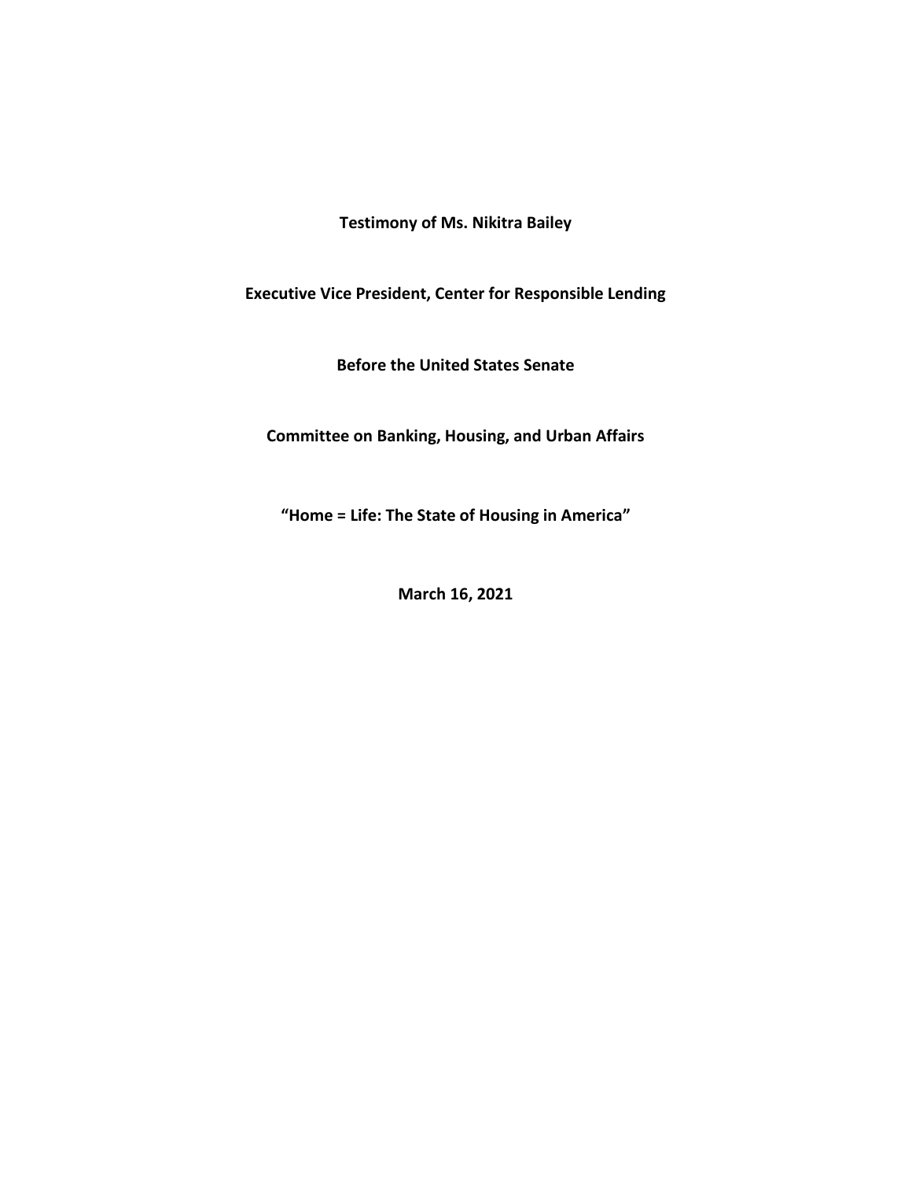**Testimony of Ms. Nikitra Bailey**

**Executive Vice President, Center for Responsible Lending**

**Before the United States Senate**

**Committee on Banking, Housing, and Urban Affairs**

**"Home = Life: The State of Housing in America"**

**March 16, 2021**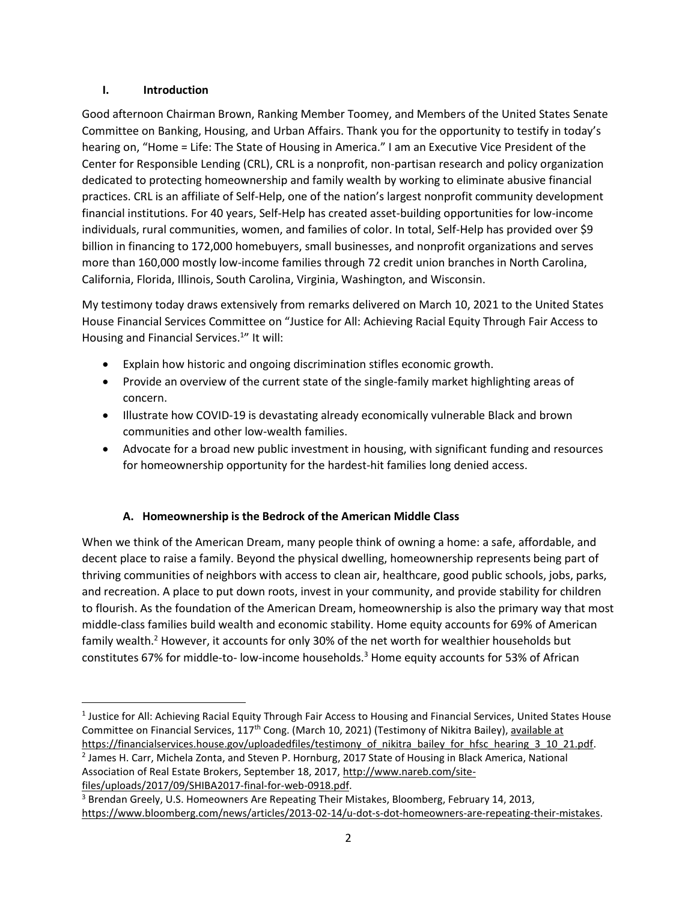## I. Introduction

Good afternoon Chairman Brown, Ranking Member Toomey, and Members of the United States Senate Committee on Banking, Housing, and Urban Affairs. Thank you for the opportunity to testify in today's hearing on, "Home = Life: The State of Housing in America." I am an Executive Vice President of the Center for Responsible Lending (CRL), CRL is a nonprofit, non-partisan research and policy organization dedicated to protecting homeownership and family wealth by working to eliminate abusive financial practices. CRL is an affiliate of Self-Help, one of the nation's largest nonprofit community development financial institutions. For 40 years, Self-Help has created asset-building opportunities for low-income individuals, rural communities, women, and families of color. In total, Self-Help has provided over $9 billion in financing to 172,000 homebuyers, small businesses, and nonprofit organizations and serves more than 160,000 mostly low-income families through 72 credit union branches in North Carolina, California, Florida, Illinois, South Carolina, Virginia, Washington, and Wisconsin.

My testimony today draws extensively from remarks delivered on March 10, 2021 to the United States House Financial Services Committee on "Justice for All: Achieving Racial Equity Through Fair Access to Housing and Financial Services.[1]" It will:

- Explain how historic and ongoing discrimination stifles economic growth.
- Provide an overview of the current state of the single-family market highlighting areas of concern.
- Illustrate how COVID-19 is devastating already economically vulnerable Black and brown communities and other low-wealth families.
- Advocate for a broad new public investment in housing, with significant funding and resources for homeownership opportunity for the hardest-hit families long denied access.

### A. Homeownership is the Bedrock of the American Middle Class

When we think of the American Dream, many people think of owning a home: a safe, affordable, and decent place to raise a family. Beyond the physical dwelling, homeownership represents being part of thriving communities of neighbors with access to clean air, healthcare, good public schools, jobs, parks, and recreation. A place to put down roots, invest in your community, and provide stability for children to flourish. As the foundation of the American Dream, homeownership is also the primary way that most middle-class families build wealth and economic stability. Home equity accounts for 69% of American family wealth.[2] However, it accounts for only 30% of the net worth for wealthier households but constitutes 67% for middle-to- low-income households.[3] Home equity accounts for 53% of African

---

[1] Justice for All: Achieving Racial Equity Through Fair Access to Housing and Financial Services, United States House Committee on Financial Services, 117th Cong. (March 10, 2021) (Testimony of Nikitra Bailey), available at https://financialservices.house.gov/uploadedfiles/testimony_of_nikitra_bailey_for_hfsc_hearing_3_10_21.pdf.

[2] James H. Carr, Michela Zonta, and Steven P. Hornburg, 2017 State of Housing in Black America, National Association of Real Estate Brokers, September 18, 2017, http://www.nareb.com/site-files/uploads/2017/09/SHIBA2017-final-for-web-0918.pdf.

[3] Brendan Greely, U.S. Homeowners Are Repeating Their Mistakes, Bloomberg, February 14, 2013, https://www.bloomberg.com/news/articles/2013-02-14/u-dot-s-dot-homeowners-are-repeating-their-mistakes.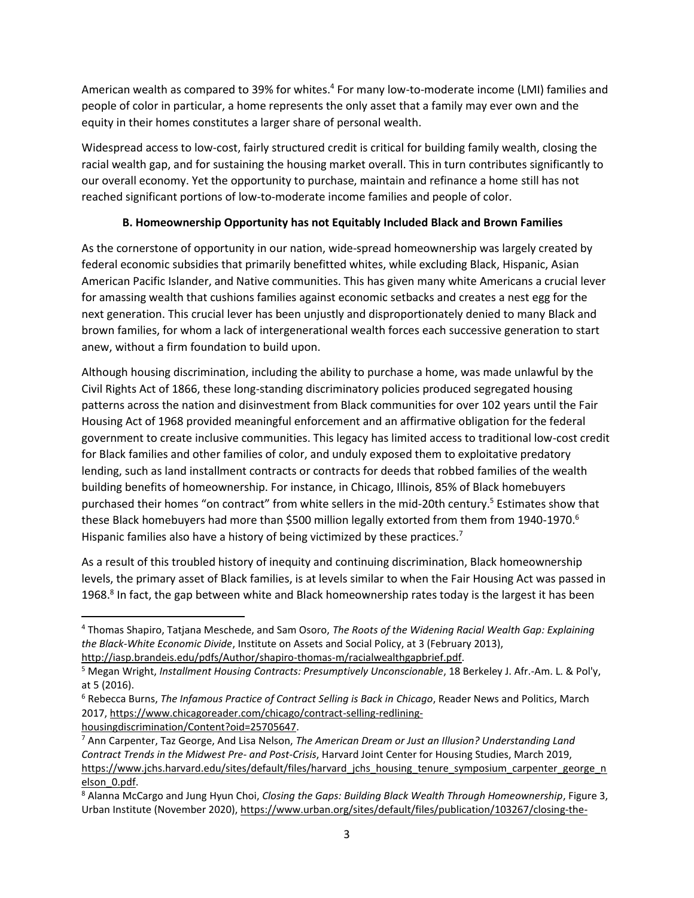American wealth as compared to 39% for whites.[4] For many low-to-moderate income (LMI) families and people of color in particular, a home represents the only asset that a family may ever own and the equity in their homes constitutes a larger share of personal wealth.

Widespread access to low-cost, fairly structured credit is critical for building family wealth, closing the racial wealth gap, and for sustaining the housing market overall. This in turn contributes significantly to our overall economy. Yet the opportunity to purchase, maintain and refinance a home still has not reached significant portions of low-to-moderate income families and people of color.

### B. Homeownership Opportunity has not Equitably Included Black and Brown Families

As the cornerstone of opportunity in our nation, wide-spread homeownership was largely created by federal economic subsidies that primarily benefitted whites, while excluding Black, Hispanic, Asian American Pacific Islander, and Native communities. This has given many white Americans a crucial lever for amassing wealth that cushions families against economic setbacks and creates a nest egg for the next generation. This crucial lever has been unjustly and disproportionately denied to many Black and brown families, for whom a lack of intergenerational wealth forces each successive generation to start anew, without a firm foundation to build upon.

Although housing discrimination, including the ability to purchase a home, was made unlawful by the Civil Rights Act of 1866, these long-standing discriminatory policies produced segregated housing patterns across the nation and disinvestment from Black communities for over 102 years until the Fair Housing Act of 1968 provided meaningful enforcement and an affirmative obligation for the federal government to create inclusive communities. This legacy has limited access to traditional low-cost credit for Black families and other families of color, and unduly exposed them to exploitative predatory lending, such as land installment contracts or contracts for deeds that robbed families of the wealth building benefits of homeownership. For instance, in Chicago, Illinois, 85% of Black homebuyers purchased their homes "on contract" from white sellers in the mid-20th century.[5] Estimates show that these Black homebuyers had more than $500 million legally extorted from them from 1940-1970.[6] Hispanic families also have a history of being victimized by these practices.[7]

As a result of this troubled history of inequity and continuing discrimination, Black homeownership levels, the primary asset of Black families, is at levels similar to when the Fair Housing Act was passed in 1968.[8] In fact, the gap between white and Black homeownership rates today is the largest it has been

---

[4] Thomas Shapiro, Tatjana Meschede, and Sam Osoro, *The Roots of the Widening Racial Wealth Gap: Explaining the Black-White Economic Divide*, Institute on Assets and Social Policy, at 3 (February 2013), http://iasp.brandeis.edu/pdfs/Author/shapiro-thomas-m/racialwealthgapbrief.pdf.

[5] Megan Wright, *Installment Housing Contracts: Presumptively Unconscionable*, 18 Berkeley J. Afr.-Am. L. & Pol'y, at 5 (2016).

[6] Rebecca Burns, *The Infamous Practice of Contract Selling is Back in Chicago*, Reader News and Politics, March 2017, https://www.chicagoreader.com/chicago/contract-selling-redlining-housingdiscrimination/Content?oid=25705647.

[7] Ann Carpenter, Taz George, And Lisa Nelson, *The American Dream or Just an Illusion? Understanding Land Contract Trends in the Midwest Pre- and Post-Crisis*, Harvard Joint Center for Housing Studies, March 2019, https://www.jchs.harvard.edu/sites/default/files/harvard_jchs_housing_tenure_symposium_carpenter_george_nelson_0.pdf.

[8] Alanna McCargo and Jung Hyun Choi, *Closing the Gaps: Building Black Wealth Through Homeownership*, Figure 3, Urban Institute (November 2020), https://www.urban.org/sites/default/files/publication/103267/closing-the-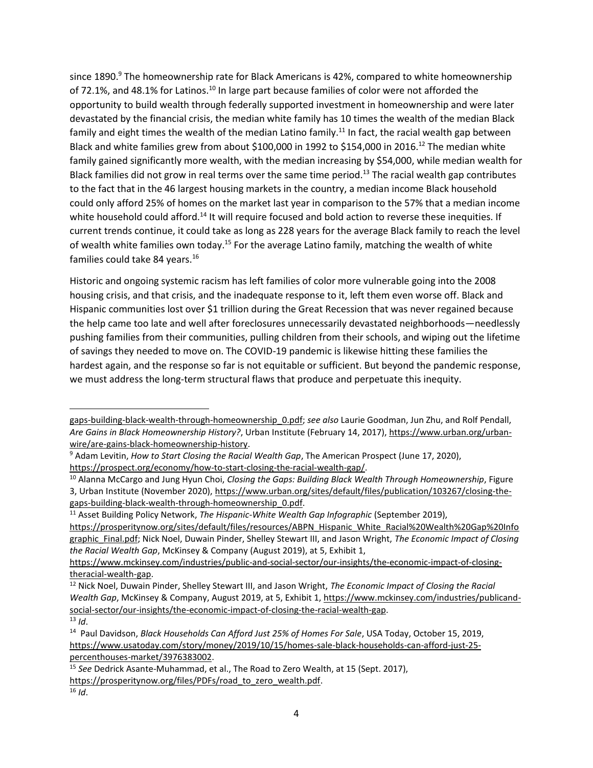since 1890.[9] The homeownership rate for Black Americans is 42%, compared to white homeownership of 72.1%, and 48.1% for Latinos.[10] In large part because families of color were not afforded the opportunity to build wealth through federally supported investment in homeownership and were later devastated by the financial crisis, the median white family has 10 times the wealth of the median Black family and eight times the wealth of the median Latino family.[11] In fact, the racial wealth gap between Black and white families grew from about $100,000 in 1992 to $154,000 in 2016.[12] The median white family gained significantly more wealth, with the median increasing by $54,000, while median wealth for Black families did not grow in real terms over the same time period.[13] The racial wealth gap contributes to the fact that in the 46 largest housing markets in the country, a median income Black household could only afford 25% of homes on the market last year in comparison to the 57% that a median income white household could afford.[14] It will require focused and bold action to reverse these inequities. If current trends continue, it could take as long as 228 years for the average Black family to reach the level of wealth white families own today.[15] For the average Latino family, matching the wealth of white families could take 84 years.[16]

Historic and ongoing systemic racism has left families of color more vulnerable going into the 2008 housing crisis, and that crisis, and the inadequate response to it, left them even worse off. Black and Hispanic communities lost over $1 trillion during the Great Recession that was never regained because the help came too late and well after foreclosures unnecessarily devastated neighborhoods—needlessly pushing families from their communities, pulling children from their schools, and wiping out the lifetime of savings they needed to move on. The COVID-19 pandemic is likewise hitting these families the hardest again, and the response so far is not equitable or sufficient. But beyond the pandemic response, we must address the long-term structural flaws that produce and perpetuate this inequity.

---

gaps-building-black-wealth-through-homeownership_0.pdf; *see also* Laurie Goodman, Jun Zhu, and Rolf Pendall, *Are Gains in Black Homeownership History?*, Urban Institute (February 14, 2017), https://www.urban.org/urban-wire/are-gains-black-homeownership-history.

[9] Adam Levitin, *How to Start Closing the Racial Wealth Gap*, The American Prospect (June 17, 2020), https://prospect.org/economy/how-to-start-closing-the-racial-wealth-gap/.

[10] Alanna McCargo and Jung Hyun Choi, *Closing the Gaps: Building Black Wealth Through Homeownership*, Figure 3, Urban Institute (November 2020), https://www.urban.org/sites/default/files/publication/103267/closing-the-gaps-building-black-wealth-through-homeownership_0.pdf.

[11] Asset Building Policy Network, *The Hispanic-White Wealth Gap Infographic* (September 2019), https://prosperitynow.org/sites/default/files/resources/ABPN_Hispanic_White_Racial%20Wealth%20Gap%20Infographic_Final.pdf; Nick Noel, Duwain Pinder, Shelley Stewart III, and Jason Wright, *The Economic Impact of Closing the Racial Wealth Gap*, McKinsey & Company (August 2019), at 5, Exhibit 1, https://www.mckinsey.com/industries/public-and-social-sector/our-insights/the-economic-impact-of-closing-theracial-wealth-gap.

[12] Nick Noel, Duwain Pinder, Shelley Stewart III, and Jason Wright, *The Economic Impact of Closing the Racial Wealth Gap*, McKinsey & Company, August 2019, at 5, Exhibit 1, https://www.mckinsey.com/industries/publicand-social-sector/our-insights/the-economic-impact-of-closing-the-racial-wealth-gap.

[13] *Id*.

[14] Paul Davidson, *Black Households Can Afford Just 25% of Homes For Sale*, USA Today, October 15, 2019, https://www.usatoday.com/story/money/2019/10/15/homes-sale-black-households-can-afford-just-25-percenthouses-market/3976383002.

[15] *See* Dedrick Asante-Muhammad, et al., The Road to Zero Wealth, at 15 (Sept. 2017), https://prosperitynow.org/files/PDFs/road_to_zero_wealth.pdf.

[16] *Id*.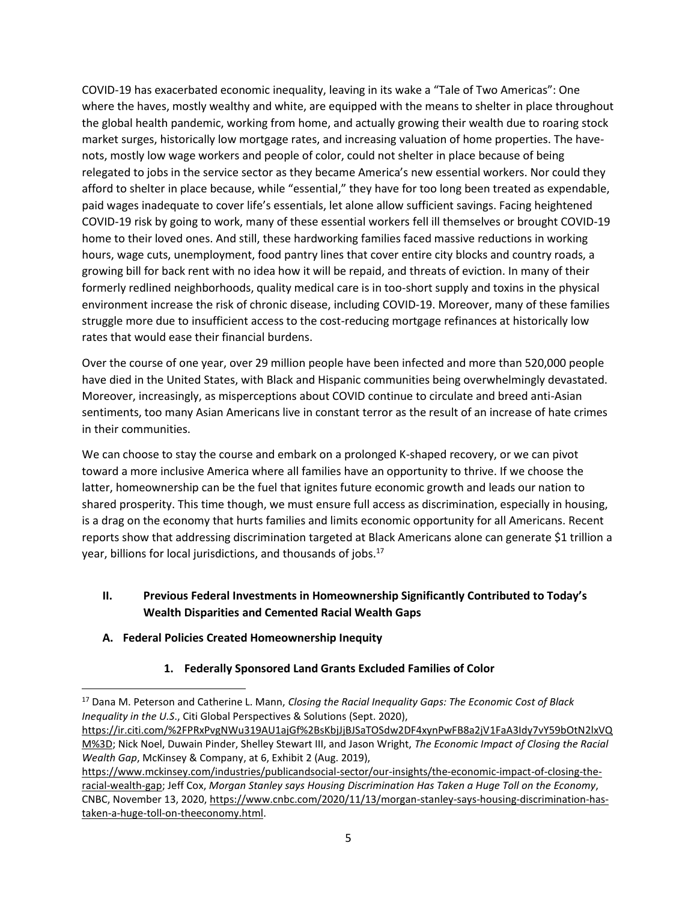COVID-19 has exacerbated economic inequality, leaving in its wake a "Tale of Two Americas": One where the haves, mostly wealthy and white, are equipped with the means to shelter in place throughout the global health pandemic, working from home, and actually growing their wealth due to roaring stock market surges, historically low mortgage rates, and increasing valuation of home properties. The have-nots, mostly low wage workers and people of color, could not shelter in place because of being relegated to jobs in the service sector as they became America's new essential workers. Nor could they afford to shelter in place because, while "essential," they have for too long been treated as expendable, paid wages inadequate to cover life's essentials, let alone allow sufficient savings. Facing heightened COVID-19 risk by going to work, many of these essential workers fell ill themselves or brought COVID-19 home to their loved ones. And still, these hardworking families faced massive reductions in working hours, wage cuts, unemployment, food pantry lines that cover entire city blocks and country roads, a growing bill for back rent with no idea how it will be repaid, and threats of eviction. In many of their formerly redlined neighborhoods, quality medical care is in too-short supply and toxins in the physical environment increase the risk of chronic disease, including COVID-19. Moreover, many of these families struggle more due to insufficient access to the cost-reducing mortgage refinances at historically low rates that would ease their financial burdens.

Over the course of one year, over 29 million people have been infected and more than 520,000 people have died in the United States, with Black and Hispanic communities being overwhelmingly devastated. Moreover, increasingly, as misperceptions about COVID continue to circulate and breed anti-Asian sentiments, too many Asian Americans live in constant terror as the result of an increase of hate crimes in their communities.

We can choose to stay the course and embark on a prolonged K-shaped recovery, or we can pivot toward a more inclusive America where all families have an opportunity to thrive. If we choose the latter, homeownership can be the fuel that ignites future economic growth and leads our nation to shared prosperity. This time though, we must ensure full access as discrimination, especially in housing, is a drag on the economy that hurts families and limits economic opportunity for all Americans. Recent reports show that addressing discrimination targeted at Black Americans alone can generate $1 trillion a year, billions for local jurisdictions, and thousands of jobs.[17]

## II. Previous Federal Investments in Homeownership Significantly Contributed to Today's Wealth Disparities and Cemented Racial Wealth Gaps

### A. Federal Policies Created Homeownership Inequity

#### 1. Federally Sponsored Land Grants Excluded Families of Color

[17] Dana M. Peterson and Catherine L. Mann, *Closing the Racial Inequality Gaps: The Economic Cost of Black Inequality in the U.S.*, Citi Global Perspectives & Solutions (Sept. 2020), https://ir.citi.com/%2FPRxPvgNWu319AU1ajGf%2BsKbjJjBJSaTOSdw2DF4xynPwFB8a2jV1FaA3Idy7vY59bOtN2lxVQM%3D; Nick Noel, Duwain Pinder, Shelley Stewart III, and Jason Wright, *The Economic Impact of Closing the Racial Wealth Gap*, McKinsey & Company, at 6, Exhibit 2 (Aug. 2019), https://www.mckinsey.com/industries/publicandsocial-sector/our-insights/the-economic-impact-of-closing-the-racial-wealth-gap; Jeff Cox, *Morgan Stanley says Housing Discrimination Has Taken a Huge Toll on the Economy*, CNBC, November 13, 2020, https://www.cnbc.com/2020/11/13/morgan-stanley-says-housing-discrimination-has-taken-a-huge-toll-on-theeconomy.html.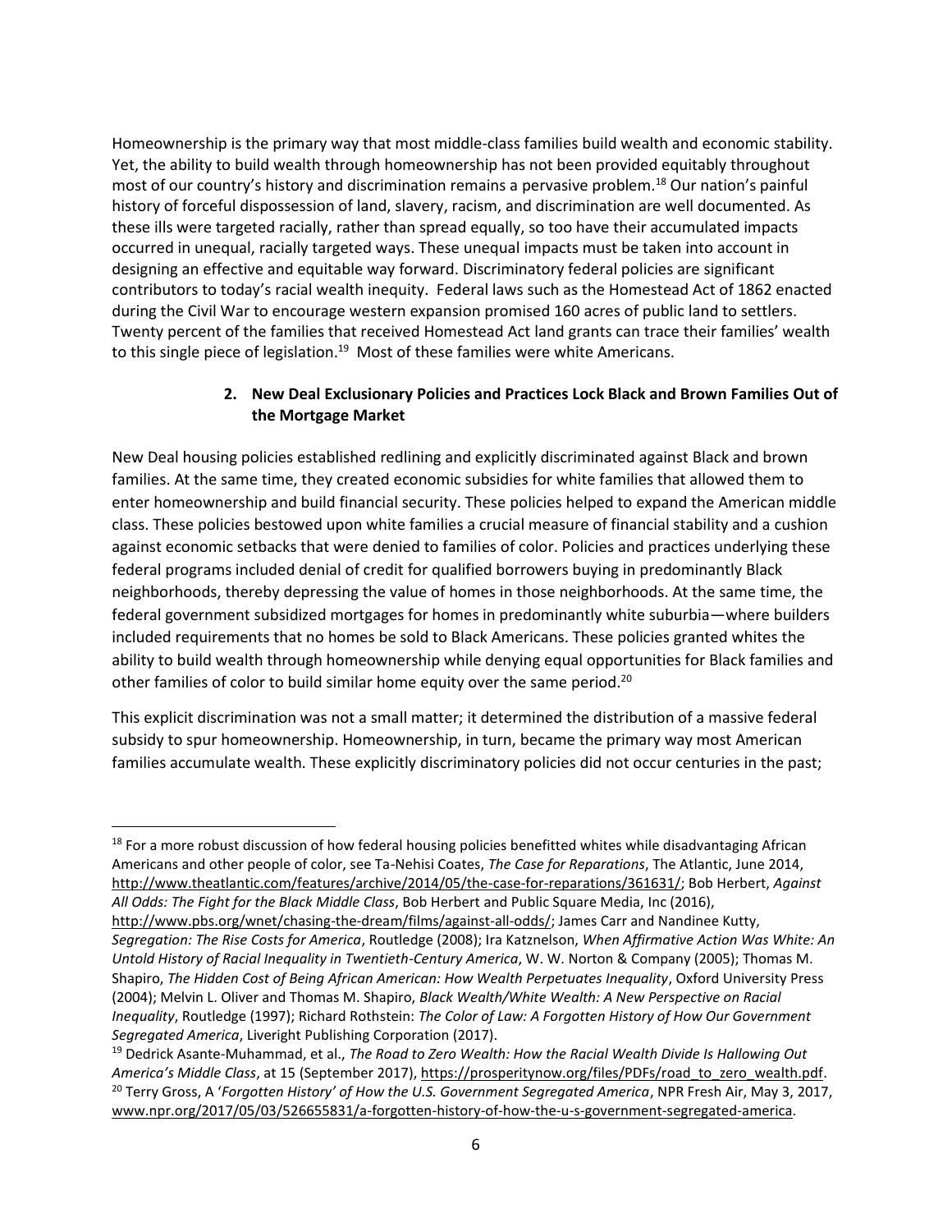Homeownership is the primary way that most middle-class families build wealth and economic stability. Yet, the ability to build wealth through homeownership has not been provided equitably throughout most of our country's history and discrimination remains a pervasive problem.[18] Our nation's painful history of forceful dispossession of land, slavery, racism, and discrimination are well documented. As these ills were targeted racially, rather than spread equally, so too have their accumulated impacts occurred in unequal, racially targeted ways. These unequal impacts must be taken into account in designing an effective and equitable way forward. Discriminatory federal policies are significant contributors to today's racial wealth inequity. Federal laws such as the Homestead Act of 1862 enacted during the Civil War to encourage western expansion promised 160 acres of public land to settlers. Twenty percent of the families that received Homestead Act land grants can trace their families' wealth to this single piece of legislation.[19] Most of these families were white Americans.

### 2. New Deal Exclusionary Policies and Practices Lock Black and Brown Families Out of the Mortgage Market

New Deal housing policies established redlining and explicitly discriminated against Black and brown families. At the same time, they created economic subsidies for white families that allowed them to enter homeownership and build financial security. These policies helped to expand the American middle class. These policies bestowed upon white families a crucial measure of financial stability and a cushion against economic setbacks that were denied to families of color. Policies and practices underlying these federal programs included denial of credit for qualified borrowers buying in predominantly Black neighborhoods, thereby depressing the value of homes in those neighborhoods. At the same time, the federal government subsidized mortgages for homes in predominantly white suburbia—where builders included requirements that no homes be sold to Black Americans. These policies granted whites the ability to build wealth through homeownership while denying equal opportunities for Black families and other families of color to build similar home equity over the same period.[20]

This explicit discrimination was not a small matter; it determined the distribution of a massive federal subsidy to spur homeownership. Homeownership, in turn, became the primary way most American families accumulate wealth. These explicitly discriminatory policies did not occur centuries in the past;

---

[18] For a more robust discussion of how federal housing policies benefitted whites while disadvantaging African Americans and other people of color, see Ta-Nehisi Coates, *The Case for Reparations*, The Atlantic, June 2014, http://www.theatlantic.com/features/archive/2014/05/the-case-for-reparations/361631/; Bob Herbert, *Against All Odds: The Fight for the Black Middle Class*, Bob Herbert and Public Square Media, Inc (2016), http://www.pbs.org/wnet/chasing-the-dream/films/against-all-odds/; James Carr and Nandinee Kutty, *Segregation: The Rise Costs for America*, Routledge (2008); Ira Katznelson, *When Affirmative Action Was White: An Untold History of Racial Inequality in Twentieth-Century America*, W. W. Norton & Company (2005); Thomas M. Shapiro, *The Hidden Cost of Being African American: How Wealth Perpetuates Inequality*, Oxford University Press (2004); Melvin L. Oliver and Thomas M. Shapiro, *Black Wealth/White Wealth: A New Perspective on Racial Inequality*, Routledge (1997); Richard Rothstein: *The Color of Law: A Forgotten History of How Our Government Segregated America*, Liveright Publishing Corporation (2017).

[19] Dedrick Asante-Muhammad, et al., *The Road to Zero Wealth: How the Racial Wealth Divide Is Hallowing Out America's Middle Class*, at 15 (September 2017), https://prosperitynow.org/files/PDFs/road_to_zero_wealth.pdf.

[20] Terry Gross, A '*Forgotten History' of How the U.S. Government Segregated America*, NPR Fresh Air, May 3, 2017, www.npr.org/2017/05/03/526655831/a-forgotten-history-of-how-the-u-s-government-segregated-america.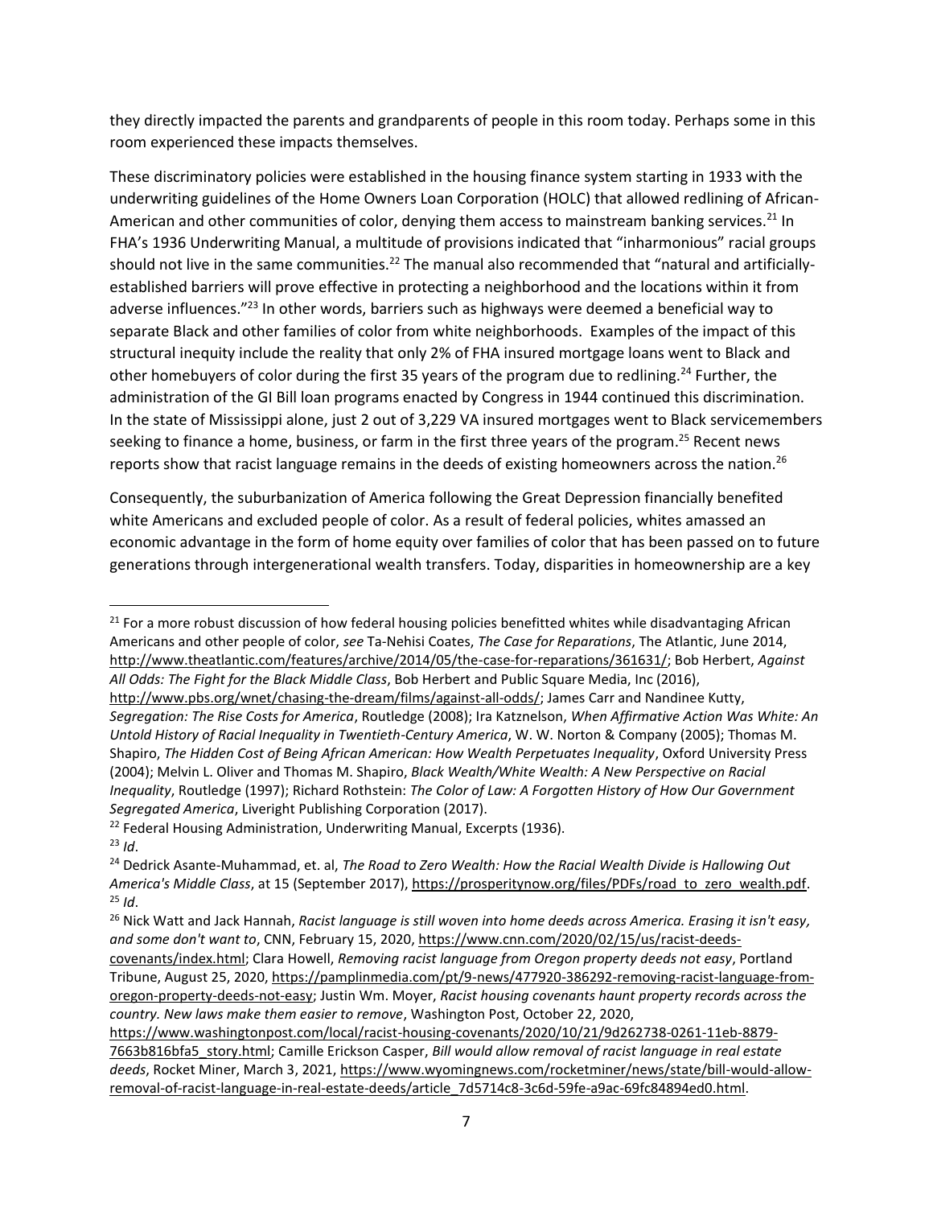they directly impacted the parents and grandparents of people in this room today. Perhaps some in this room experienced these impacts themselves.

These discriminatory policies were established in the housing finance system starting in 1933 with the underwriting guidelines of the Home Owners Loan Corporation (HOLC) that allowed redlining of African-American and other communities of color, denying them access to mainstream banking services.[21] In FHA's 1936 Underwriting Manual, a multitude of provisions indicated that "inharmonious" racial groups should not live in the same communities.[22] The manual also recommended that "natural and artificially-established barriers will prove effective in protecting a neighborhood and the locations within it from adverse influences."[23] In other words, barriers such as highways were deemed a beneficial way to separate Black and other families of color from white neighborhoods. Examples of the impact of this structural inequity include the reality that only 2% of FHA insured mortgage loans went to Black and other homebuyers of color during the first 35 years of the program due to redlining.[24] Further, the administration of the GI Bill loan programs enacted by Congress in 1944 continued this discrimination. In the state of Mississippi alone, just 2 out of 3,229 VA insured mortgages went to Black servicemembers seeking to finance a home, business, or farm in the first three years of the program.[25] Recent news reports show that racist language remains in the deeds of existing homeowners across the nation.[26]

Consequently, the suburbanization of America following the Great Depression financially benefited white Americans and excluded people of color. As a result of federal policies, whites amassed an economic advantage in the form of home equity over families of color that has been passed on to future generations through intergenerational wealth transfers. Today, disparities in homeownership are a key

---

[21] For a more robust discussion of how federal housing policies benefitted whites while disadvantaging African Americans and other people of color, *see* Ta-Nehisi Coates, *The Case for Reparations*, The Atlantic, June 2014, http://www.theatlantic.com/features/archive/2014/05/the-case-for-reparations/361631/; Bob Herbert, *Against All Odds: The Fight for the Black Middle Class*, Bob Herbert and Public Square Media, Inc (2016), http://www.pbs.org/wnet/chasing-the-dream/films/against-all-odds/; James Carr and Nandinee Kutty, *Segregation: The Rise Costs for America*, Routledge (2008); Ira Katznelson, *When Affirmative Action Was White: An Untold History of Racial Inequality in Twentieth-Century America*, W. W. Norton & Company (2005); Thomas M. Shapiro, *The Hidden Cost of Being African American: How Wealth Perpetuates Inequality*, Oxford University Press (2004); Melvin L. Oliver and Thomas M. Shapiro, *Black Wealth/White Wealth: A New Perspective on Racial Inequality*, Routledge (1997); Richard Rothstein: *The Color of Law: A Forgotten History of How Our Government Segregated America*, Liveright Publishing Corporation (2017).

[22] Federal Housing Administration, Underwriting Manual, Excerpts (1936).

[23] *Id*.

[24] Dedrick Asante-Muhammad, et. al, *The Road to Zero Wealth: How the Racial Wealth Divide is Hallowing Out America's Middle Class*, at 15 (September 2017), https://prosperitynow.org/files/PDFs/road_to_zero_wealth.pdf.

[25] *Id*.

[26] Nick Watt and Jack Hannah, *Racist language is still woven into home deeds across America. Erasing it isn't easy, and some don't want to*, CNN, February 15, 2020, https://www.cnn.com/2020/02/15/us/racist-deeds-covenants/index.html; Clara Howell, *Removing racist language from Oregon property deeds not easy*, Portland Tribune, August 25, 2020, https://pamplinmedia.com/pt/9-news/477920-386292-removing-racist-language-from-oregon-property-deeds-not-easy; Justin Wm. Moyer, *Racist housing covenants haunt property records across the country. New laws make them easier to remove*, Washington Post, October 22, 2020, https://www.washingtonpost.com/local/racist-housing-covenants/2020/10/21/9d262738-0261-11eb-8879-7663b816bfa5_story.html; Camille Erickson Casper, *Bill would allow removal of racist language in real estate deeds*, Rocket Miner, March 3, 2021, https://www.wyomingnews.com/rocketminer/news/state/bill-would-allow-removal-of-racist-language-in-real-estate-deeds/article_7d5714c8-3c6d-59fe-a9ac-69fc84894ed0.html.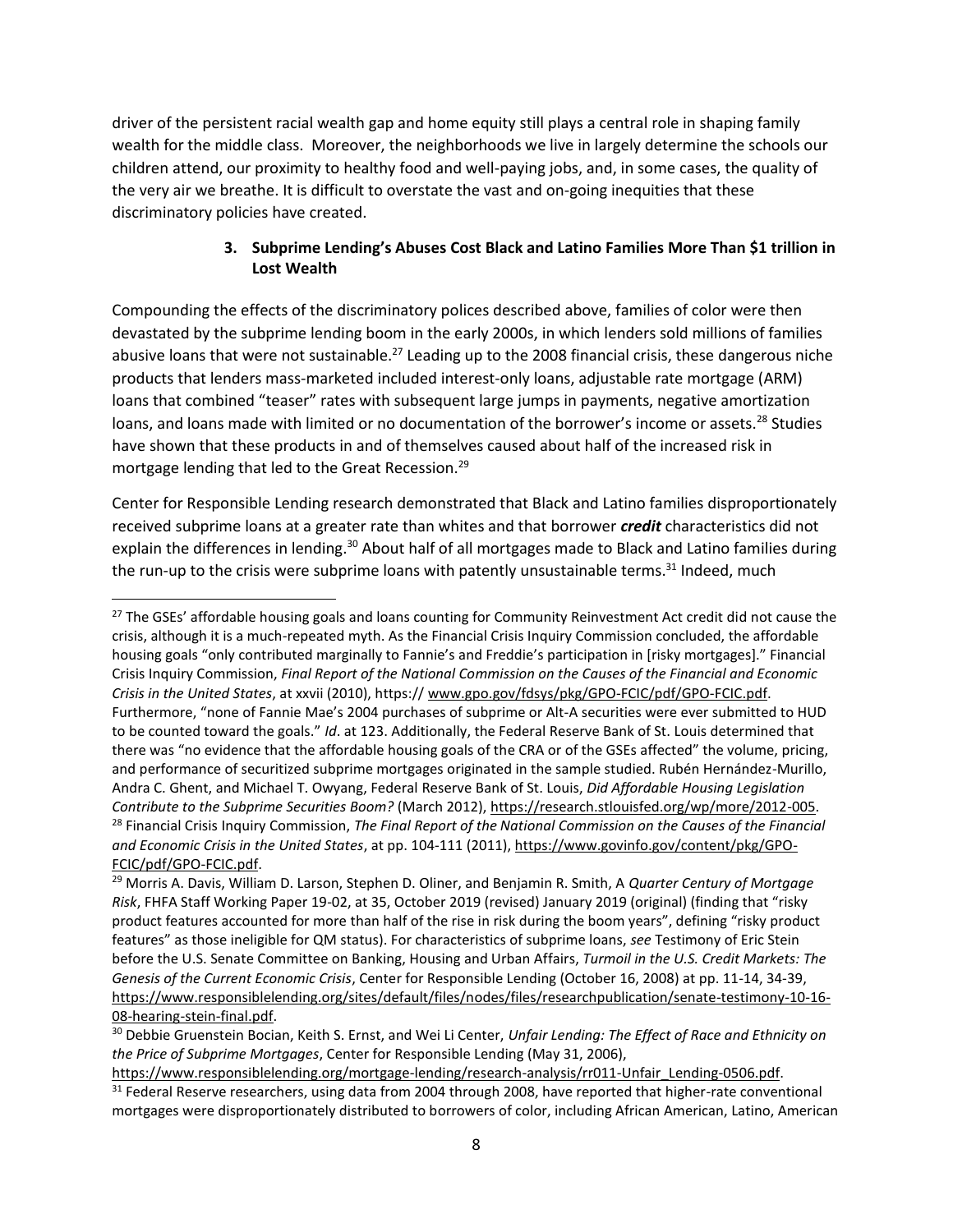driver of the persistent racial wealth gap and home equity still plays a central role in shaping family wealth for the middle class. Moreover, the neighborhoods we live in largely determine the schools our children attend, our proximity to healthy food and well-paying jobs, and, in some cases, the quality of the very air we breathe. It is difficult to overstate the vast and on-going inequities that these discriminatory policies have created.

### 3. Subprime Lending's Abuses Cost Black and Latino Families More Than $1 trillion in Lost Wealth

Compounding the effects of the discriminatory polices described above, families of color were then devastated by the subprime lending boom in the early 2000s, in which lenders sold millions of families abusive loans that were not sustainable.[27] Leading up to the 2008 financial crisis, these dangerous niche products that lenders mass-marketed included interest-only loans, adjustable rate mortgage (ARM) loans that combined "teaser" rates with subsequent large jumps in payments, negative amortization loans, and loans made with limited or no documentation of the borrower's income or assets.[28] Studies have shown that these products in and of themselves caused about half of the increased risk in mortgage lending that led to the Great Recession.[29]

Center for Responsible Lending research demonstrated that Black and Latino families disproportionately received subprime loans at a greater rate than whites and that borrower ***credit*** characteristics did not explain the differences in lending.[30] About half of all mortgages made to Black and Latino families during the run-up to the crisis were subprime loans with patently unsustainable terms.[31] Indeed, much

---

[27] The GSEs' affordable housing goals and loans counting for Community Reinvestment Act credit did not cause the crisis, although it is a much-repeated myth. As the Financial Crisis Inquiry Commission concluded, the affordable housing goals "only contributed marginally to Fannie's and Freddie's participation in [risky mortgages]." Financial Crisis Inquiry Commission, *Final Report of the National Commission on the Causes of the Financial and Economic Crisis in the United States*, at xxvii (2010), https:// www.gpo.gov/fdsys/pkg/GPO-FCIC/pdf/GPO-FCIC.pdf. Furthermore, "none of Fannie Mae's 2004 purchases of subprime or Alt-A securities were ever submitted to HUD to be counted toward the goals." *Id*. at 123. Additionally, the Federal Reserve Bank of St. Louis determined that there was "no evidence that the affordable housing goals of the CRA or of the GSEs affected" the volume, pricing, and performance of securitized subprime mortgages originated in the sample studied. Rubén Hernández-Murillo, Andra C. Ghent, and Michael T. Owyang, Federal Reserve Bank of St. Louis, *Did Affordable Housing Legislation Contribute to the Subprime Securities Boom?* (March 2012), https://research.stlouisfed.org/wp/more/2012-005.

[28] Financial Crisis Inquiry Commission, *The Final Report of the National Commission on the Causes of the Financial and Economic Crisis in the United States*, at pp. 104-111 (2011), https://www.govinfo.gov/content/pkg/GPO-FCIC/pdf/GPO-FCIC.pdf.

[29] Morris A. Davis, William D. Larson, Stephen D. Oliner, and Benjamin R. Smith, A *Quarter Century of Mortgage Risk*, FHFA Staff Working Paper 19-02, at 35, October 2019 (revised) January 2019 (original) (finding that "risky product features accounted for more than half of the rise in risk during the boom years", defining "risky product features" as those ineligible for QM status). For characteristics of subprime loans, *see* Testimony of Eric Stein before the U.S. Senate Committee on Banking, Housing and Urban Affairs, *Turmoil in the U.S. Credit Markets: The Genesis of the Current Economic Crisis*, Center for Responsible Lending (October 16, 2008) at pp. 11-14, 34-39, https://www.responsiblelending.org/sites/default/files/nodes/files/researchpublication/senate-testimony-10-16-08-hearing-stein-final.pdf.

[30] Debbie Gruenstein Bocian, Keith S. Ernst, and Wei Li Center, *Unfair Lending: The Effect of Race and Ethnicity on the Price of Subprime Mortgages*, Center for Responsible Lending (May 31, 2006), https://www.responsiblelending.org/mortgage-lending/research-analysis/rr011-Unfair_Lending-0506.pdf.

[31] Federal Reserve researchers, using data from 2004 through 2008, have reported that higher-rate conventional mortgages were disproportionately distributed to borrowers of color, including African American, Latino, American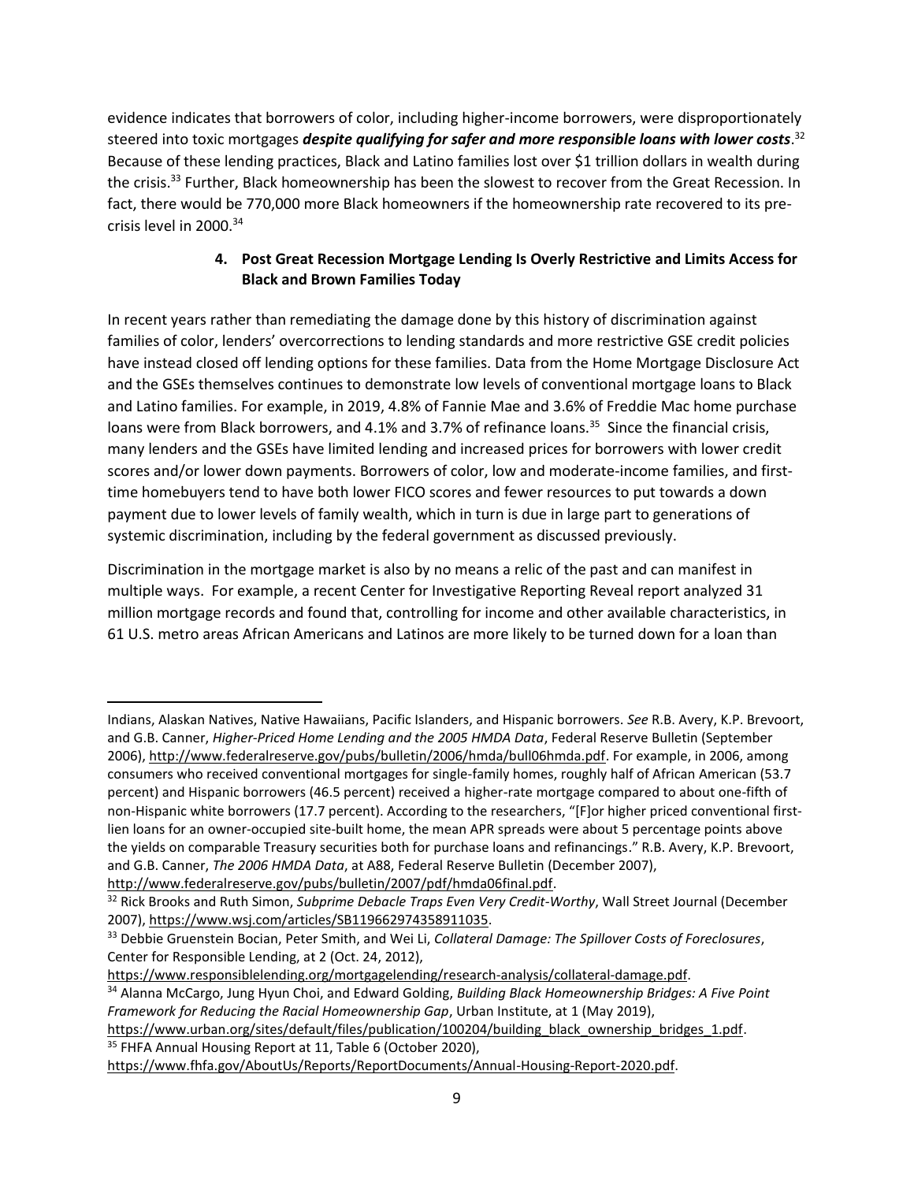evidence indicates that borrowers of color, including higher-income borrowers, were disproportionately steered into toxic mortgages ***despite qualifying for safer and more responsible loans with lower costs***.[32] Because of these lending practices, Black and Latino families lost over $1 trillion dollars in wealth during the crisis.[33] Further, Black homeownership has been the slowest to recover from the Great Recession. In fact, there would be 770,000 more Black homeowners if the homeownership rate recovered to its pre-crisis level in 2000.[34]

### 4. Post Great Recession Mortgage Lending Is Overly Restrictive and Limits Access for Black and Brown Families Today

In recent years rather than remediating the damage done by this history of discrimination against families of color, lenders' overcorrections to lending standards and more restrictive GSE credit policies have instead closed off lending options for these families. Data from the Home Mortgage Disclosure Act and the GSEs themselves continues to demonstrate low levels of conventional mortgage loans to Black and Latino families. For example, in 2019, 4.8% of Fannie Mae and 3.6% of Freddie Mac home purchase loans were from Black borrowers, and 4.1% and 3.7% of refinance loans.[35] Since the financial crisis, many lenders and the GSEs have limited lending and increased prices for borrowers with lower credit scores and/or lower down payments. Borrowers of color, low and moderate-income families, and first-time homebuyers tend to have both lower FICO scores and fewer resources to put towards a down payment due to lower levels of family wealth, which in turn is due in large part to generations of systemic discrimination, including by the federal government as discussed previously.

Discrimination in the mortgage market is also by no means a relic of the past and can manifest in multiple ways. For example, a recent Center for Investigative Reporting Reveal report analyzed 31 million mortgage records and found that, controlling for income and other available characteristics, in 61 U.S. metro areas African Americans and Latinos are more likely to be turned down for a loan than

---

Indians, Alaskan Natives, Native Hawaiians, Pacific Islanders, and Hispanic borrowers. *See* R.B. Avery, K.P. Brevoort, and G.B. Canner, *Higher-Priced Home Lending and the 2005 HMDA Data*, Federal Reserve Bulletin (September 2006), http://www.federalreserve.gov/pubs/bulletin/2006/hmda/bull06hmda.pdf. For example, in 2006, among consumers who received conventional mortgages for single-family homes, roughly half of African American (53.7 percent) and Hispanic borrowers (46.5 percent) received a higher-rate mortgage compared to about one-fifth of non-Hispanic white borrowers (17.7 percent). According to the researchers, "[F]or higher priced conventional first-lien loans for an owner-occupied site-built home, the mean APR spreads were about 5 percentage points above the yields on comparable Treasury securities both for purchase loans and refinancings." R.B. Avery, K.P. Brevoort, and G.B. Canner, *The 2006 HMDA Data*, at A88, Federal Reserve Bulletin (December 2007), http://www.federalreserve.gov/pubs/bulletin/2007/pdf/hmda06final.pdf.

[32] Rick Brooks and Ruth Simon, *Subprime Debacle Traps Even Very Credit-Worthy*, Wall Street Journal (December 2007), https://www.wsj.com/articles/SB119662974358911035.

[33] Debbie Gruenstein Bocian, Peter Smith, and Wei Li, *Collateral Damage: The Spillover Costs of Foreclosures*, Center for Responsible Lending, at 2 (Oct. 24, 2012), https://www.responsiblelending.org/mortgagelending/research-analysis/collateral-damage.pdf.

[34] Alanna McCargo, Jung Hyun Choi, and Edward Golding, *Building Black Homeownership Bridges: A Five Point Framework for Reducing the Racial Homeownership Gap*, Urban Institute, at 1 (May 2019), https://www.urban.org/sites/default/files/publication/100204/building_black_ownership_bridges_1.pdf.

[35] FHFA Annual Housing Report at 11, Table 6 (October 2020), https://www.fhfa.gov/AboutUs/Reports/ReportDocuments/Annual-Housing-Report-2020.pdf.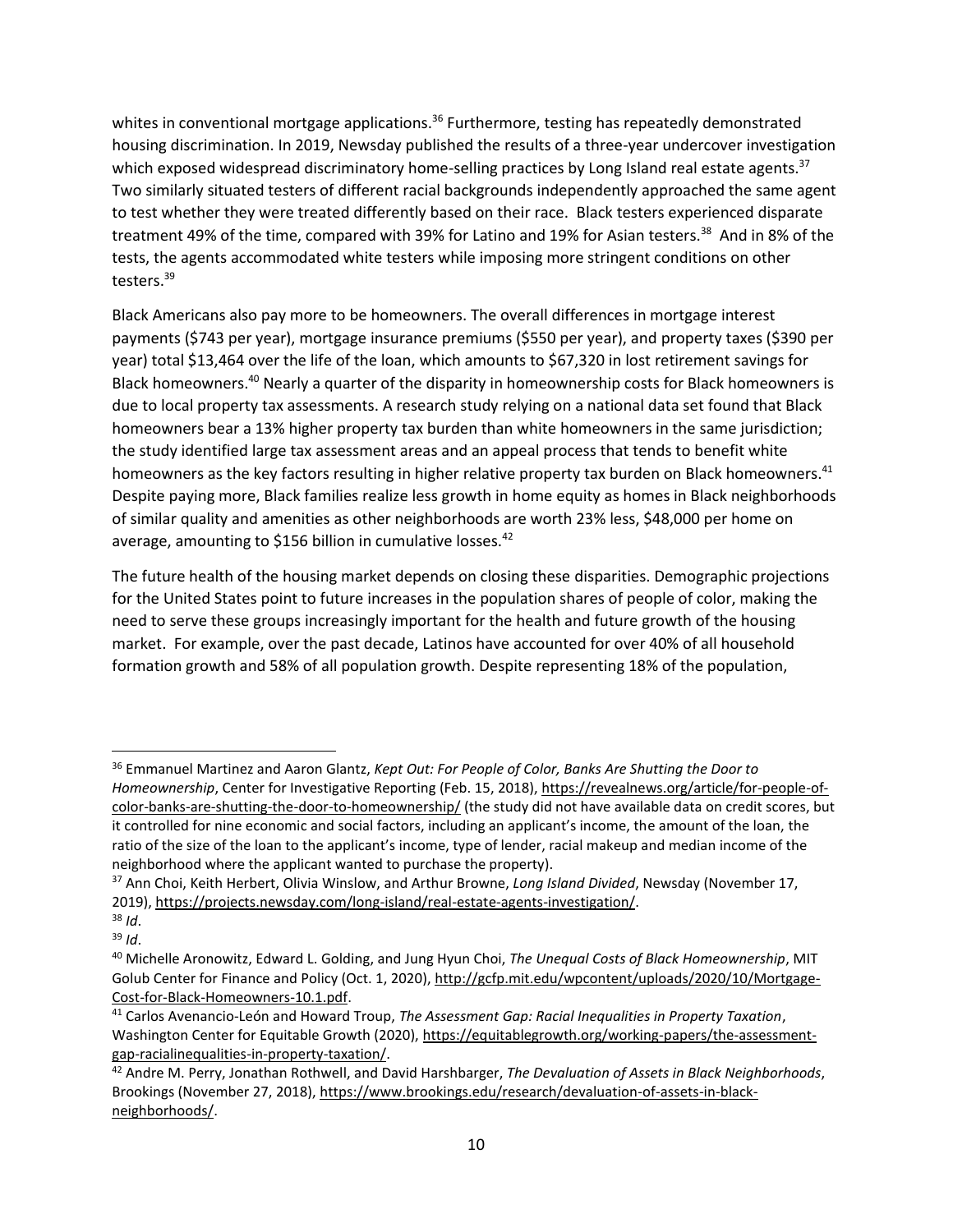whites in conventional mortgage applications.[36] Furthermore, testing has repeatedly demonstrated housing discrimination. In 2019, Newsday published the results of a three-year undercover investigation which exposed widespread discriminatory home-selling practices by Long Island real estate agents.[37] Two similarly situated testers of different racial backgrounds independently approached the same agent to test whether they were treated differently based on their race. Black testers experienced disparate treatment 49% of the time, compared with 39% for Latino and 19% for Asian testers.[38] And in 8% of the tests, the agents accommodated white testers while imposing more stringent conditions on other testers.[39]

Black Americans also pay more to be homeowners. The overall differences in mortgage interest payments ($743 per year), mortgage insurance premiums ($550 per year), and property taxes ($390 per year) total $13,464 over the life of the loan, which amounts to $67,320 in lost retirement savings for Black homeowners.[40] Nearly a quarter of the disparity in homeownership costs for Black homeowners is due to local property tax assessments. A research study relying on a national data set found that Black homeowners bear a 13% higher property tax burden than white homeowners in the same jurisdiction; the study identified large tax assessment areas and an appeal process that tends to benefit white homeowners as the key factors resulting in higher relative property tax burden on Black homeowners.[41] Despite paying more, Black families realize less growth in home equity as homes in Black neighborhoods of similar quality and amenities as other neighborhoods are worth 23% less, $48,000 per home on average, amounting to $156 billion in cumulative losses.[42]

The future health of the housing market depends on closing these disparities. Demographic projections for the United States point to future increases in the population shares of people of color, making the need to serve these groups increasingly important for the health and future growth of the housing market. For example, over the past decade, Latinos have accounted for over 40% of all household formation growth and 58% of all population growth. Despite representing 18% of the population,

---

[36] Emmanuel Martinez and Aaron Glantz, *Kept Out: For People of Color, Banks Are Shutting the Door to Homeownership*, Center for Investigative Reporting (Feb. 15, 2018), https://revealnews.org/article/for-people-of-color-banks-are-shutting-the-door-to-homeownership/ (the study did not have available data on credit scores, but it controlled for nine economic and social factors, including an applicant's income, the amount of the loan, the ratio of the size of the loan to the applicant's income, type of lender, racial makeup and median income of the neighborhood where the applicant wanted to purchase the property).

[37] Ann Choi, Keith Herbert, Olivia Winslow, and Arthur Browne, *Long Island Divided*, Newsday (November 17, 2019), https://projects.newsday.com/long-island/real-estate-agents-investigation/.

[38] *Id*.

[39] *Id*.

[40] Michelle Aronowitz, Edward L. Golding, and Jung Hyun Choi, *The Unequal Costs of Black Homeownership*, MIT Golub Center for Finance and Policy (Oct. 1, 2020), http://gcfp.mit.edu/wpcontent/uploads/2020/10/Mortgage-Cost-for-Black-Homeowners-10.1.pdf.

[41] Carlos Avenancio-León and Howard Troup, *The Assessment Gap: Racial Inequalities in Property Taxation*, Washington Center for Equitable Growth (2020), https://equitablegrowth.org/working-papers/the-assessment-gap-racialinequalities-in-property-taxation/.

[42] Andre M. Perry, Jonathan Rothwell, and David Harshbarger, *The Devaluation of Assets in Black Neighborhoods*, Brookings (November 27, 2018), https://www.brookings.edu/research/devaluation-of-assets-in-black-neighborhoods/.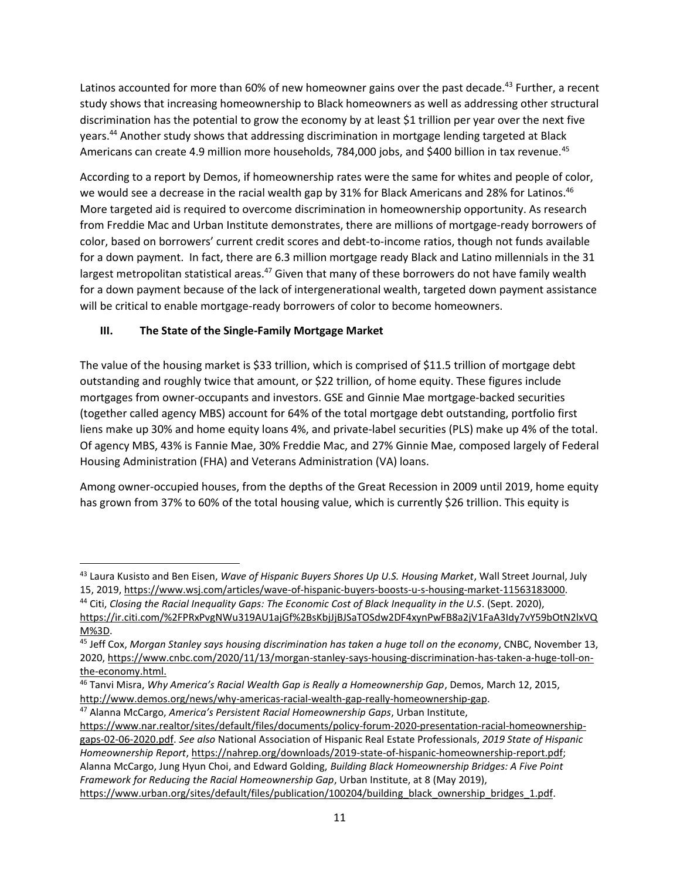Latinos accounted for more than 60% of new homeowner gains over the past decade.[43] Further, a recent study shows that increasing homeownership to Black homeowners as well as addressing other structural discrimination has the potential to grow the economy by at least $1 trillion per year over the next five years.[44] Another study shows that addressing discrimination in mortgage lending targeted at Black Americans can create 4.9 million more households, 784,000 jobs, and $400 billion in tax revenue.[45]

According to a report by Demos, if homeownership rates were the same for whites and people of color, we would see a decrease in the racial wealth gap by 31% for Black Americans and 28% for Latinos.[46] More targeted aid is required to overcome discrimination in homeownership opportunity. As research from Freddie Mac and Urban Institute demonstrates, there are millions of mortgage-ready borrowers of color, based on borrowers' current credit scores and debt-to-income ratios, though not funds available for a down payment. In fact, there are 6.3 million mortgage ready Black and Latino millennials in the 31 largest metropolitan statistical areas.[47] Given that many of these borrowers do not have family wealth for a down payment because of the lack of intergenerational wealth, targeted down payment assistance will be critical to enable mortgage-ready borrowers of color to become homeowners.

## III. The State of the Single-Family Mortgage Market

The value of the housing market is $33 trillion, which is comprised of $11.5 trillion of mortgage debt outstanding and roughly twice that amount, or $22 trillion, of home equity. These figures include mortgages from owner-occupants and investors. GSE and Ginnie Mae mortgage-backed securities (together called agency MBS) account for 64% of the total mortgage debt outstanding, portfolio first liens make up 30% and home equity loans 4%, and private-label securities (PLS) make up 4% of the total. Of agency MBS, 43% is Fannie Mae, 30% Freddie Mac, and 27% Ginnie Mae, composed largely of Federal Housing Administration (FHA) and Veterans Administration (VA) loans.

Among owner-occupied houses, from the depths of the Great Recession in 2009 until 2019, home equity has grown from 37% to 60% of the total housing value, which is currently $26 trillion. This equity is

---

[43] Laura Kusisto and Ben Eisen, *Wave of Hispanic Buyers Shores Up U.S. Housing Market*, Wall Street Journal, July 15, 2019, https://www.wsj.com/articles/wave-of-hispanic-buyers-boosts-u-s-housing-market-11563183000.

[44] Citi, *Closing the Racial Inequality Gaps: The Economic Cost of Black Inequality in the U.S*. (Sept. 2020), https://ir.citi.com/%2FPRxPvgNWu319AU1ajGf%2BsKbjJjBJSaTOSdw2DF4xynPwFB8a2jV1FaA3Idy7vY59bOtN2lxVQM%3D.

[45] Jeff Cox, *Morgan Stanley says housing discrimination has taken a huge toll on the economy*, CNBC, November 13, 2020, https://www.cnbc.com/2020/11/13/morgan-stanley-says-housing-discrimination-has-taken-a-huge-toll-on-the-economy.html.

[46] Tanvi Misra, *Why America's Racial Wealth Gap is Really a Homeownership Gap*, Demos, March 12, 2015, http://www.demos.org/news/why-americas-racial-wealth-gap-really-homeownership-gap.

[47] Alanna McCargo, *America's Persistent Racial Homeownership Gaps*, Urban Institute, https://www.nar.realtor/sites/default/files/documents/policy-forum-2020-presentation-racial-homeownership-gaps-02-06-2020.pdf. *See also* National Association of Hispanic Real Estate Professionals, *2019 State of Hispanic Homeownership Report*, https://nahrep.org/downloads/2019-state-of-hispanic-homeownership-report.pdf; Alanna McCargo, Jung Hyun Choi, and Edward Golding, *Building Black Homeownership Bridges: A Five Point Framework for Reducing the Racial Homeownership Gap*, Urban Institute, at 8 (May 2019), https://www.urban.org/sites/default/files/publication/100204/building_black_ownership_bridges_1.pdf.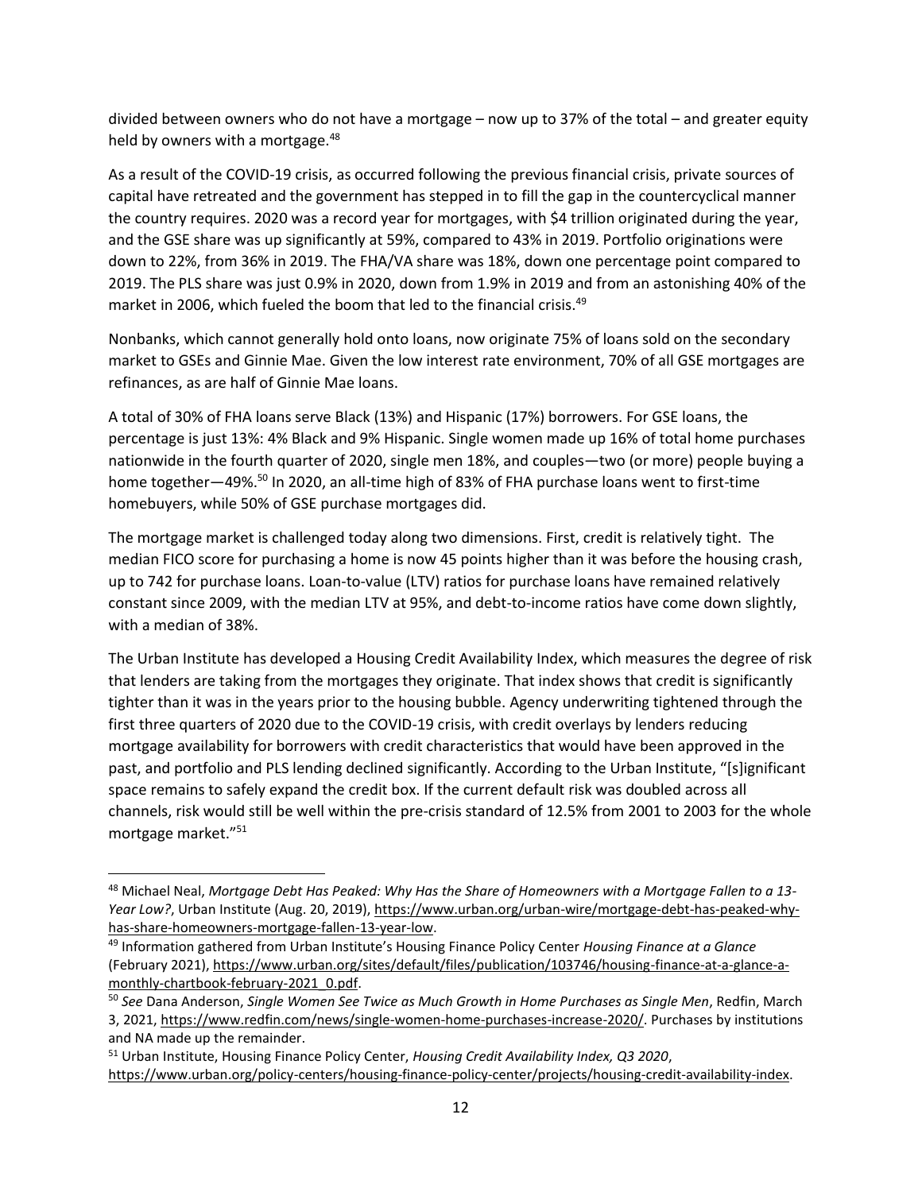divided between owners who do not have a mortgage – now up to 37% of the total – and greater equity held by owners with a mortgage.[48]

As a result of the COVID-19 crisis, as occurred following the previous financial crisis, private sources of capital have retreated and the government has stepped in to fill the gap in the countercyclical manner the country requires. 2020 was a record year for mortgages, with $4 trillion originated during the year, and the GSE share was up significantly at 59%, compared to 43% in 2019. Portfolio originations were down to 22%, from 36% in 2019. The FHA/VA share was 18%, down one percentage point compared to 2019. The PLS share was just 0.9% in 2020, down from 1.9% in 2019 and from an astonishing 40% of the market in 2006, which fueled the boom that led to the financial crisis.[49]

Nonbanks, which cannot generally hold onto loans, now originate 75% of loans sold on the secondary market to GSEs and Ginnie Mae. Given the low interest rate environment, 70% of all GSE mortgages are refinances, as are half of Ginnie Mae loans.

A total of 30% of FHA loans serve Black (13%) and Hispanic (17%) borrowers. For GSE loans, the percentage is just 13%: 4% Black and 9% Hispanic. Single women made up 16% of total home purchases nationwide in the fourth quarter of 2020, single men 18%, and couples—two (or more) people buying a home together—49%.[50] In 2020, an all-time high of 83% of FHA purchase loans went to first-time homebuyers, while 50% of GSE purchase mortgages did.

The mortgage market is challenged today along two dimensions. First, credit is relatively tight. The median FICO score for purchasing a home is now 45 points higher than it was before the housing crash, up to 742 for purchase loans. Loan-to-value (LTV) ratios for purchase loans have remained relatively constant since 2009, with the median LTV at 95%, and debt-to-income ratios have come down slightly, with a median of 38%.

The Urban Institute has developed a Housing Credit Availability Index, which measures the degree of risk that lenders are taking from the mortgages they originate. That index shows that credit is significantly tighter than it was in the years prior to the housing bubble. Agency underwriting tightened through the first three quarters of 2020 due to the COVID-19 crisis, with credit overlays by lenders reducing mortgage availability for borrowers with credit characteristics that would have been approved in the past, and portfolio and PLS lending declined significantly. According to the Urban Institute, "[s]ignificant space remains to safely expand the credit box. If the current default risk was doubled across all channels, risk would still be well within the pre-crisis standard of 12.5% from 2001 to 2003 for the whole mortgage market."[51]

---

[48] Michael Neal, *Mortgage Debt Has Peaked: Why Has the Share of Homeowners with a Mortgage Fallen to a 13-Year Low?*, Urban Institute (Aug. 20, 2019), https://www.urban.org/urban-wire/mortgage-debt-has-peaked-why-has-share-homeowners-mortgage-fallen-13-year-low.

[49] Information gathered from Urban Institute's Housing Finance Policy Center *Housing Finance at a Glance* (February 2021), https://www.urban.org/sites/default/files/publication/103746/housing-finance-at-a-glance-a-monthly-chartbook-february-2021_0.pdf.

[50] *See* Dana Anderson, *Single Women See Twice as Much Growth in Home Purchases as Single Men*, Redfin, March 3, 2021, https://www.redfin.com/news/single-women-home-purchases-increase-2020/. Purchases by institutions and NA made up the remainder.

[51] Urban Institute, Housing Finance Policy Center, *Housing Credit Availability Index, Q3 2020*, https://www.urban.org/policy-centers/housing-finance-policy-center/projects/housing-credit-availability-index.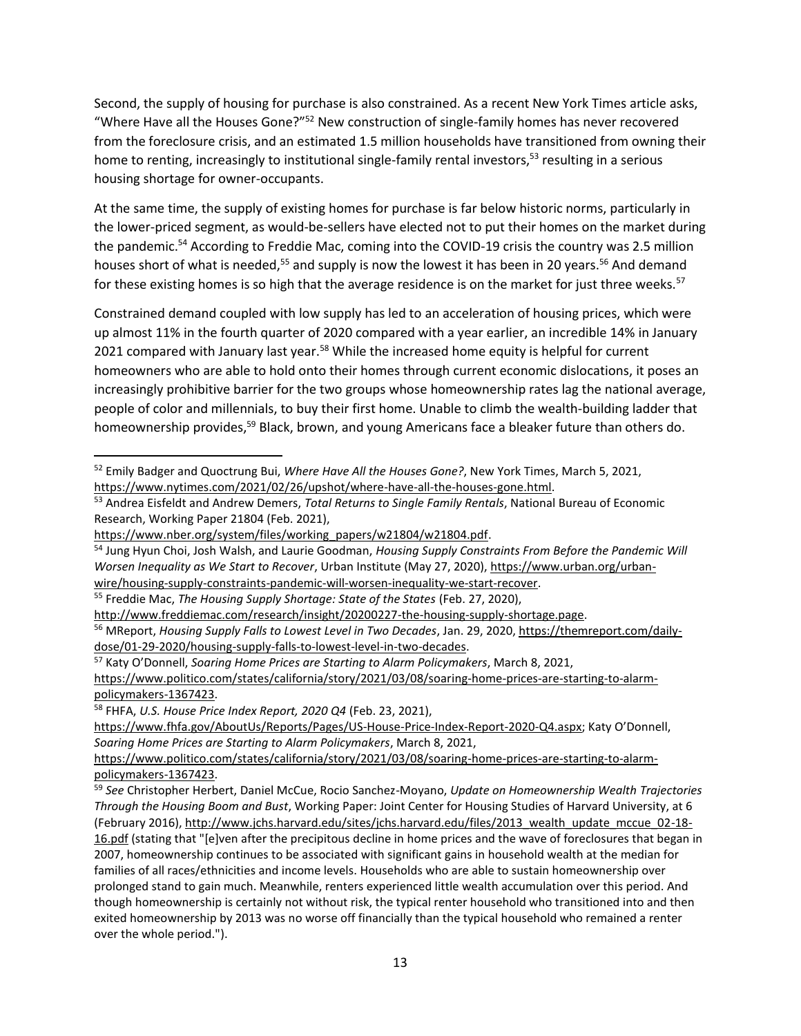Second, the supply of housing for purchase is also constrained. As a recent New York Times article asks, "Where Have all the Houses Gone?"[52] New construction of single-family homes has never recovered from the foreclosure crisis, and an estimated 1.5 million households have transitioned from owning their home to renting, increasingly to institutional single-family rental investors,[53] resulting in a serious housing shortage for owner-occupants.

At the same time, the supply of existing homes for purchase is far below historic norms, particularly in the lower-priced segment, as would-be-sellers have elected not to put their homes on the market during the pandemic.[54] According to Freddie Mac, coming into the COVID-19 crisis the country was 2.5 million houses short of what is needed,[55] and supply is now the lowest it has been in 20 years.[56] And demand for these existing homes is so high that the average residence is on the market for just three weeks.[57]

Constrained demand coupled with low supply has led to an acceleration of housing prices, which were up almost 11% in the fourth quarter of 2020 compared with a year earlier, an incredible 14% in January 2021 compared with January last year.[58] While the increased home equity is helpful for current homeowners who are able to hold onto their homes through current economic dislocations, it poses an increasingly prohibitive barrier for the two groups whose homeownership rates lag the national average, people of color and millennials, to buy their first home. Unable to climb the wealth-building ladder that homeownership provides,[59] Black, brown, and young Americans face a bleaker future than others do.

---

[52] Emily Badger and Quoctrung Bui, *Where Have All the Houses Gone?*, New York Times, March 5, 2021, https://www.nytimes.com/2021/02/26/upshot/where-have-all-the-houses-gone.html.

[53] Andrea Eisfeldt and Andrew Demers, *Total Returns to Single Family Rentals*, National Bureau of Economic Research, Working Paper 21804 (Feb. 2021), https://www.nber.org/system/files/working_papers/w21804/w21804.pdf.

[54] Jung Hyun Choi, Josh Walsh, and Laurie Goodman, *Housing Supply Constraints From Before the Pandemic Will Worsen Inequality as We Start to Recover*, Urban Institute (May 27, 2020), https://www.urban.org/urban-wire/housing-supply-constraints-pandemic-will-worsen-inequality-we-start-recover.

[55] Freddie Mac, *The Housing Supply Shortage: State of the States* (Feb. 27, 2020), http://www.freddiemac.com/research/insight/20200227-the-housing-supply-shortage.page.

[56] MReport, *Housing Supply Falls to Lowest Level in Two Decades*, Jan. 29, 2020, https://themreport.com/daily-dose/01-29-2020/housing-supply-falls-to-lowest-level-in-two-decades.

[57] Katy O'Donnell, *Soaring Home Prices are Starting to Alarm Policymakers*, March 8, 2021, https://www.politico.com/states/california/story/2021/03/08/soaring-home-prices-are-starting-to-alarm-policymakers-1367423.

[58] FHFA, *U.S. House Price Index Report, 2020 Q4* (Feb. 23, 2021), https://www.fhfa.gov/AboutUs/Reports/Pages/US-House-Price-Index-Report-2020-Q4.aspx; Katy O'Donnell, *Soaring Home Prices are Starting to Alarm Policymakers*, March 8, 2021, https://www.politico.com/states/california/story/2021/03/08/soaring-home-prices-are-starting-to-alarm-policymakers-1367423.

[59] *See* Christopher Herbert, Daniel McCue, Rocio Sanchez-Moyano, *Update on Homeownership Wealth Trajectories Through the Housing Boom and Bust*, Working Paper: Joint Center for Housing Studies of Harvard University, at 6 (February 2016), http://www.jchs.harvard.edu/sites/jchs.harvard.edu/files/2013_wealth_update_mccue_02-18-16.pdf (stating that "[e]ven after the precipitous decline in home prices and the wave of foreclosures that began in 2007, homeownership continues to be associated with significant gains in household wealth at the median for families of all races/ethnicities and income levels. Households who are able to sustain homeownership over prolonged stand to gain much. Meanwhile, renters experienced little wealth accumulation over this period. And though homeownership is certainly not without risk, the typical renter household who transitioned into and then exited homeownership by 2013 was no worse off financially than the typical household who remained a renter over the whole period.").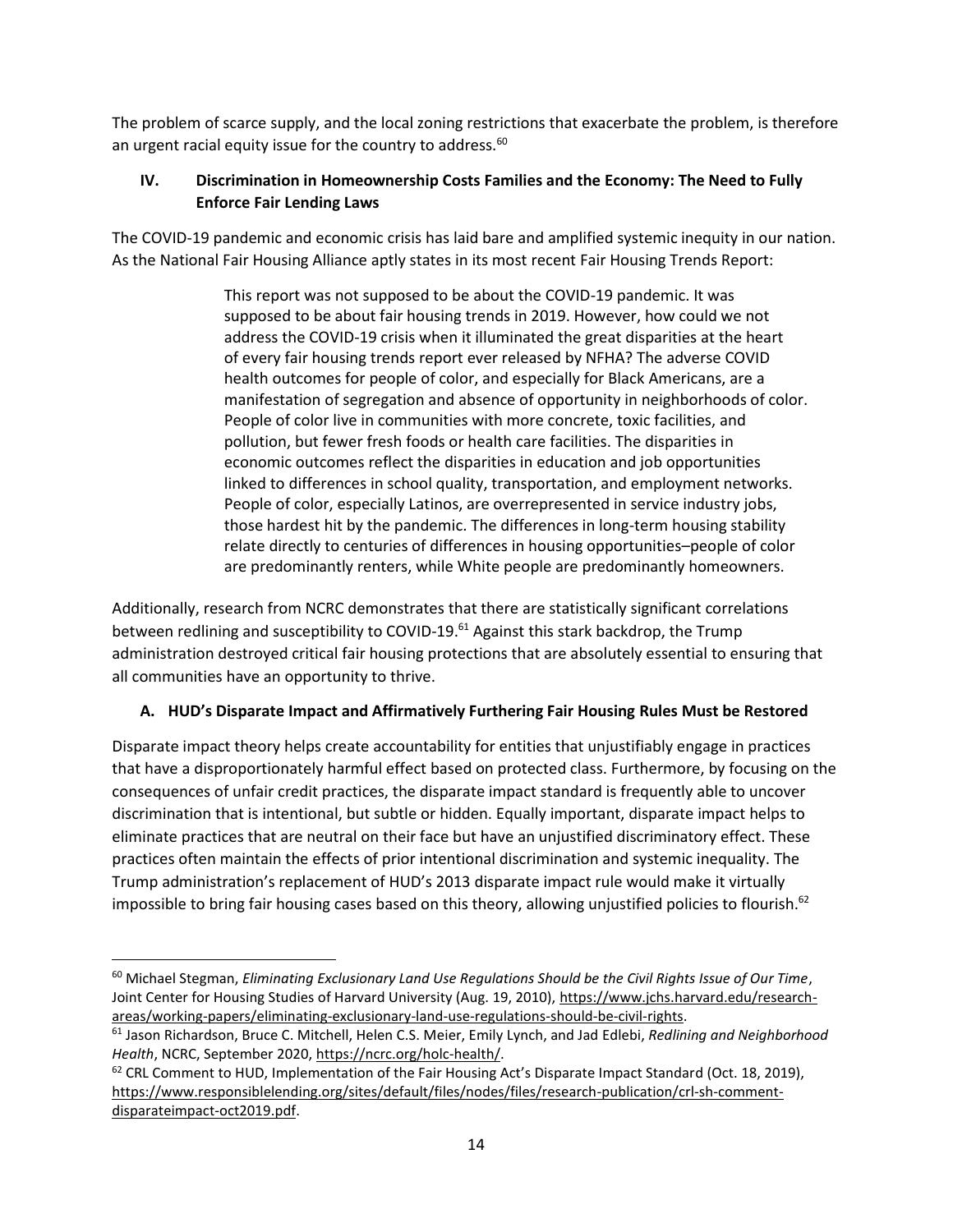The problem of scarce supply, and the local zoning restrictions that exacerbate the problem, is therefore an urgent racial equity issue for the country to address.[60]

## IV. Discrimination in Homeownership Costs Families and the Economy: The Need to Fully Enforce Fair Lending Laws

The COVID-19 pandemic and economic crisis has laid bare and amplified systemic inequity in our nation. As the National Fair Housing Alliance aptly states in its most recent Fair Housing Trends Report:

> This report was not supposed to be about the COVID-19 pandemic. It was supposed to be about fair housing trends in 2019. However, how could we not address the COVID-19 crisis when it illuminated the great disparities at the heart of every fair housing trends report ever released by NFHA? The adverse COVID health outcomes for people of color, and especially for Black Americans, are a manifestation of segregation and absence of opportunity in neighborhoods of color. People of color live in communities with more concrete, toxic facilities, and pollution, but fewer fresh foods or health care facilities. The disparities in economic outcomes reflect the disparities in education and job opportunities linked to differences in school quality, transportation, and employment networks. People of color, especially Latinos, are overrepresented in service industry jobs, those hardest hit by the pandemic. The differences in long-term housing stability relate directly to centuries of differences in housing opportunities–people of color are predominantly renters, while White people are predominantly homeowners.

Additionally, research from NCRC demonstrates that there are statistically significant correlations between redlining and susceptibility to COVID-19.[61] Against this stark backdrop, the Trump administration destroyed critical fair housing protections that are absolutely essential to ensuring that all communities have an opportunity to thrive.

### A. HUD's Disparate Impact and Affirmatively Furthering Fair Housing Rules Must be Restored

Disparate impact theory helps create accountability for entities that unjustifiably engage in practices that have a disproportionately harmful effect based on protected class. Furthermore, by focusing on the consequences of unfair credit practices, the disparate impact standard is frequently able to uncover discrimination that is intentional, but subtle or hidden. Equally important, disparate impact helps to eliminate practices that are neutral on their face but have an unjustified discriminatory effect. These practices often maintain the effects of prior intentional discrimination and systemic inequality. The Trump administration's replacement of HUD's 2013 disparate impact rule would make it virtually impossible to bring fair housing cases based on this theory, allowing unjustified policies to flourish.[62]

---

[60] Michael Stegman, *Eliminating Exclusionary Land Use Regulations Should be the Civil Rights Issue of Our Time*, Joint Center for Housing Studies of Harvard University (Aug. 19, 2010), https://www.jchs.harvard.edu/research-areas/working-papers/eliminating-exclusionary-land-use-regulations-should-be-civil-rights.

[61] Jason Richardson, Bruce C. Mitchell, Helen C.S. Meier, Emily Lynch, and Jad Edlebi, *Redlining and Neighborhood Health*, NCRC, September 2020, https://ncrc.org/holc-health/.

[62] CRL Comment to HUD, Implementation of the Fair Housing Act's Disparate Impact Standard (Oct. 18, 2019), https://www.responsiblelending.org/sites/default/files/nodes/files/research-publication/crl-sh-comment-disparateimpact-oct2019.pdf.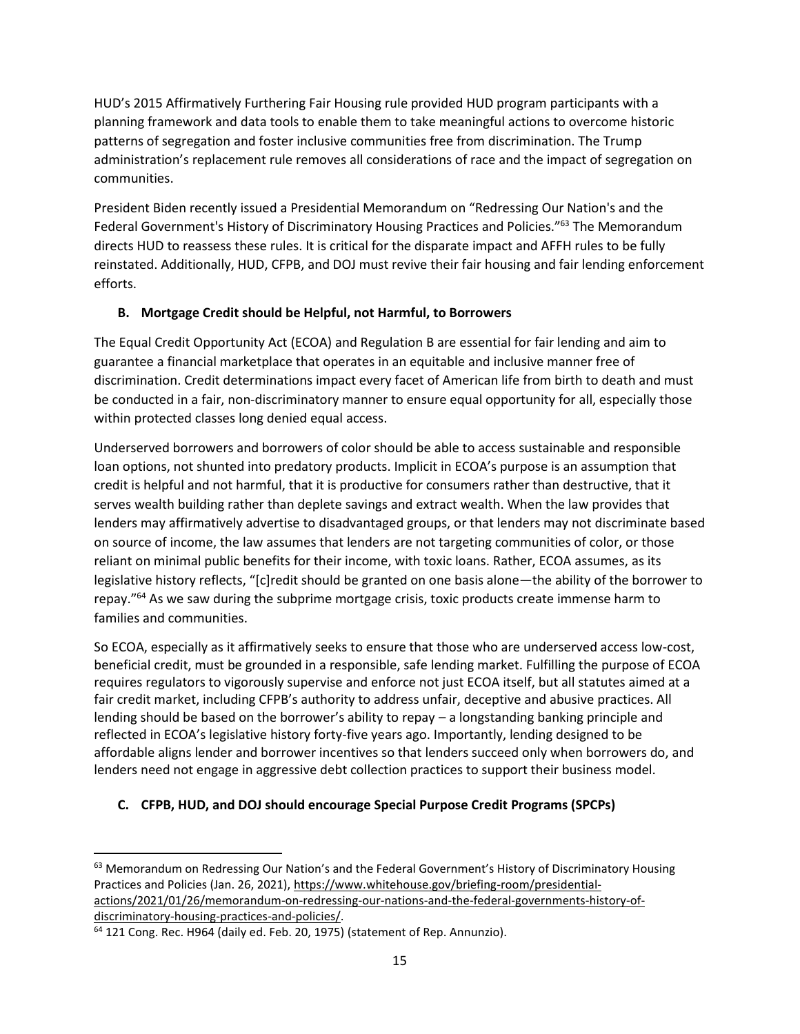HUD's 2015 Affirmatively Furthering Fair Housing rule provided HUD program participants with a planning framework and data tools to enable them to take meaningful actions to overcome historic patterns of segregation and foster inclusive communities free from discrimination. The Trump administration's replacement rule removes all considerations of race and the impact of segregation on communities.

President Biden recently issued a Presidential Memorandum on "Redressing Our Nation's and the Federal Government's History of Discriminatory Housing Practices and Policies."[63] The Memorandum directs HUD to reassess these rules. It is critical for the disparate impact and AFFH rules to be fully reinstated. Additionally, HUD, CFPB, and DOJ must revive their fair housing and fair lending enforcement efforts.

### B. Mortgage Credit should be Helpful, not Harmful, to Borrowers

The Equal Credit Opportunity Act (ECOA) and Regulation B are essential for fair lending and aim to guarantee a financial marketplace that operates in an equitable and inclusive manner free of discrimination. Credit determinations impact every facet of American life from birth to death and must be conducted in a fair, non-discriminatory manner to ensure equal opportunity for all, especially those within protected classes long denied equal access.

Underserved borrowers and borrowers of color should be able to access sustainable and responsible loan options, not shunted into predatory products. Implicit in ECOA's purpose is an assumption that credit is helpful and not harmful, that it is productive for consumers rather than destructive, that it serves wealth building rather than deplete savings and extract wealth. When the law provides that lenders may affirmatively advertise to disadvantaged groups, or that lenders may not discriminate based on source of income, the law assumes that lenders are not targeting communities of color, or those reliant on minimal public benefits for their income, with toxic loans. Rather, ECOA assumes, as its legislative history reflects, "[c]redit should be granted on one basis alone—the ability of the borrower to repay."[64] As we saw during the subprime mortgage crisis, toxic products create immense harm to families and communities.

So ECOA, especially as it affirmatively seeks to ensure that those who are underserved access low-cost, beneficial credit, must be grounded in a responsible, safe lending market. Fulfilling the purpose of ECOA requires regulators to vigorously supervise and enforce not just ECOA itself, but all statutes aimed at a fair credit market, including CFPB's authority to address unfair, deceptive and abusive practices. All lending should be based on the borrower's ability to repay – a longstanding banking principle and reflected in ECOA's legislative history forty-five years ago. Importantly, lending designed to be affordable aligns lender and borrower incentives so that lenders succeed only when borrowers do, and lenders need not engage in aggressive debt collection practices to support their business model.

### C. CFPB, HUD, and DOJ should encourage Special Purpose Credit Programs (SPCPs)

---

[63] Memorandum on Redressing Our Nation's and the Federal Government's History of Discriminatory Housing Practices and Policies (Jan. 26, 2021), https://www.whitehouse.gov/briefing-room/presidential-actions/2021/01/26/memorandum-on-redressing-our-nations-and-the-federal-governments-history-of-discriminatory-housing-practices-and-policies/.

[64] 121 Cong. Rec. H964 (daily ed. Feb. 20, 1975) (statement of Rep. Annunzio).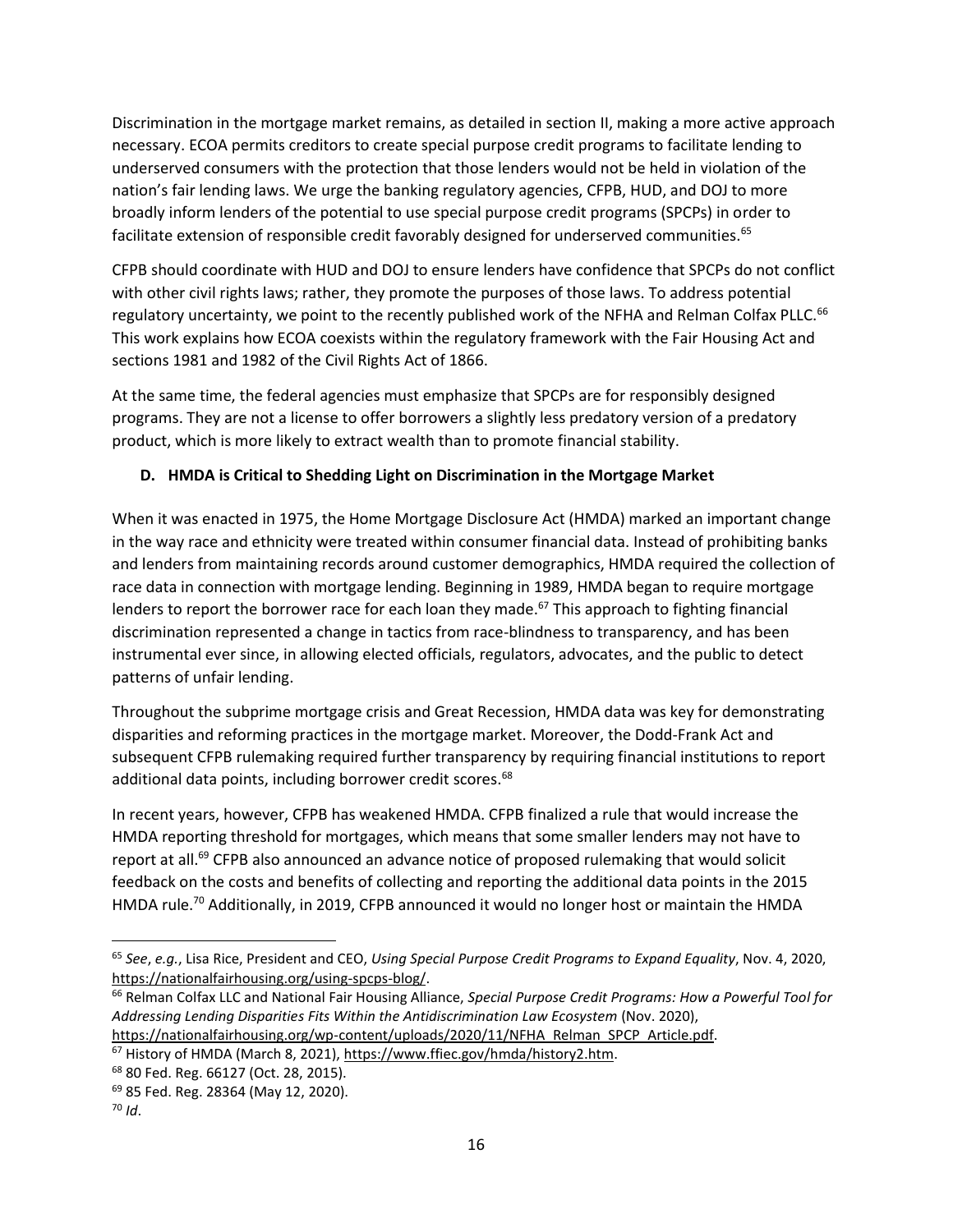Discrimination in the mortgage market remains, as detailed in section II, making a more active approach necessary. ECOA permits creditors to create special purpose credit programs to facilitate lending to underserved consumers with the protection that those lenders would not be held in violation of the nation's fair lending laws. We urge the banking regulatory agencies, CFPB, HUD, and DOJ to more broadly inform lenders of the potential to use special purpose credit programs (SPCPs) in order to facilitate extension of responsible credit favorably designed for underserved communities.[65]

CFPB should coordinate with HUD and DOJ to ensure lenders have confidence that SPCPs do not conflict with other civil rights laws; rather, they promote the purposes of those laws. To address potential regulatory uncertainty, we point to the recently published work of the NFHA and Relman Colfax PLLC.[66] This work explains how ECOA coexists within the regulatory framework with the Fair Housing Act and sections 1981 and 1982 of the Civil Rights Act of 1866.

At the same time, the federal agencies must emphasize that SPCPs are for responsibly designed programs. They are not a license to offer borrowers a slightly less predatory version of a predatory product, which is more likely to extract wealth than to promote financial stability.

### D. HMDA is Critical to Shedding Light on Discrimination in the Mortgage Market

When it was enacted in 1975, the Home Mortgage Disclosure Act (HMDA) marked an important change in the way race and ethnicity were treated within consumer financial data. Instead of prohibiting banks and lenders from maintaining records around customer demographics, HMDA required the collection of race data in connection with mortgage lending. Beginning in 1989, HMDA began to require mortgage lenders to report the borrower race for each loan they made.[67] This approach to fighting financial discrimination represented a change in tactics from race-blindness to transparency, and has been instrumental ever since, in allowing elected officials, regulators, advocates, and the public to detect patterns of unfair lending.

Throughout the subprime mortgage crisis and Great Recession, HMDA data was key for demonstrating disparities and reforming practices in the mortgage market. Moreover, the Dodd-Frank Act and subsequent CFPB rulemaking required further transparency by requiring financial institutions to report additional data points, including borrower credit scores.[68]

In recent years, however, CFPB has weakened HMDA. CFPB finalized a rule that would increase the HMDA reporting threshold for mortgages, which means that some smaller lenders may not have to report at all.[69] CFPB also announced an advance notice of proposed rulemaking that would solicit feedback on the costs and benefits of collecting and reporting the additional data points in the 2015 HMDA rule.[70] Additionally, in 2019, CFPB announced it would no longer host or maintain the HMDA

---

[65] *See*, *e.g.*, Lisa Rice, President and CEO, *Using Special Purpose Credit Programs to Expand Equality*, Nov. 4, 2020, https://nationalfairhousing.org/using-spcps-blog/.

[66] Relman Colfax LLC and National Fair Housing Alliance, *Special Purpose Credit Programs: How a Powerful Tool for Addressing Lending Disparities Fits Within the Antidiscrimination Law Ecosystem* (Nov. 2020), https://nationalfairhousing.org/wp-content/uploads/2020/11/NFHA_Relman_SPCP_Article.pdf.

[67] History of HMDA (March 8, 2021), https://www.ffiec.gov/hmda/history2.htm.

[68] 80 Fed. Reg. 66127 (Oct. 28, 2015).

[69] 85 Fed. Reg. 28364 (May 12, 2020).

[70] *Id*.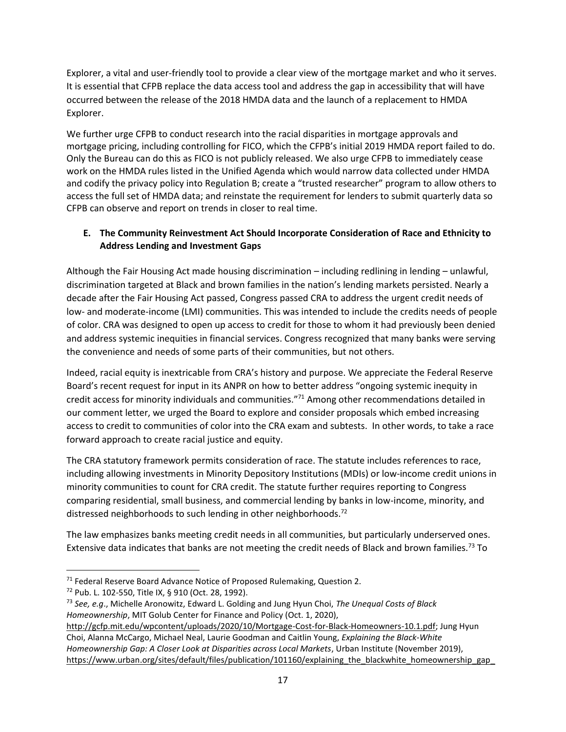Explorer, a vital and user-friendly tool to provide a clear view of the mortgage market and who it serves. It is essential that CFPB replace the data access tool and address the gap in accessibility that will have occurred between the release of the 2018 HMDA data and the launch of a replacement to HMDA Explorer.

We further urge CFPB to conduct research into the racial disparities in mortgage approvals and mortgage pricing, including controlling for FICO, which the CFPB's initial 2019 HMDA report failed to do. Only the Bureau can do this as FICO is not publicly released. We also urge CFPB to immediately cease work on the HMDA rules listed in the Unified Agenda which would narrow data collected under HMDA and codify the privacy policy into Regulation B; create a "trusted researcher" program to allow others to access the full set of HMDA data; and reinstate the requirement for lenders to submit quarterly data so CFPB can observe and report on trends in closer to real time.

### E. The Community Reinvestment Act Should Incorporate Consideration of Race and Ethnicity to Address Lending and Investment Gaps

Although the Fair Housing Act made housing discrimination – including redlining in lending – unlawful, discrimination targeted at Black and brown families in the nation's lending markets persisted. Nearly a decade after the Fair Housing Act passed, Congress passed CRA to address the urgent credit needs of low- and moderate-income (LMI) communities. This was intended to include the credits needs of people of color. CRA was designed to open up access to credit for those to whom it had previously been denied and address systemic inequities in financial services. Congress recognized that many banks were serving the convenience and needs of some parts of their communities, but not others.

Indeed, racial equity is inextricable from CRA's history and purpose. We appreciate the Federal Reserve Board's recent request for input in its ANPR on how to better address "ongoing systemic inequity in credit access for minority individuals and communities."[71] Among other recommendations detailed in our comment letter, we urged the Board to explore and consider proposals which embed increasing access to credit to communities of color into the CRA exam and subtests. In other words, to take a race forward approach to create racial justice and equity.

The CRA statutory framework permits consideration of race. The statute includes references to race, including allowing investments in Minority Depository Institutions (MDIs) or low-income credit unions in minority communities to count for CRA credit. The statute further requires reporting to Congress comparing residential, small business, and commercial lending by banks in low-income, minority, and distressed neighborhoods to such lending in other neighborhoods.[72]

The law emphasizes banks meeting credit needs in all communities, but particularly underserved ones. Extensive data indicates that banks are not meeting the credit needs of Black and brown families.[73] To

---

[71] Federal Reserve Board Advance Notice of Proposed Rulemaking, Question 2.

[72] Pub. L. 102-550, Title IX, § 910 (Oct. 28, 1992).

[73] *See, e.g*., Michelle Aronowitz, Edward L. Golding and Jung Hyun Choi, *The Unequal Costs of Black Homeownership*, MIT Golub Center for Finance and Policy (Oct. 1, 2020), http://gcfp.mit.edu/wpcontent/uploads/2020/10/Mortgage-Cost-for-Black-Homeowners-10.1.pdf; Jung Hyun Choi, Alanna McCargo, Michael Neal, Laurie Goodman and Caitlin Young, *Explaining the Black-White Homeownership Gap: A Closer Look at Disparities across Local Markets*, Urban Institute (November 2019), https://www.urban.org/sites/default/files/publication/101160/explaining_the_blackwhite_homeownership_gap_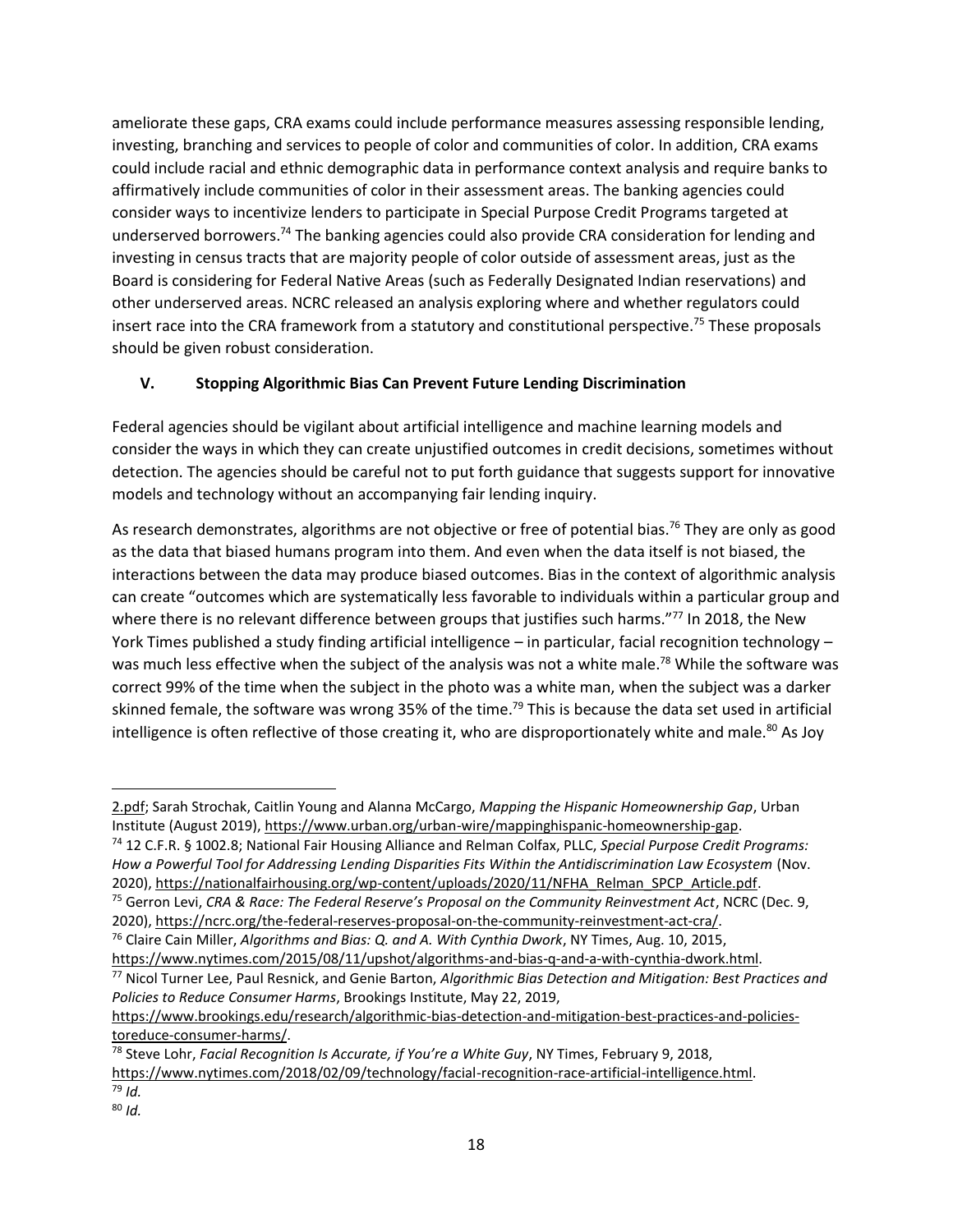ameliorate these gaps, CRA exams could include performance measures assessing responsible lending, investing, branching and services to people of color and communities of color. In addition, CRA exams could include racial and ethnic demographic data in performance context analysis and require banks to affirmatively include communities of color in their assessment areas. The banking agencies could consider ways to incentivize lenders to participate in Special Purpose Credit Programs targeted at underserved borrowers.[74] The banking agencies could also provide CRA consideration for lending and investing in census tracts that are majority people of color outside of assessment areas, just as the Board is considering for Federal Native Areas (such as Federally Designated Indian reservations) and other underserved areas. NCRC released an analysis exploring where and whether regulators could insert race into the CRA framework from a statutory and constitutional perspective.[75] These proposals should be given robust consideration.

## V. Stopping Algorithmic Bias Can Prevent Future Lending Discrimination

Federal agencies should be vigilant about artificial intelligence and machine learning models and consider the ways in which they can create unjustified outcomes in credit decisions, sometimes without detection. The agencies should be careful not to put forth guidance that suggests support for innovative models and technology without an accompanying fair lending inquiry.

As research demonstrates, algorithms are not objective or free of potential bias.[76] They are only as good as the data that biased humans program into them. And even when the data itself is not biased, the interactions between the data may produce biased outcomes. Bias in the context of algorithmic analysis can create "outcomes which are systematically less favorable to individuals within a particular group and where there is no relevant difference between groups that justifies such harms."[77] In 2018, the New York Times published a study finding artificial intelligence – in particular, facial recognition technology – was much less effective when the subject of the analysis was not a white male.[78] While the software was correct 99% of the time when the subject in the photo was a white man, when the subject was a darker skinned female, the software was wrong 35% of the time.[79] This is because the data set used in artificial intelligence is often reflective of those creating it, who are disproportionately white and male.[80] As Joy

---

2.pdf; Sarah Strochak, Caitlin Young and Alanna McCargo, *Mapping the Hispanic Homeownership Gap*, Urban Institute (August 2019), https://www.urban.org/urban-wire/mappinghispanic-homeownership-gap.

[74] 12 C.F.R. § 1002.8; National Fair Housing Alliance and Relman Colfax, PLLC, *Special Purpose Credit Programs: How a Powerful Tool for Addressing Lending Disparities Fits Within the Antidiscrimination Law Ecosystem* (Nov. 2020), https://nationalfairhousing.org/wp-content/uploads/2020/11/NFHA_Relman_SPCP_Article.pdf.

[75] Gerron Levi, *CRA & Race: The Federal Reserve's Proposal on the Community Reinvestment Act*, NCRC (Dec. 9, 2020), https://ncrc.org/the-federal-reserves-proposal-on-the-community-reinvestment-act-cra/.

[76] Claire Cain Miller, *Algorithms and Bias: Q. and A. With Cynthia Dwork*, NY Times, Aug. 10, 2015, https://www.nytimes.com/2015/08/11/upshot/algorithms-and-bias-q-and-a-with-cynthia-dwork.html.

[77] Nicol Turner Lee, Paul Resnick, and Genie Barton, *Algorithmic Bias Detection and Mitigation: Best Practices and Policies to Reduce Consumer Harms*, Brookings Institute, May 22, 2019, https://www.brookings.edu/research/algorithmic-bias-detection-and-mitigation-best-practices-and-policies-toreduce-consumer-harms/.

[78] Steve Lohr, *Facial Recognition Is Accurate, if You're a White Guy*, NY Times, February 9, 2018, https://www.nytimes.com/2018/02/09/technology/facial-recognition-race-artificial-intelligence.html.

[79] *Id.*

[80] *Id.*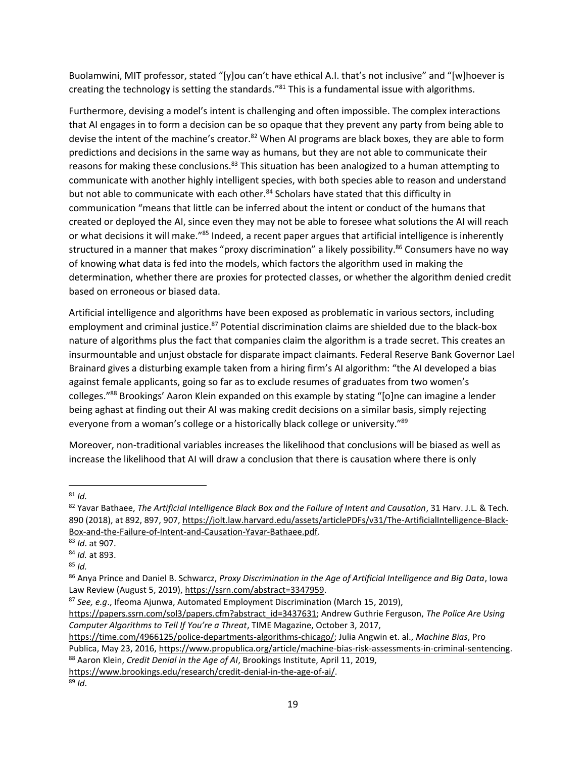Buolamwini, MIT professor, stated "[y]ou can't have ethical A.I. that's not inclusive" and "[w]hoever is creating the technology is setting the standards."[81] This is a fundamental issue with algorithms.

Furthermore, devising a model's intent is challenging and often impossible. The complex interactions that AI engages in to form a decision can be so opaque that they prevent any party from being able to devise the intent of the machine's creator.[82] When AI programs are black boxes, they are able to form predictions and decisions in the same way as humans, but they are not able to communicate their reasons for making these conclusions.[83] This situation has been analogized to a human attempting to communicate with another highly intelligent species, with both species able to reason and understand but not able to communicate with each other.[84] Scholars have stated that this difficulty in communication "means that little can be inferred about the intent or conduct of the humans that created or deployed the AI, since even they may not be able to foresee what solutions the AI will reach or what decisions it will make."[85] Indeed, a recent paper argues that artificial intelligence is inherently structured in a manner that makes "proxy discrimination" a likely possibility.[86] Consumers have no way of knowing what data is fed into the models, which factors the algorithm used in making the determination, whether there are proxies for protected classes, or whether the algorithm denied credit based on erroneous or biased data.

Artificial intelligence and algorithms have been exposed as problematic in various sectors, including employment and criminal justice.[87] Potential discrimination claims are shielded due to the black-box nature of algorithms plus the fact that companies claim the algorithm is a trade secret. This creates an insurmountable and unjust obstacle for disparate impact claimants. Federal Reserve Bank Governor Lael Brainard gives a disturbing example taken from a hiring firm's AI algorithm: "the AI developed a bias against female applicants, going so far as to exclude resumes of graduates from two women's colleges."[88] Brookings' Aaron Klein expanded on this example by stating "[o]ne can imagine a lender being aghast at finding out their AI was making credit decisions on a similar basis, simply rejecting everyone from a woman's college or a historically black college or university."[89]

Moreover, non-traditional variables increases the likelihood that conclusions will be biased as well as increase the likelihood that AI will draw a conclusion that there is causation where there is only

---

[81] *Id.*

[82] Yavar Bathaee, *The Artificial Intelligence Black Box and the Failure of Intent and Causation*, 31 Harv. J.L. & Tech. 890 (2018), at 892, 897, 907, https://jolt.law.harvard.edu/assets/articlePDFs/v31/The-ArtificialIntelligence-Black-Box-and-the-Failure-of-Intent-and-Causation-Yavar-Bathaee.pdf.

[83] *Id*. at 907.

[84] *Id.* at 893.

[85] *Id.*

[86] Anya Prince and Daniel B. Schwarcz, *Proxy Discrimination in the Age of Artificial Intelligence and Big Data*, Iowa Law Review (August 5, 2019), https://ssrn.com/abstract=3347959.

[87] *See, e.g*., Ifeoma Ajunwa, Automated Employment Discrimination (March 15, 2019), https://papers.ssrn.com/sol3/papers.cfm?abstract_id=3437631; Andrew Guthrie Ferguson, *The Police Are Using Computer Algorithms to Tell If You're a Threat*, TIME Magazine, October 3, 2017, https://time.com/4966125/police-departments-algorithms-chicago/; Julia Angwin et. al., *Machine Bias*, Pro Publica, May 23, 2016, https://www.propublica.org/article/machine-bias-risk-assessments-in-criminal-sentencing.

[88] Aaron Klein, *Credit Denial in the Age of AI*, Brookings Institute, April 11, 2019, https://www.brookings.edu/research/credit-denial-in-the-age-of-ai/.

[89] *Id*.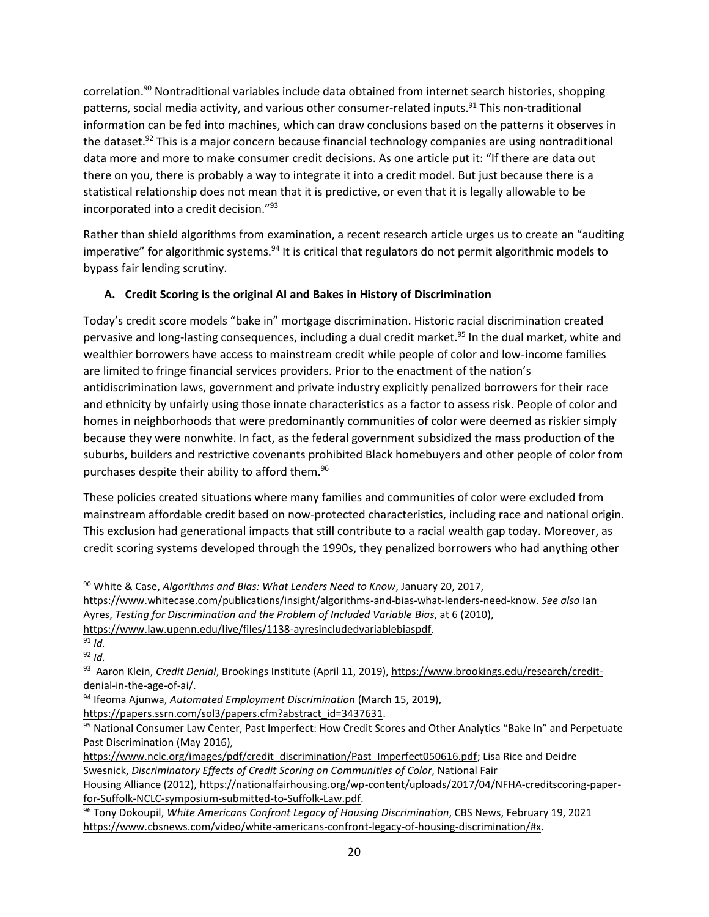correlation.[90] Nontraditional variables include data obtained from internet search histories, shopping patterns, social media activity, and various other consumer-related inputs.[91] This non-traditional information can be fed into machines, which can draw conclusions based on the patterns it observes in the dataset.[92] This is a major concern because financial technology companies are using nontraditional data more and more to make consumer credit decisions. As one article put it: "If there are data out there on you, there is probably a way to integrate it into a credit model. But just because there is a statistical relationship does not mean that it is predictive, or even that it is legally allowable to be incorporated into a credit decision."[93]

Rather than shield algorithms from examination, a recent research article urges us to create an "auditing imperative" for algorithmic systems.[94] It is critical that regulators do not permit algorithmic models to bypass fair lending scrutiny.

### A. Credit Scoring is the original AI and Bakes in History of Discrimination

Today's credit score models "bake in" mortgage discrimination. Historic racial discrimination created pervasive and long-lasting consequences, including a dual credit market.[95] In the dual market, white and wealthier borrowers have access to mainstream credit while people of color and low-income families are limited to fringe financial services providers. Prior to the enactment of the nation's antidiscrimination laws, government and private industry explicitly penalized borrowers for their race and ethnicity by unfairly using those innate characteristics as a factor to assess risk. People of color and homes in neighborhoods that were predominantly communities of color were deemed as riskier simply because they were nonwhite. In fact, as the federal government subsidized the mass production of the suburbs, builders and restrictive covenants prohibited Black homebuyers and other people of color from purchases despite their ability to afford them.[96]

These policies created situations where many families and communities of color were excluded from mainstream affordable credit based on now-protected characteristics, including race and national origin. This exclusion had generational impacts that still contribute to a racial wealth gap today. Moreover, as credit scoring systems developed through the 1990s, they penalized borrowers who had anything other

---

[90] White & Case, *Algorithms and Bias: What Lenders Need to Know*, January 20, 2017, https://www.whitecase.com/publications/insight/algorithms-and-bias-what-lenders-need-know. *See also* Ian Ayres, *Testing for Discrimination and the Problem of Included Variable Bias*, at 6 (2010), https://www.law.upenn.edu/live/files/1138-ayresincludedvariablebiaspdf.

[91] *Id.*

[92] *Id.*

[93] Aaron Klein, *Credit Denial*, Brookings Institute (April 11, 2019), https://www.brookings.edu/research/credit-denial-in-the-age-of-ai/.

[94] Ifeoma Ajunwa, *Automated Employment Discrimination* (March 15, 2019), https://papers.ssrn.com/sol3/papers.cfm?abstract_id=3437631.

[95] National Consumer Law Center, Past Imperfect: How Credit Scores and Other Analytics "Bake In" and Perpetuate Past Discrimination (May 2016), https://www.nclc.org/images/pdf/credit_discrimination/Past_Imperfect050616.pdf; Lisa Rice and Deidre Swesnick, *Discriminatory Effects of Credit Scoring on Communities of Color*, National Fair Housing Alliance (2012), https://nationalfairhousing.org/wp-content/uploads/2017/04/NFHA-creditscoring-paper-for-Suffolk-NCLC-symposium-submitted-to-Suffolk-Law.pdf.

[96] Tony Dokoupil, *White Americans Confront Legacy of Housing Discrimination*, CBS News, February 19, 2021 https://www.cbsnews.com/video/white-americans-confront-legacy-of-housing-discrimination/#x.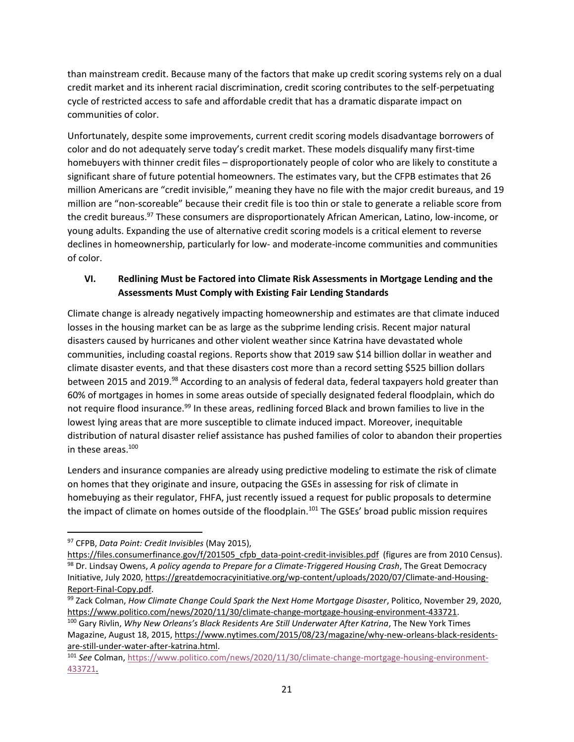than mainstream credit. Because many of the factors that make up credit scoring systems rely on a dual credit market and its inherent racial discrimination, credit scoring contributes to the self-perpetuating cycle of restricted access to safe and affordable credit that has a dramatic disparate impact on communities of color.

Unfortunately, despite some improvements, current credit scoring models disadvantage borrowers of color and do not adequately serve today's credit market. These models disqualify many first-time homebuyers with thinner credit files – disproportionately people of color who are likely to constitute a significant share of future potential homeowners. The estimates vary, but the CFPB estimates that 26 million Americans are "credit invisible," meaning they have no file with the major credit bureaus, and 19 million are "non-scoreable" because their credit file is too thin or stale to generate a reliable score from the credit bureaus.[97] These consumers are disproportionately African American, Latino, low-income, or young adults. Expanding the use of alternative credit scoring models is a critical element to reverse declines in homeownership, particularly for low- and moderate-income communities and communities of color.

## VI. Redlining Must be Factored into Climate Risk Assessments in Mortgage Lending and the Assessments Must Comply with Existing Fair Lending Standards

Climate change is already negatively impacting homeownership and estimates are that climate induced losses in the housing market can be as large as the subprime lending crisis. Recent major natural disasters caused by hurricanes and other violent weather since Katrina have devastated whole communities, including coastal regions. Reports show that 2019 saw $14 billion dollar in weather and climate disaster events, and that these disasters cost more than a record setting $525 billion dollars between 2015 and 2019.[98] According to an analysis of federal data, federal taxpayers hold greater than 60% of mortgages in homes in some areas outside of specially designated federal floodplain, which do not require flood insurance.[99] In these areas, redlining forced Black and brown families to live in the lowest lying areas that are more susceptible to climate induced impact. Moreover, inequitable distribution of natural disaster relief assistance has pushed families of color to abandon their properties in these areas.[100]

Lenders and insurance companies are already using predictive modeling to estimate the risk of climate on homes that they originate and insure, outpacing the GSEs in assessing for risk of climate in homebuying as their regulator, FHFA, just recently issued a request for public proposals to determine the impact of climate on homes outside of the floodplain.[101] The GSEs' broad public mission requires

---

[97] CFPB, *Data Point: Credit Invisibles* (May 2015), https://files.consumerfinance.gov/f/201505_cfpb_data-point-credit-invisibles.pdf (figures are from 2010 Census).

[98] Dr. Lindsay Owens, *A policy agenda to Prepare for a Climate-Triggered Housing Crash*, The Great Democracy Initiative, July 2020, https://greatdemocracyinitiative.org/wp-content/uploads/2020/07/Climate-and-Housing-Report-Final-Copy.pdf.

[99] Zack Colman, *How Climate Change Could Spark the Next Home Mortgage Disaster*, Politico, November 29, 2020, https://www.politico.com/news/2020/11/30/climate-change-mortgage-housing-environment-433721.

[100] Gary Rivlin, *Why New Orleans's Black Residents Are Still Underwater After Katrina*, The New York Times Magazine, August 18, 2015, https://www.nytimes.com/2015/08/23/magazine/why-new-orleans-black-residents-are-still-under-water-after-katrina.html.

[101] *See* Colman, https://www.politico.com/news/2020/11/30/climate-change-mortgage-housing-environment-433721.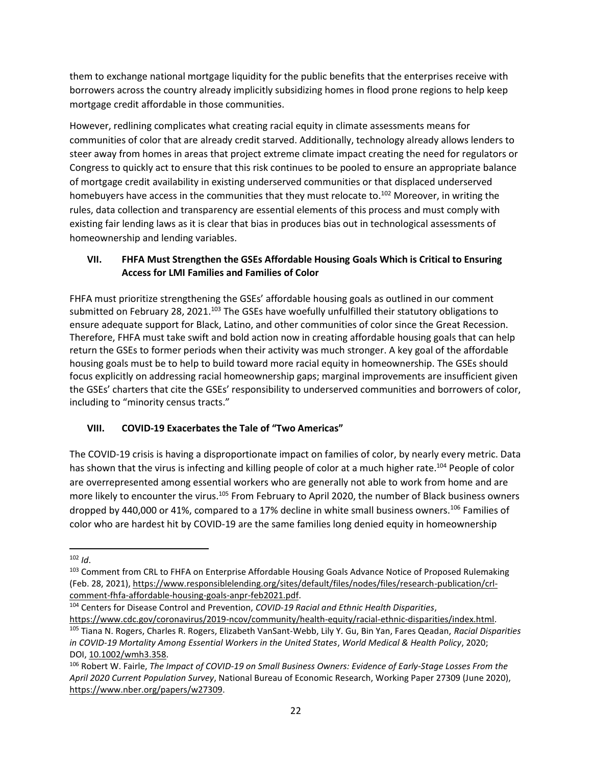them to exchange national mortgage liquidity for the public benefits that the enterprises receive with borrowers across the country already implicitly subsidizing homes in flood prone regions to help keep mortgage credit affordable in those communities.

However, redlining complicates what creating racial equity in climate assessments means for communities of color that are already credit starved. Additionally, technology already allows lenders to steer away from homes in areas that project extreme climate impact creating the need for regulators or Congress to quickly act to ensure that this risk continues to be pooled to ensure an appropriate balance of mortgage credit availability in existing underserved communities or that displaced underserved homebuyers have access in the communities that they must relocate to.[102] Moreover, in writing the rules, data collection and transparency are essential elements of this process and must comply with existing fair lending laws as it is clear that bias in produces bias out in technological assessments of homeownership and lending variables.

## VII. FHFA Must Strengthen the GSEs Affordable Housing Goals Which is Critical to Ensuring Access for LMI Families and Families of Color

FHFA must prioritize strengthening the GSEs' affordable housing goals as outlined in our comment submitted on February 28, 2021.[103] The GSEs have woefully unfulfilled their statutory obligations to ensure adequate support for Black, Latino, and other communities of color since the Great Recession. Therefore, FHFA must take swift and bold action now in creating affordable housing goals that can help return the GSEs to former periods when their activity was much stronger. A key goal of the affordable housing goals must be to help to build toward more racial equity in homeownership. The GSEs should focus explicitly on addressing racial homeownership gaps; marginal improvements are insufficient given the GSEs' charters that cite the GSEs' responsibility to underserved communities and borrowers of color, including to "minority census tracts."

## VIII. COVID-19 Exacerbates the Tale of "Two Americas"

The COVID-19 crisis is having a disproportionate impact on families of color, by nearly every metric. Data has shown that the virus is infecting and killing people of color at a much higher rate.[104] People of color are overrepresented among essential workers who are generally not able to work from home and are more likely to encounter the virus.[105] From February to April 2020, the number of Black business owners dropped by 440,000 or 41%, compared to a 17% decline in white small business owners.[106] Families of color who are hardest hit by COVID-19 are the same families long denied equity in homeownership

---

[102] *Id*.

[103] Comment from CRL to FHFA on Enterprise Affordable Housing Goals Advance Notice of Proposed Rulemaking (Feb. 28, 2021), https://www.responsiblelending.org/sites/default/files/nodes/files/research-publication/crl-comment-fhfa-affordable-housing-goals-anpr-feb2021.pdf.

[104] Centers for Disease Control and Prevention, *COVID-19 Racial and Ethnic Health Disparities*, https://www.cdc.gov/coronavirus/2019-ncov/community/health-equity/racial-ethnic-disparities/index.html.

[105] Tiana N. Rogers, Charles R. Rogers, Elizabeth VanSant-Webb, Lily Y. Gu, Bin Yan, Fares Qeadan, *Racial Disparities in COVID-19 Mortality Among Essential Workers in the United States*, *World Medical & Health Policy*, 2020; DOI, 10.1002/wmh3.358.

[106] Robert W. Fairle, *The Impact of COVID-19 on Small Business Owners: Evidence of Early-Stage Losses From the April 2020 Current Population Survey*, National Bureau of Economic Research, Working Paper 27309 (June 2020), https://www.nber.org/papers/w27309.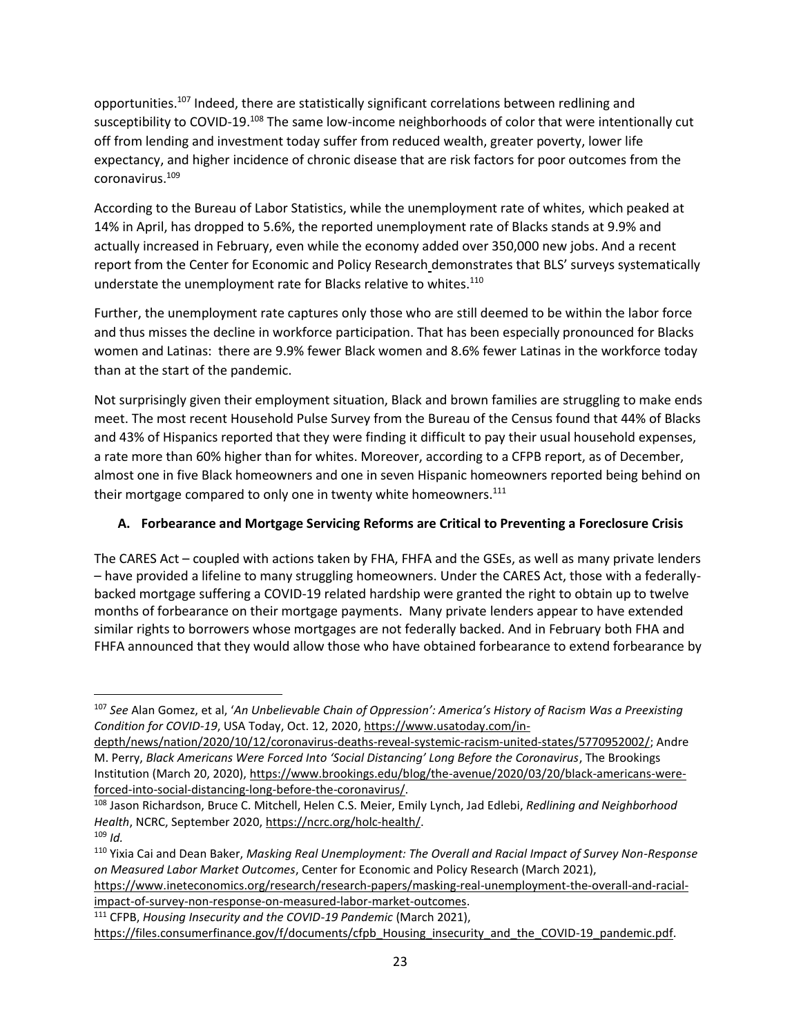opportunities.[107] Indeed, there are statistically significant correlations between redlining and susceptibility to COVID-19.[108] The same low-income neighborhoods of color that were intentionally cut off from lending and investment today suffer from reduced wealth, greater poverty, lower life expectancy, and higher incidence of chronic disease that are risk factors for poor outcomes from the coronavirus.[109]

According to the Bureau of Labor Statistics, while the unemployment rate of whites, which peaked at 14% in April, has dropped to 5.6%, the reported unemployment rate of Blacks stands at 9.9% and actually increased in February, even while the economy added over 350,000 new jobs. And a recent report from the Center for Economic and Policy Research demonstrates that BLS' surveys systematically understate the unemployment rate for Blacks relative to whites.[110]

Further, the unemployment rate captures only those who are still deemed to be within the labor force and thus misses the decline in workforce participation. That has been especially pronounced for Blacks women and Latinas: there are 9.9% fewer Black women and 8.6% fewer Latinas in the workforce today than at the start of the pandemic.

Not surprisingly given their employment situation, Black and brown families are struggling to make ends meet. The most recent Household Pulse Survey from the Bureau of the Census found that 44% of Blacks and 43% of Hispanics reported that they were finding it difficult to pay their usual household expenses, a rate more than 60% higher than for whites. Moreover, according to a CFPB report, as of December, almost one in five Black homeowners and one in seven Hispanic homeowners reported being behind on their mortgage compared to only one in twenty white homeowners.[111]

### A. Forbearance and Mortgage Servicing Reforms are Critical to Preventing a Foreclosure Crisis

The CARES Act – coupled with actions taken by FHA, FHFA and the GSEs, as well as many private lenders – have provided a lifeline to many struggling homeowners. Under the CARES Act, those with a federally-backed mortgage suffering a COVID-19 related hardship were granted the right to obtain up to twelve months of forbearance on their mortgage payments. Many private lenders appear to have extended similar rights to borrowers whose mortgages are not federally backed. And in February both FHA and FHFA announced that they would allow those who have obtained forbearance to extend forbearance by

---

[107] *See* Alan Gomez, et al, '*An Unbelievable Chain of Oppression': America's History of Racism Was a Preexisting Condition for COVID-19*, USA Today, Oct. 12, 2020, https://www.usatoday.com/in-depth/news/nation/2020/10/12/coronavirus-deaths-reveal-systemic-racism-united-states/5770952002/; Andre M. Perry, *Black Americans Were Forced Into 'Social Distancing' Long Before the Coronavirus*, The Brookings Institution (March 20, 2020), https://www.brookings.edu/blog/the-avenue/2020/03/20/black-americans-were-forced-into-social-distancing-long-before-the-coronavirus/.

[108] Jason Richardson, Bruce C. Mitchell, Helen C.S. Meier, Emily Lynch, Jad Edlebi, *Redlining and Neighborhood Health*, NCRC, September 2020, https://ncrc.org/holc-health/.

[109] *Id.*

[110] Yixia Cai and Dean Baker, *Masking Real Unemployment: The Overall and Racial Impact of Survey Non-Response on Measured Labor Market Outcomes*, Center for Economic and Policy Research (March 2021), https://www.ineteconomics.org/research/research-papers/masking-real-unemployment-the-overall-and-racial-impact-of-survey-non-response-on-measured-labor-market-outcomes.

[111] CFPB, *Housing Insecurity and the COVID-19 Pandemic* (March 2021), https://files.consumerfinance.gov/f/documents/cfpb_Housing_insecurity_and_the_COVID-19_pandemic.pdf.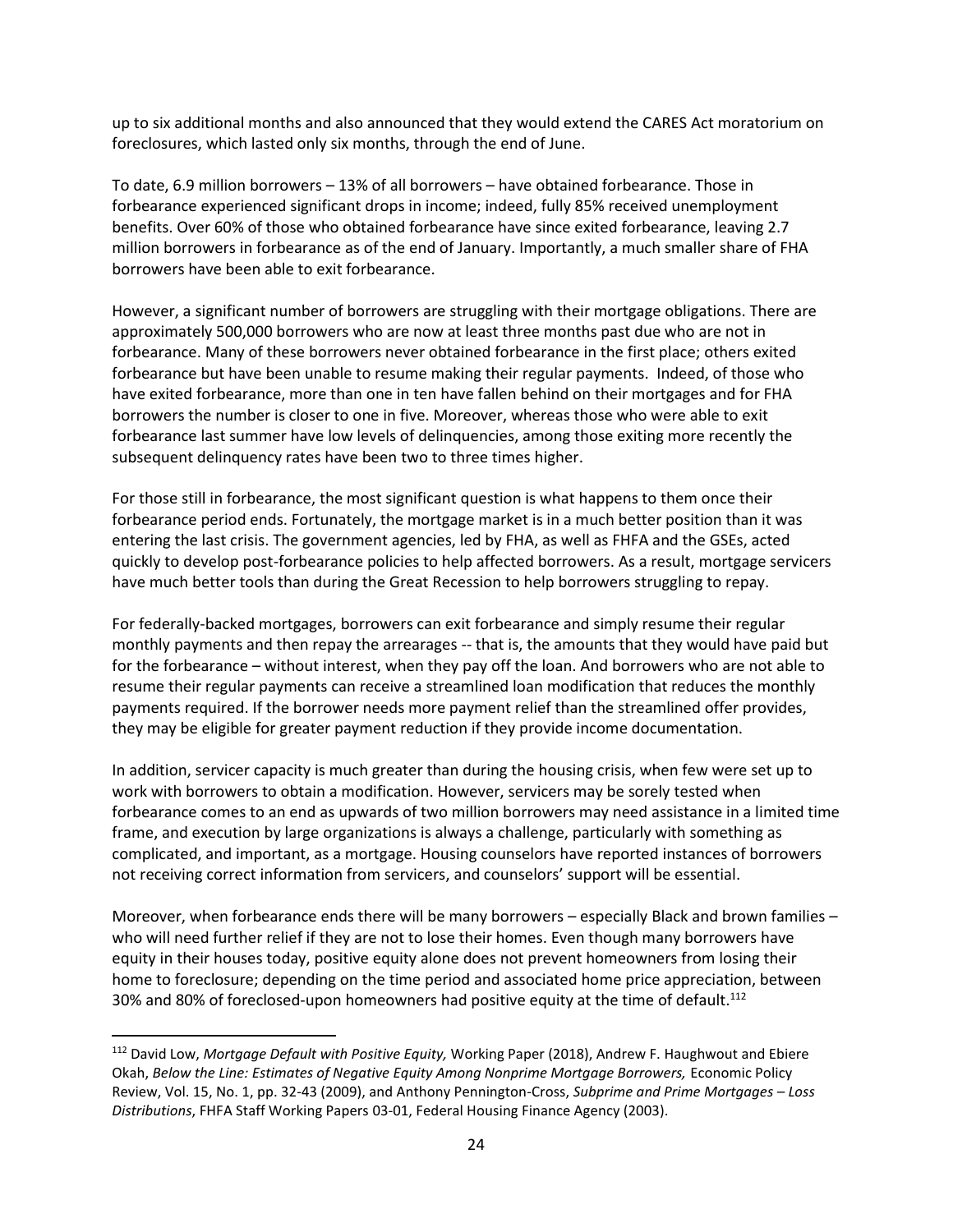up to six additional months and also announced that they would extend the CARES Act moratorium on foreclosures, which lasted only six months, through the end of June.

To date, 6.9 million borrowers – 13% of all borrowers – have obtained forbearance. Those in forbearance experienced significant drops in income; indeed, fully 85% received unemployment benefits. Over 60% of those who obtained forbearance have since exited forbearance, leaving 2.7 million borrowers in forbearance as of the end of January. Importantly, a much smaller share of FHA borrowers have been able to exit forbearance.

However, a significant number of borrowers are struggling with their mortgage obligations. There are approximately 500,000 borrowers who are now at least three months past due who are not in forbearance. Many of these borrowers never obtained forbearance in the first place; others exited forbearance but have been unable to resume making their regular payments. Indeed, of those who have exited forbearance, more than one in ten have fallen behind on their mortgages and for FHA borrowers the number is closer to one in five. Moreover, whereas those who were able to exit forbearance last summer have low levels of delinquencies, among those exiting more recently the subsequent delinquency rates have been two to three times higher.

For those still in forbearance, the most significant question is what happens to them once their forbearance period ends. Fortunately, the mortgage market is in a much better position than it was entering the last crisis. The government agencies, led by FHA, as well as FHFA and the GSEs, acted quickly to develop post-forbearance policies to help affected borrowers. As a result, mortgage servicers have much better tools than during the Great Recession to help borrowers struggling to repay.

For federally-backed mortgages, borrowers can exit forbearance and simply resume their regular monthly payments and then repay the arrearages -- that is, the amounts that they would have paid but for the forbearance – without interest, when they pay off the loan. And borrowers who are not able to resume their regular payments can receive a streamlined loan modification that reduces the monthly payments required. If the borrower needs more payment relief than the streamlined offer provides, they may be eligible for greater payment reduction if they provide income documentation.

In addition, servicer capacity is much greater than during the housing crisis, when few were set up to work with borrowers to obtain a modification. However, servicers may be sorely tested when forbearance comes to an end as upwards of two million borrowers may need assistance in a limited time frame, and execution by large organizations is always a challenge, particularly with something as complicated, and important, as a mortgage. Housing counselors have reported instances of borrowers not receiving correct information from servicers, and counselors' support will be essential.

Moreover, when forbearance ends there will be many borrowers – especially Black and brown families – who will need further relief if they are not to lose their homes. Even though many borrowers have equity in their houses today, positive equity alone does not prevent homeowners from losing their home to foreclosure; depending on the time period and associated home price appreciation, between 30% and 80% of foreclosed-upon homeowners had positive equity at the time of default.[112]

---

[112] David Low, *Mortgage Default with Positive Equity,* Working Paper (2018), Andrew F. Haughwout and Ebiere Okah, *Below the Line: Estimates of Negative Equity Among Nonprime Mortgage Borrowers,* Economic Policy Review, Vol. 15, No. 1, pp. 32-43 (2009), and Anthony Pennington-Cross, *Subprime and Prime Mortgages – Loss Distributions*, FHFA Staff Working Papers 03-01, Federal Housing Finance Agency (2003).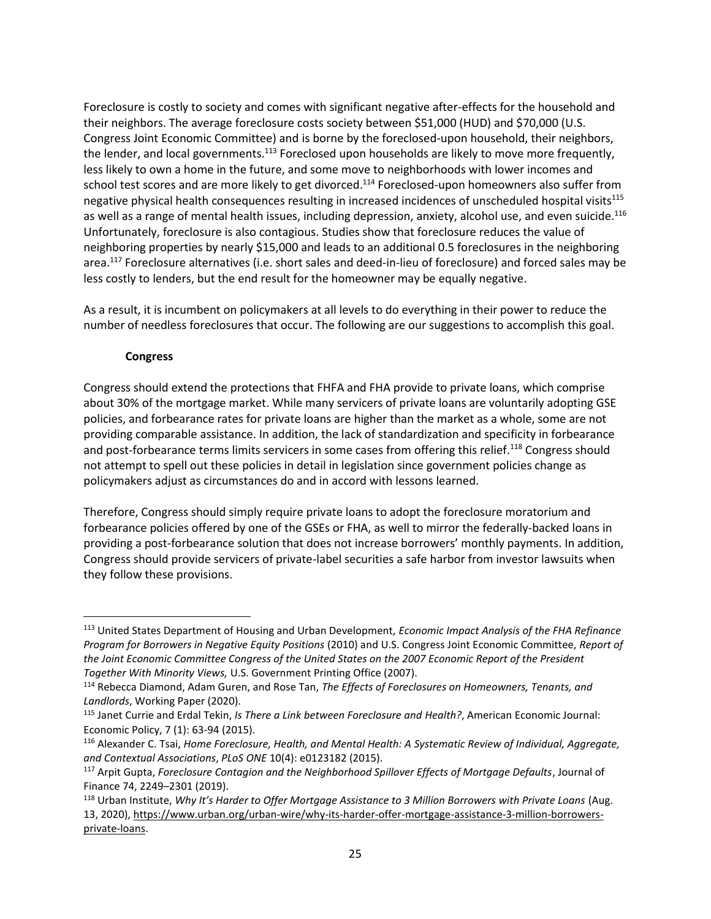Foreclosure is costly to society and comes with significant negative after-effects for the household and their neighbors. The average foreclosure costs society between $51,000 (HUD) and $70,000 (U.S. Congress Joint Economic Committee) and is borne by the foreclosed-upon household, their neighbors, the lender, and local governments.[113] Foreclosed upon households are likely to move more frequently, less likely to own a home in the future, and some move to neighborhoods with lower incomes and school test scores and are more likely to get divorced.[114] Foreclosed-upon homeowners also suffer from negative physical health consequences resulting in increased incidences of unscheduled hospital visits[115] as well as a range of mental health issues, including depression, anxiety, alcohol use, and even suicide.[116] Unfortunately, foreclosure is also contagious. Studies show that foreclosure reduces the value of neighboring properties by nearly $15,000 and leads to an additional 0.5 foreclosures in the neighboring area.[117] Foreclosure alternatives (i.e. short sales and deed-in-lieu of foreclosure) and forced sales may be less costly to lenders, but the end result for the homeowner may be equally negative.

As a result, it is incumbent on policymakers at all levels to do everything in their power to reduce the number of needless foreclosures that occur. The following are our suggestions to accomplish this goal.

**Congress**

Congress should extend the protections that FHFA and FHA provide to private loans, which comprise about 30% of the mortgage market. While many servicers of private loans are voluntarily adopting GSE policies, and forbearance rates for private loans are higher than the market as a whole, some are not providing comparable assistance. In addition, the lack of standardization and specificity in forbearance and post-forbearance terms limits servicers in some cases from offering this relief.[118] Congress should not attempt to spell out these policies in detail in legislation since government policies change as policymakers adjust as circumstances do and in accord with lessons learned.

Therefore, Congress should simply require private loans to adopt the foreclosure moratorium and forbearance policies offered by one of the GSEs or FHA, as well to mirror the federally-backed loans in providing a post-forbearance solution that does not increase borrowers' monthly payments. In addition, Congress should provide servicers of private-label securities a safe harbor from investor lawsuits when they follow these provisions.

---

[113] United States Department of Housing and Urban Development, *Economic Impact Analysis of the FHA Refinance Program for Borrowers in Negative Equity Positions* (2010) and U.S. Congress Joint Economic Committee, *Report of the Joint Economic Committee Congress of the United States on the 2007 Economic Report of the President Together With Minority Views,* U.S. Government Printing Office (2007).

[114] Rebecca Diamond, Adam Guren, and Rose Tan, *The Effects of Foreclosures on Homeowners, Tenants, and Landlords*, Working Paper (2020).

[115] Janet Currie and Erdal Tekin, *Is There a Link between Foreclosure and Health?*, American Economic Journal: Economic Policy, 7 (1): 63-94 (2015).

[116] Alexander C. Tsai, *Home Foreclosure, Health, and Mental Health: A Systematic Review of Individual, Aggregate, and Contextual Associations*, *PLoS ONE* 10(4): e0123182 (2015).

[117] Arpit Gupta, *Foreclosure Contagion and the Neighborhood Spillover Effects of Mortgage Defaults*, Journal of Finance 74, 2249–2301 (2019).

[118] Urban Institute, *Why It's Harder to Offer Mortgage Assistance to 3 Million Borrowers with Private Loans* (Aug. 13, 2020), https://www.urban.org/urban-wire/why-its-harder-offer-mortgage-assistance-3-million-borrowers-private-loans.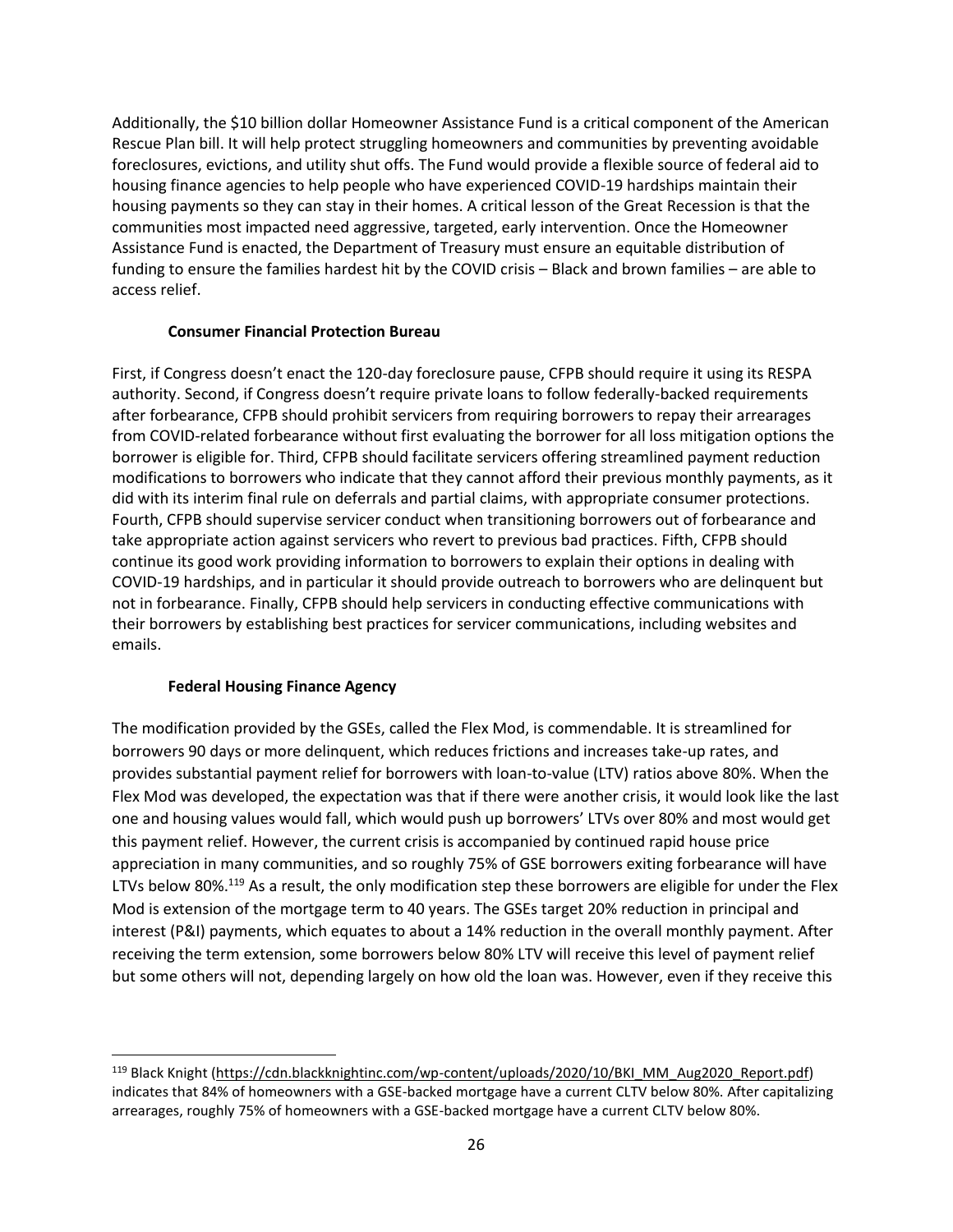Additionally, the $10 billion dollar Homeowner Assistance Fund is a critical component of the American Rescue Plan bill. It will help protect struggling homeowners and communities by preventing avoidable foreclosures, evictions, and utility shut offs. The Fund would provide a flexible source of federal aid to housing finance agencies to help people who have experienced COVID-19 hardships maintain their housing payments so they can stay in their homes. A critical lesson of the Great Recession is that the communities most impacted need aggressive, targeted, early intervention. Once the Homeowner Assistance Fund is enacted, the Department of Treasury must ensure an equitable distribution of funding to ensure the families hardest hit by the COVID crisis – Black and brown families – are able to access relief.

**Consumer Financial Protection Bureau**

First, if Congress doesn't enact the 120-day foreclosure pause, CFPB should require it using its RESPA authority. Second, if Congress doesn't require private loans to follow federally-backed requirements after forbearance, CFPB should prohibit servicers from requiring borrowers to repay their arrearages from COVID-related forbearance without first evaluating the borrower for all loss mitigation options the borrower is eligible for. Third, CFPB should facilitate servicers offering streamlined payment reduction modifications to borrowers who indicate that they cannot afford their previous monthly payments, as it did with its interim final rule on deferrals and partial claims, with appropriate consumer protections. Fourth, CFPB should supervise servicer conduct when transitioning borrowers out of forbearance and take appropriate action against servicers who revert to previous bad practices. Fifth, CFPB should continue its good work providing information to borrowers to explain their options in dealing with COVID-19 hardships, and in particular it should provide outreach to borrowers who are delinquent but not in forbearance. Finally, CFPB should help servicers in conducting effective communications with their borrowers by establishing best practices for servicer communications, including websites and emails.

**Federal Housing Finance Agency**

The modification provided by the GSEs, called the Flex Mod, is commendable. It is streamlined for borrowers 90 days or more delinquent, which reduces frictions and increases take-up rates, and provides substantial payment relief for borrowers with loan-to-value (LTV) ratios above 80%. When the Flex Mod was developed, the expectation was that if there were another crisis, it would look like the last one and housing values would fall, which would push up borrowers' LTVs over 80% and most would get this payment relief. However, the current crisis is accompanied by continued rapid house price appreciation in many communities, and so roughly 75% of GSE borrowers exiting forbearance will have LTVs below 80%.[119] As a result, the only modification step these borrowers are eligible for under the Flex Mod is extension of the mortgage term to 40 years. The GSEs target 20% reduction in principal and interest (P&I) payments, which equates to about a 14% reduction in the overall monthly payment. After receiving the term extension, some borrowers below 80% LTV will receive this level of payment relief but some others will not, depending largely on how old the loan was. However, even if they receive this

[119] Black Knight (https://cdn.blackknightinc.com/wp-content/uploads/2020/10/BKI_MM_Aug2020_Report.pdf) indicates that 84% of homeowners with a GSE-backed mortgage have a current CLTV below 80%. After capitalizing arrearages, roughly 75% of homeowners with a GSE-backed mortgage have a current CLTV below 80%.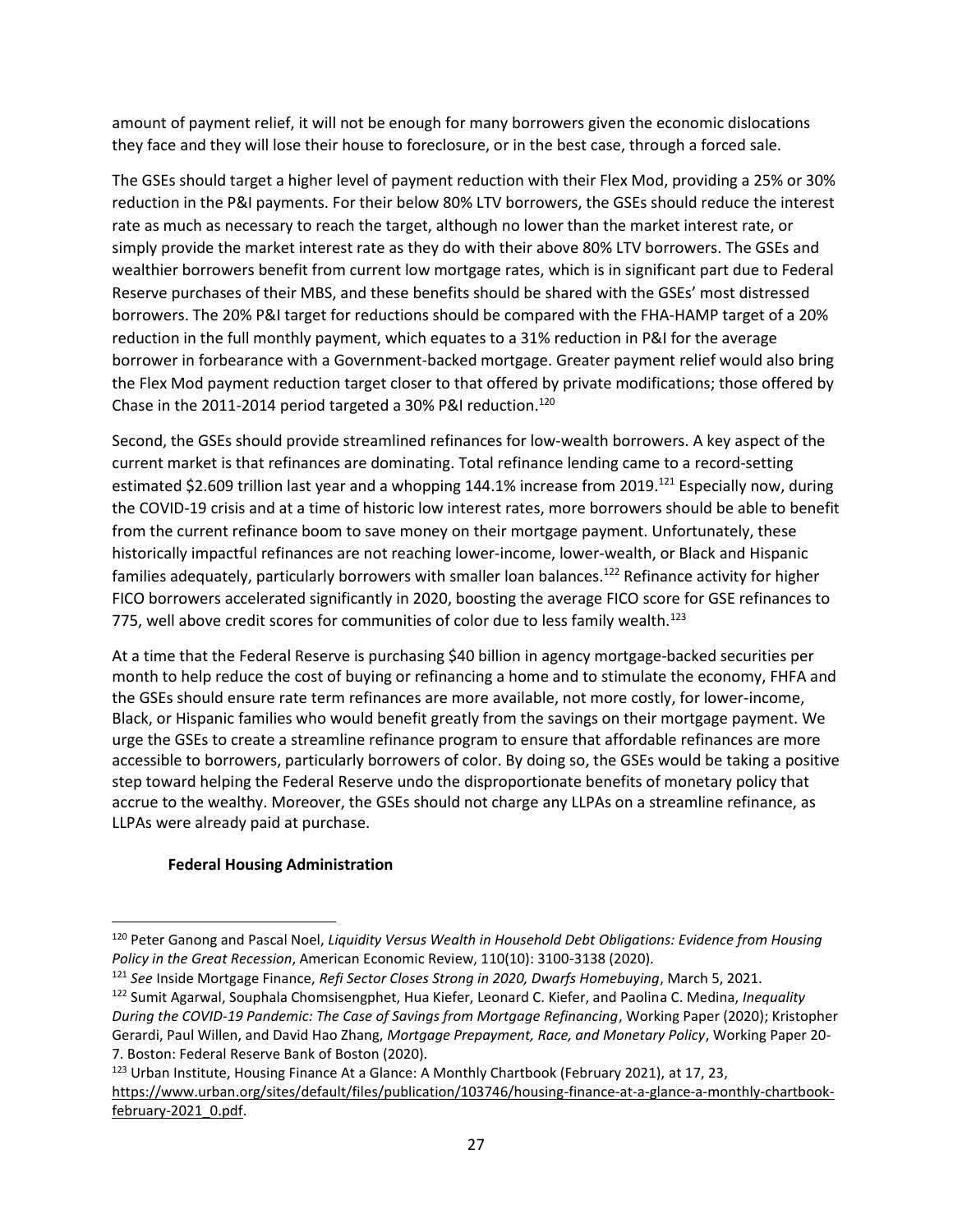amount of payment relief, it will not be enough for many borrowers given the economic dislocations they face and they will lose their house to foreclosure, or in the best case, through a forced sale.

The GSEs should target a higher level of payment reduction with their Flex Mod, providing a 25% or 30% reduction in the P&I payments. For their below 80% LTV borrowers, the GSEs should reduce the interest rate as much as necessary to reach the target, although no lower than the market interest rate, or simply provide the market interest rate as they do with their above 80% LTV borrowers. The GSEs and wealthier borrowers benefit from current low mortgage rates, which is in significant part due to Federal Reserve purchases of their MBS, and these benefits should be shared with the GSEs' most distressed borrowers. The 20% P&I target for reductions should be compared with the FHA-HAMP target of a 20% reduction in the full monthly payment, which equates to a 31% reduction in P&I for the average borrower in forbearance with a Government-backed mortgage. Greater payment relief would also bring the Flex Mod payment reduction target closer to that offered by private modifications; those offered by Chase in the 2011-2014 period targeted a 30% P&I reduction.[120]

Second, the GSEs should provide streamlined refinances for low-wealth borrowers. A key aspect of the current market is that refinances are dominating. Total refinance lending came to a record-setting estimated $2.609 trillion last year and a whopping 144.1% increase from 2019.[121] Especially now, during the COVID-19 crisis and at a time of historic low interest rates, more borrowers should be able to benefit from the current refinance boom to save money on their mortgage payment. Unfortunately, these historically impactful refinances are not reaching lower-income, lower-wealth, or Black and Hispanic families adequately, particularly borrowers with smaller loan balances.[122] Refinance activity for higher FICO borrowers accelerated significantly in 2020, boosting the average FICO score for GSE refinances to 775, well above credit scores for communities of color due to less family wealth.[123]

At a time that the Federal Reserve is purchasing $40 billion in agency mortgage-backed securities per month to help reduce the cost of buying or refinancing a home and to stimulate the economy, FHFA and the GSEs should ensure rate term refinances are more available, not more costly, for lower-income, Black, or Hispanic families who would benefit greatly from the savings on their mortgage payment. We urge the GSEs to create a streamline refinance program to ensure that affordable refinances are more accessible to borrowers, particularly borrowers of color. By doing so, the GSEs would be taking a positive step toward helping the Federal Reserve undo the disproportionate benefits of monetary policy that accrue to the wealthy. Moreover, the GSEs should not charge any LLPAs on a streamline refinance, as LLPAs were already paid at purchase.

**Federal Housing Administration**

---

[120] Peter Ganong and Pascal Noel, *Liquidity Versus Wealth in Household Debt Obligations: Evidence from Housing Policy in the Great Recession*, American Economic Review, 110(10): 3100-3138 (2020).

[121] *See* Inside Mortgage Finance, *Refi Sector Closes Strong in 2020, Dwarfs Homebuying*, March 5, 2021.

[122] Sumit Agarwal, Souphala Chomsisengphet, Hua Kiefer, Leonard C. Kiefer, and Paolina C. Medina, *Inequality During the COVID-19 Pandemic: The Case of Savings from Mortgage Refinancing*, Working Paper (2020); Kristopher Gerardi, Paul Willen, and David Hao Zhang, *Mortgage Prepayment, Race, and Monetary Policy*, Working Paper 20-7. Boston: Federal Reserve Bank of Boston (2020).

[123] Urban Institute, Housing Finance At a Glance: A Monthly Chartbook (February 2021), at 17, 23, https://www.urban.org/sites/default/files/publication/103746/housing-finance-at-a-glance-a-monthly-chartbook-february-2021_0.pdf.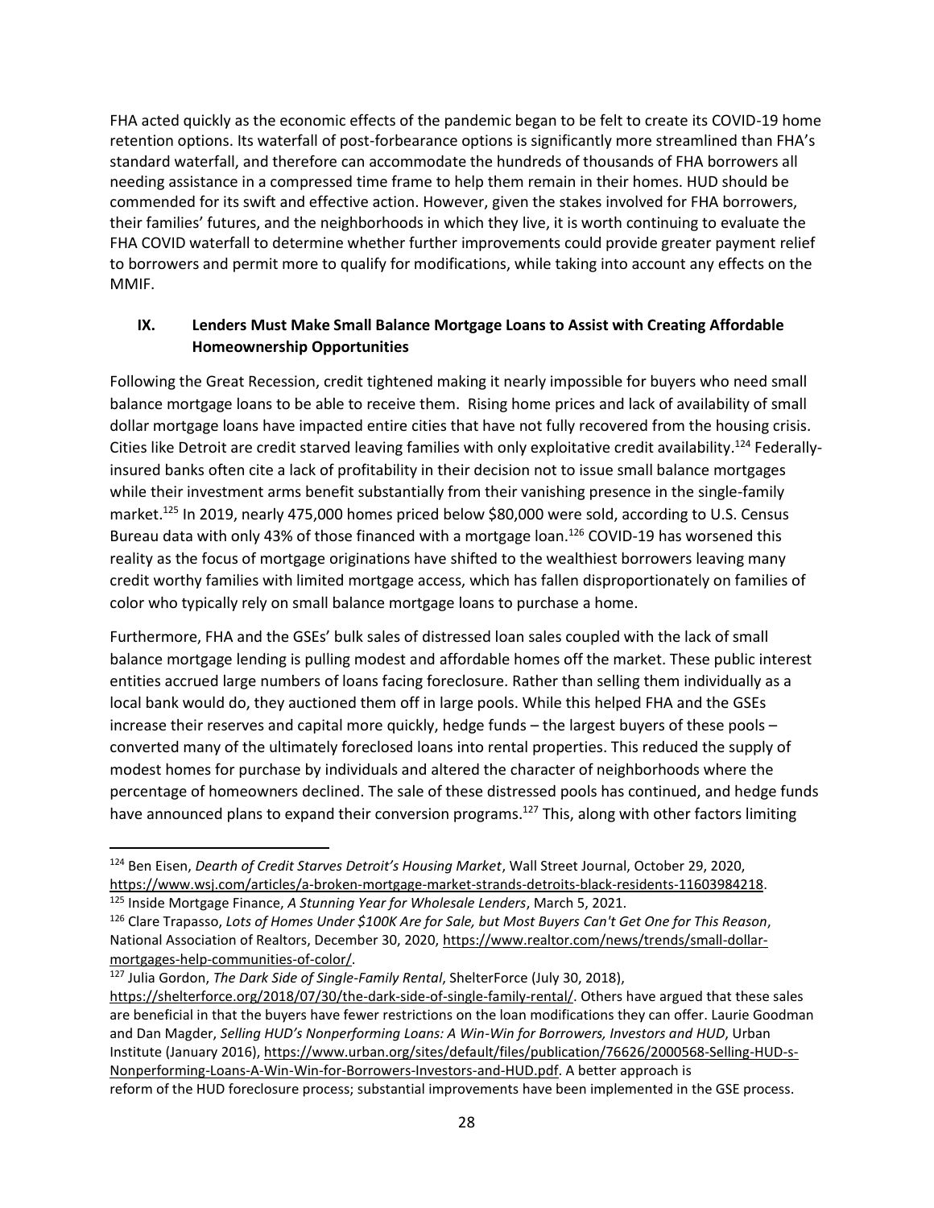FHA acted quickly as the economic effects of the pandemic began to be felt to create its COVID-19 home retention options. Its waterfall of post-forbearance options is significantly more streamlined than FHA's standard waterfall, and therefore can accommodate the hundreds of thousands of FHA borrowers all needing assistance in a compressed time frame to help them remain in their homes. HUD should be commended for its swift and effective action. However, given the stakes involved for FHA borrowers, their families' futures, and the neighborhoods in which they live, it is worth continuing to evaluate the FHA COVID waterfall to determine whether further improvements could provide greater payment relief to borrowers and permit more to qualify for modifications, while taking into account any effects on the MMIF.

## IX. Lenders Must Make Small Balance Mortgage Loans to Assist with Creating Affordable Homeownership Opportunities

Following the Great Recession, credit tightened making it nearly impossible for buyers who need small balance mortgage loans to be able to receive them. Rising home prices and lack of availability of small dollar mortgage loans have impacted entire cities that have not fully recovered from the housing crisis. Cities like Detroit are credit starved leaving families with only exploitative credit availability.[124] Federally-insured banks often cite a lack of profitability in their decision not to issue small balance mortgages while their investment arms benefit substantially from their vanishing presence in the single-family market.[125] In 2019, nearly 475,000 homes priced below $80,000 were sold, according to U.S. Census Bureau data with only 43% of those financed with a mortgage loan.[126] COVID-19 has worsened this reality as the focus of mortgage originations have shifted to the wealthiest borrowers leaving many credit worthy families with limited mortgage access, which has fallen disproportionately on families of color who typically rely on small balance mortgage loans to purchase a home.

Furthermore, FHA and the GSEs' bulk sales of distressed loan sales coupled with the lack of small balance mortgage lending is pulling modest and affordable homes off the market. These public interest entities accrued large numbers of loans facing foreclosure. Rather than selling them individually as a local bank would do, they auctioned them off in large pools. While this helped FHA and the GSEs increase their reserves and capital more quickly, hedge funds – the largest buyers of these pools – converted many of the ultimately foreclosed loans into rental properties. This reduced the supply of modest homes for purchase by individuals and altered the character of neighborhoods where the percentage of homeowners declined. The sale of these distressed pools has continued, and hedge funds have announced plans to expand their conversion programs.[127] This, along with other factors limiting

---

[124] Ben Eisen, *Dearth of Credit Starves Detroit's Housing Market*, Wall Street Journal, October 29, 2020, https://www.wsj.com/articles/a-broken-mortgage-market-strands-detroits-black-residents-11603984218.

[125] Inside Mortgage Finance, *A Stunning Year for Wholesale Lenders*, March 5, 2021.

[126] Clare Trapasso, *Lots of Homes Under $100K Are for Sale, but Most Buyers Can't Get One for This Reason*, National Association of Realtors, December 30, 2020, https://www.realtor.com/news/trends/small-dollar-mortgages-help-communities-of-color/.

[127] Julia Gordon, *The Dark Side of Single-Family Rental*, ShelterForce (July 30, 2018), https://shelterforce.org/2018/07/30/the-dark-side-of-single-family-rental/. Others have argued that these sales are beneficial in that the buyers have fewer restrictions on the loan modifications they can offer. Laurie Goodman and Dan Magder, *Selling HUD's Nonperforming Loans: A Win-Win for Borrowers, Investors and HUD*, Urban Institute (January 2016), https://www.urban.org/sites/default/files/publication/76626/2000568-Selling-HUD-s-Nonperforming-Loans-A-Win-Win-for-Borrowers-Investors-and-HUD.pdf. A better approach is reform of the HUD foreclosure process; substantial improvements have been implemented in the GSE process.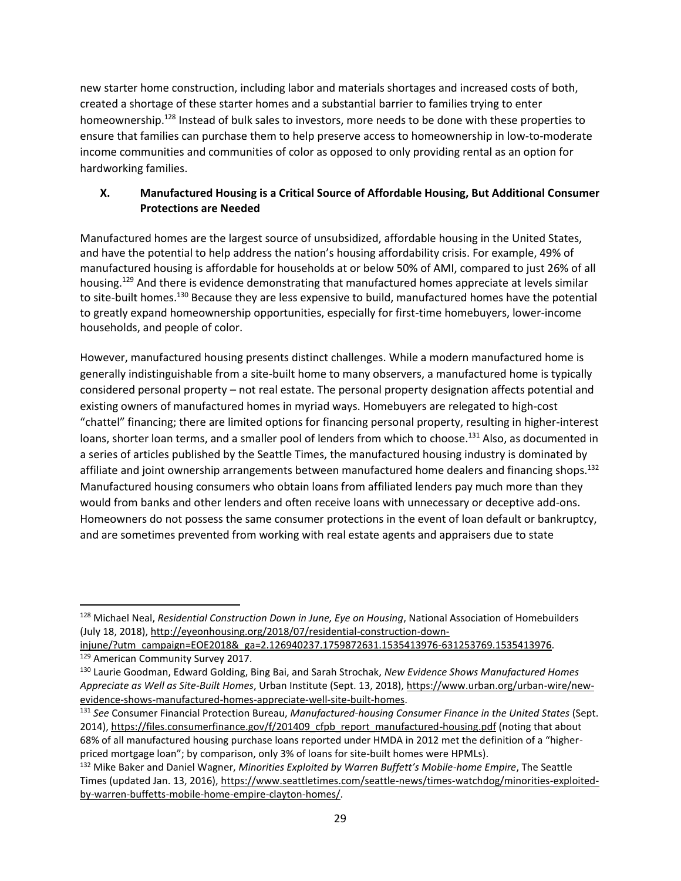new starter home construction, including labor and materials shortages and increased costs of both, created a shortage of these starter homes and a substantial barrier to families trying to enter homeownership.[128] Instead of bulk sales to investors, more needs to be done with these properties to ensure that families can purchase them to help preserve access to homeownership in low-to-moderate income communities and communities of color as opposed to only providing rental as an option for hardworking families.

## X. Manufactured Housing is a Critical Source of Affordable Housing, But Additional Consumer Protections are Needed

Manufactured homes are the largest source of unsubsidized, affordable housing in the United States, and have the potential to help address the nation's housing affordability crisis. For example, 49% of manufactured housing is affordable for households at or below 50% of AMI, compared to just 26% of all housing.[129] And there is evidence demonstrating that manufactured homes appreciate at levels similar to site-built homes.[130] Because they are less expensive to build, manufactured homes have the potential to greatly expand homeownership opportunities, especially for first-time homebuyers, lower-income households, and people of color.

However, manufactured housing presents distinct challenges. While a modern manufactured home is generally indistinguishable from a site-built home to many observers, a manufactured home is typically considered personal property – not real estate. The personal property designation affects potential and existing owners of manufactured homes in myriad ways. Homebuyers are relegated to high-cost "chattel" financing; there are limited options for financing personal property, resulting in higher-interest loans, shorter loan terms, and a smaller pool of lenders from which to choose.[131] Also, as documented in a series of articles published by the Seattle Times, the manufactured housing industry is dominated by affiliate and joint ownership arrangements between manufactured home dealers and financing shops.[132] Manufactured housing consumers who obtain loans from affiliated lenders pay much more than they would from banks and other lenders and often receive loans with unnecessary or deceptive add-ons. Homeowners do not possess the same consumer protections in the event of loan default or bankruptcy, and are sometimes prevented from working with real estate agents and appraisers due to state

---

[128] Michael Neal, *Residential Construction Down in June, Eye on Housing*, National Association of Homebuilders (July 18, 2018), http://eyeonhousing.org/2018/07/residential-construction-down-injune/?utm_campaign=EOE2018&_ga=2.126940237.1759872631.1535413976-631253769.1535413976.

[129] American Community Survey 2017.

[130] Laurie Goodman, Edward Golding, Bing Bai, and Sarah Strochak, *New Evidence Shows Manufactured Homes Appreciate as Well as Site-Built Homes*, Urban Institute (Sept. 13, 2018), https://www.urban.org/urban-wire/new-evidence-shows-manufactured-homes-appreciate-well-site-built-homes.

[131] *See* Consumer Financial Protection Bureau, *Manufactured-housing Consumer Finance in the United States* (Sept. 2014), https://files.consumerfinance.gov/f/201409_cfpb_report_manufactured-housing.pdf (noting that about 68% of all manufactured housing purchase loans reported under HMDA in 2012 met the definition of a "higher-priced mortgage loan"; by comparison, only 3% of loans for site-built homes were HPMLs).

[132] Mike Baker and Daniel Wagner, *Minorities Exploited by Warren Buffett's Mobile-home Empire*, The Seattle Times (updated Jan. 13, 2016), https://www.seattletimes.com/seattle-news/times-watchdog/minorities-exploited-by-warren-buffetts-mobile-home-empire-clayton-homes/.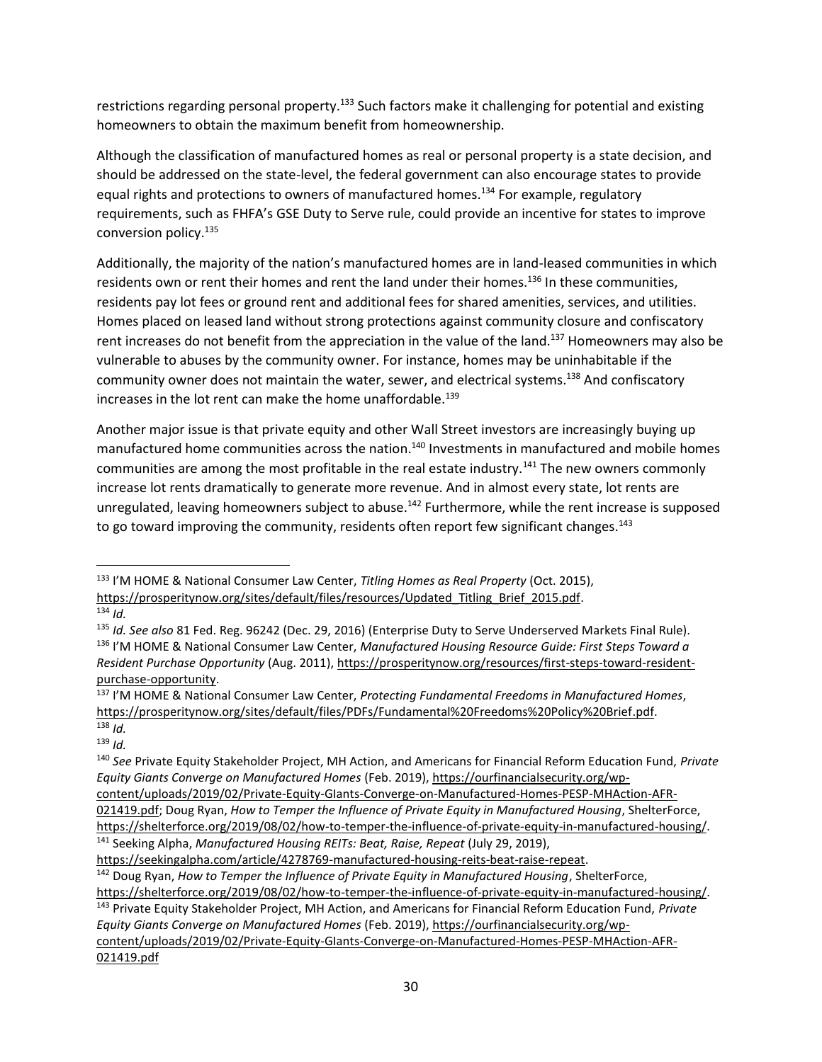restrictions regarding personal property.[133] Such factors make it challenging for potential and existing homeowners to obtain the maximum benefit from homeownership.

Although the classification of manufactured homes as real or personal property is a state decision, and should be addressed on the state-level, the federal government can also encourage states to provide equal rights and protections to owners of manufactured homes.[134] For example, regulatory requirements, such as FHFA's GSE Duty to Serve rule, could provide an incentive for states to improve conversion policy.[135]

Additionally, the majority of the nation's manufactured homes are in land-leased communities in which residents own or rent their homes and rent the land under their homes.[136] In these communities, residents pay lot fees or ground rent and additional fees for shared amenities, services, and utilities. Homes placed on leased land without strong protections against community closure and confiscatory rent increases do not benefit from the appreciation in the value of the land.[137] Homeowners may also be vulnerable to abuses by the community owner. For instance, homes may be uninhabitable if the community owner does not maintain the water, sewer, and electrical systems.[138] And confiscatory increases in the lot rent can make the home unaffordable.[139]

Another major issue is that private equity and other Wall Street investors are increasingly buying up manufactured home communities across the nation.[140] Investments in manufactured and mobile homes communities are among the most profitable in the real estate industry.[141] The new owners commonly increase lot rents dramatically to generate more revenue. And in almost every state, lot rents are unregulated, leaving homeowners subject to abuse.[142] Furthermore, while the rent increase is supposed to go toward improving the community, residents often report few significant changes.[143]

---

[133] I'M HOME & National Consumer Law Center, *Titling Homes as Real Property* (Oct. 2015), https://prosperitynow.org/sites/default/files/resources/Updated_Titling_Brief_2015.pdf.

[134] *Id.*

[135] *Id. See also* 81 Fed. Reg. 96242 (Dec. 29, 2016) (Enterprise Duty to Serve Underserved Markets Final Rule).

[136] I'M HOME & National Consumer Law Center, *Manufactured Housing Resource Guide: First Steps Toward a Resident Purchase Opportunity* (Aug. 2011), https://prosperitynow.org/resources/first-steps-toward-resident-purchase-opportunity.

[137] I'M HOME & National Consumer Law Center, *Protecting Fundamental Freedoms in Manufactured Homes*, https://prosperitynow.org/sites/default/files/PDFs/Fundamental%20Freedoms%20Policy%20Brief.pdf.

[138] *Id.*

[139] *Id.*

[140] *See* Private Equity Stakeholder Project, MH Action, and Americans for Financial Reform Education Fund, *Private Equity Giants Converge on Manufactured Homes* (Feb. 2019), https://ourfinancialsecurity.org/wp-content/uploads/2019/02/Private-Equity-GIants-Converge-on-Manufactured-Homes-PESP-MHAction-AFR-021419.pdf; Doug Ryan, *How to Temper the Influence of Private Equity in Manufactured Housing*, ShelterForce, https://shelterforce.org/2019/08/02/how-to-temper-the-influence-of-private-equity-in-manufactured-housing/.

[141] Seeking Alpha, *Manufactured Housing REITs: Beat, Raise, Repeat* (July 29, 2019), https://seekingalpha.com/article/4278769-manufactured-housing-reits-beat-raise-repeat.

[142] Doug Ryan, *How to Temper the Influence of Private Equity in Manufactured Housing*, ShelterForce, https://shelterforce.org/2019/08/02/how-to-temper-the-influence-of-private-equity-in-manufactured-housing/.

[143] Private Equity Stakeholder Project, MH Action, and Americans for Financial Reform Education Fund, *Private Equity Giants Converge on Manufactured Homes* (Feb. 2019), https://ourfinancialsecurity.org/wp-content/uploads/2019/02/Private-Equity-GIants-Converge-on-Manufactured-Homes-PESP-MHAction-AFR-021419.pdf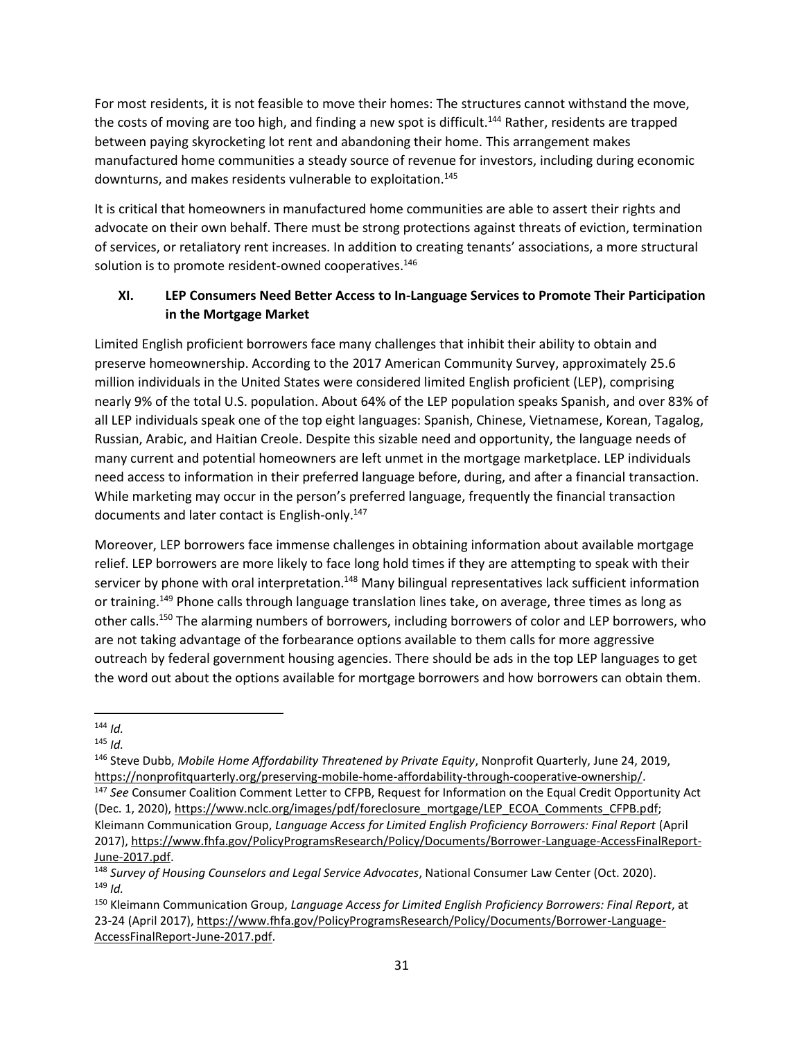For most residents, it is not feasible to move their homes: The structures cannot withstand the move, the costs of moving are too high, and finding a new spot is difficult.[144] Rather, residents are trapped between paying skyrocketing lot rent and abandoning their home. This arrangement makes manufactured home communities a steady source of revenue for investors, including during economic downturns, and makes residents vulnerable to exploitation.[145]

It is critical that homeowners in manufactured home communities are able to assert their rights and advocate on their own behalf. There must be strong protections against threats of eviction, termination of services, or retaliatory rent increases. In addition to creating tenants' associations, a more structural solution is to promote resident-owned cooperatives.[146]

## XI. LEP Consumers Need Better Access to In-Language Services to Promote Their Participation in the Mortgage Market

Limited English proficient borrowers face many challenges that inhibit their ability to obtain and preserve homeownership. According to the 2017 American Community Survey, approximately 25.6 million individuals in the United States were considered limited English proficient (LEP), comprising nearly 9% of the total U.S. population. About 64% of the LEP population speaks Spanish, and over 83% of all LEP individuals speak one of the top eight languages: Spanish, Chinese, Vietnamese, Korean, Tagalog, Russian, Arabic, and Haitian Creole. Despite this sizable need and opportunity, the language needs of many current and potential homeowners are left unmet in the mortgage marketplace. LEP individuals need access to information in their preferred language before, during, and after a financial transaction. While marketing may occur in the person's preferred language, frequently the financial transaction documents and later contact is English-only.[147]

Moreover, LEP borrowers face immense challenges in obtaining information about available mortgage relief. LEP borrowers are more likely to face long hold times if they are attempting to speak with their servicer by phone with oral interpretation.[148] Many bilingual representatives lack sufficient information or training.[149] Phone calls through language translation lines take, on average, three times as long as other calls.[150] The alarming numbers of borrowers, including borrowers of color and LEP borrowers, who are not taking advantage of the forbearance options available to them calls for more aggressive outreach by federal government housing agencies. There should be ads in the top LEP languages to get the word out about the options available for mortgage borrowers and how borrowers can obtain them.

---

[144] *Id.*

[145] *Id.*

[146] Steve Dubb, *Mobile Home Affordability Threatened by Private Equity*, Nonprofit Quarterly, June 24, 2019, https://nonprofitquarterly.org/preserving-mobile-home-affordability-through-cooperative-ownership/.

[147] *See* Consumer Coalition Comment Letter to CFPB, Request for Information on the Equal Credit Opportunity Act (Dec. 1, 2020), https://www.nclc.org/images/pdf/foreclosure_mortgage/LEP_ECOA_Comments_CFPB.pdf; Kleimann Communication Group, *Language Access for Limited English Proficiency Borrowers: Final Report* (April 2017), https://www.fhfa.gov/PolicyProgramsResearch/Policy/Documents/Borrower-Language-AccessFinalReport-June-2017.pdf.

[148] *Survey of Housing Counselors and Legal Service Advocates*, National Consumer Law Center (Oct. 2020).

[149] *Id.*

[150] Kleimann Communication Group, *Language Access for Limited English Proficiency Borrowers: Final Report*, at 23-24 (April 2017), https://www.fhfa.gov/PolicyProgramsResearch/Policy/Documents/Borrower-Language-AccessFinalReport-June-2017.pdf.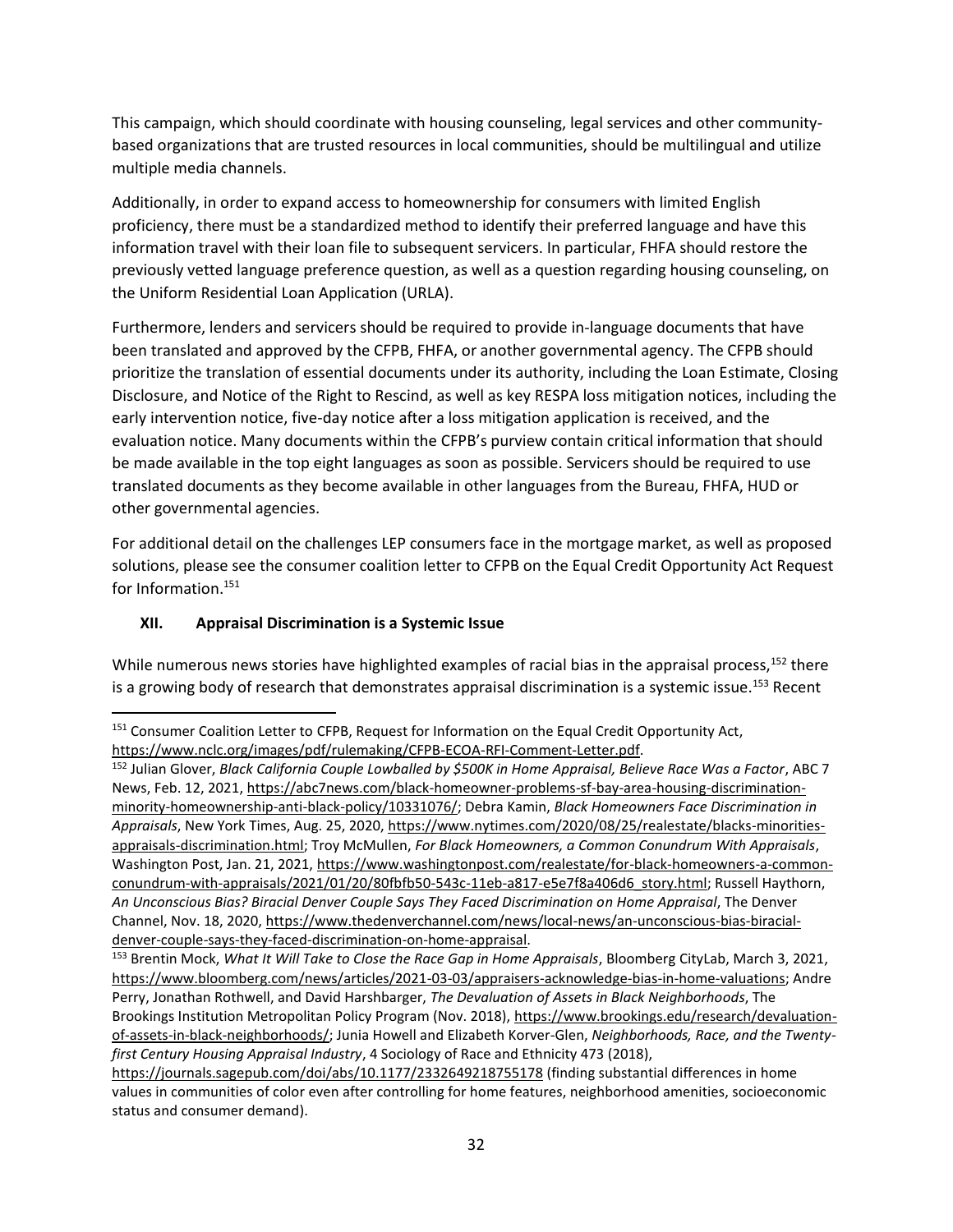This campaign, which should coordinate with housing counseling, legal services and other community-based organizations that are trusted resources in local communities, should be multilingual and utilize multiple media channels.

Additionally, in order to expand access to homeownership for consumers with limited English proficiency, there must be a standardized method to identify their preferred language and have this information travel with their loan file to subsequent servicers. In particular, FHFA should restore the previously vetted language preference question, as well as a question regarding housing counseling, on the Uniform Residential Loan Application (URLA).

Furthermore, lenders and servicers should be required to provide in-language documents that have been translated and approved by the CFPB, FHFA, or another governmental agency. The CFPB should prioritize the translation of essential documents under its authority, including the Loan Estimate, Closing Disclosure, and Notice of the Right to Rescind, as well as key RESPA loss mitigation notices, including the early intervention notice, five-day notice after a loss mitigation application is received, and the evaluation notice. Many documents within the CFPB's purview contain critical information that should be made available in the top eight languages as soon as possible. Servicers should be required to use translated documents as they become available in other languages from the Bureau, FHFA, HUD or other governmental agencies.

For additional detail on the challenges LEP consumers face in the mortgage market, as well as proposed solutions, please see the consumer coalition letter to CFPB on the Equal Credit Opportunity Act Request for Information.[151]

### XII. Appraisal Discrimination is a Systemic Issue

While numerous news stories have highlighted examples of racial bias in the appraisal process,[152] there is a growing body of research that demonstrates appraisal discrimination is a systemic issue.[153] Recent

---

[151] Consumer Coalition Letter to CFPB, Request for Information on the Equal Credit Opportunity Act, https://www.nclc.org/images/pdf/rulemaking/CFPB-ECOA-RFI-Comment-Letter.pdf.

[152] Julian Glover, *Black California Couple Lowballed by $500K in Home Appraisal, Believe Race Was a Factor*, ABC 7 News, Feb. 12, 2021, https://abc7news.com/black-homeowner-problems-sf-bay-area-housing-discrimination-minority-homeownership-anti-black-policy/10331076/; Debra Kamin, *Black Homeowners Face Discrimination in Appraisals*, New York Times, Aug. 25, 2020, https://www.nytimes.com/2020/08/25/realestate/blacks-minorities-appraisals-discrimination.html; Troy McMullen, *For Black Homeowners, a Common Conundrum With Appraisals*, Washington Post, Jan. 21, 2021, https://www.washingtonpost.com/realestate/for-black-homeowners-a-common-conundrum-with-appraisals/2021/01/20/80fbfb50-543c-11eb-a817-e5e7f8a406d6_story.html; Russell Haythorn, *An Unconscious Bias? Biracial Denver Couple Says They Faced Discrimination on Home Appraisal*, The Denver Channel, Nov. 18, 2020, https://www.thedenverchannel.com/news/local-news/an-unconscious-bias-biracial-denver-couple-says-they-faced-discrimination-on-home-appraisal.

[153] Brentin Mock, *What It Will Take to Close the Race Gap in Home Appraisals*, Bloomberg CityLab, March 3, 2021, https://www.bloomberg.com/news/articles/2021-03-03/appraisers-acknowledge-bias-in-home-valuations; Andre Perry, Jonathan Rothwell, and David Harshbarger, *The Devaluation of Assets in Black Neighborhoods*, The Brookings Institution Metropolitan Policy Program (Nov. 2018), https://www.brookings.edu/research/devaluation-of-assets-in-black-neighborhoods/; Junia Howell and Elizabeth Korver-Glen, *Neighborhoods, Race, and the Twenty-first Century Housing Appraisal Industry*, 4 Sociology of Race and Ethnicity 473 (2018), https://journals.sagepub.com/doi/abs/10.1177/2332649218755178 (finding substantial differences in home values in communities of color even after controlling for home features, neighborhood amenities, socioeconomic status and consumer demand).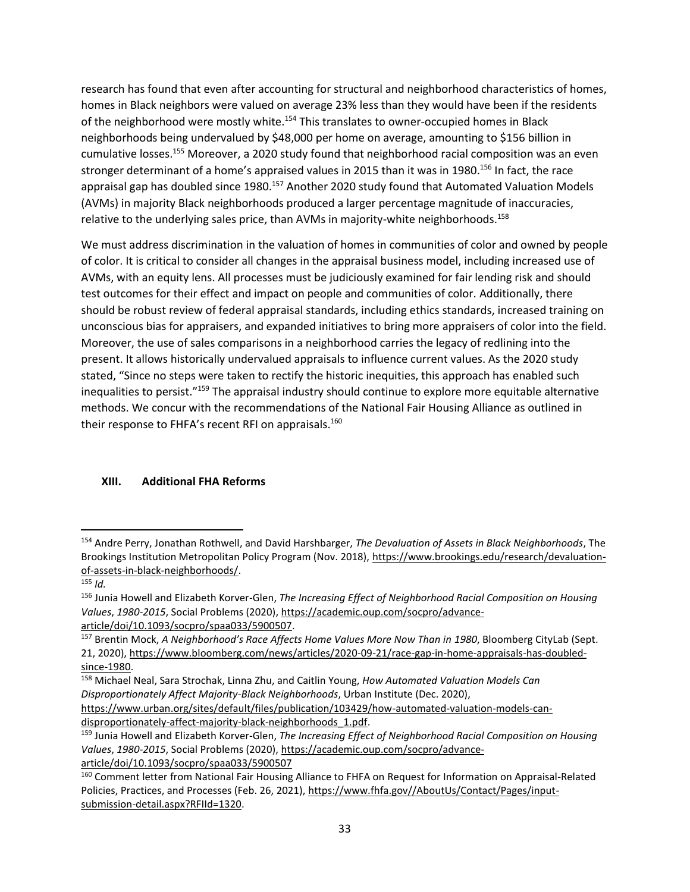research has found that even after accounting for structural and neighborhood characteristics of homes, homes in Black neighbors were valued on average 23% less than they would have been if the residents of the neighborhood were mostly white.[154] This translates to owner-occupied homes in Black neighborhoods being undervalued by $48,000 per home on average, amounting to $156 billion in cumulative losses.[155] Moreover, a 2020 study found that neighborhood racial composition was an even stronger determinant of a home's appraised values in 2015 than it was in 1980.[156] In fact, the race appraisal gap has doubled since 1980.[157] Another 2020 study found that Automated Valuation Models (AVMs) in majority Black neighborhoods produced a larger percentage magnitude of inaccuracies, relative to the underlying sales price, than AVMs in majority-white neighborhoods.[158]

We must address discrimination in the valuation of homes in communities of color and owned by people of color. It is critical to consider all changes in the appraisal business model, including increased use of AVMs, with an equity lens. All processes must be judiciously examined for fair lending risk and should test outcomes for their effect and impact on people and communities of color. Additionally, there should be robust review of federal appraisal standards, including ethics standards, increased training on unconscious bias for appraisers, and expanded initiatives to bring more appraisers of color into the field. Moreover, the use of sales comparisons in a neighborhood carries the legacy of redlining into the present. It allows historically undervalued appraisals to influence current values. As the 2020 study stated, "Since no steps were taken to rectify the historic inequities, this approach has enabled such inequalities to persist."[159] The appraisal industry should continue to explore more equitable alternative methods. We concur with the recommendations of the National Fair Housing Alliance as outlined in their response to FHFA's recent RFI on appraisals.[160]

## XIII. Additional FHA Reforms

---

[154] Andre Perry, Jonathan Rothwell, and David Harshbarger, *The Devaluation of Assets in Black Neighborhoods*, The Brookings Institution Metropolitan Policy Program (Nov. 2018), https://www.brookings.edu/research/devaluation-of-assets-in-black-neighborhoods/.

[155] *Id.*

[156] Junia Howell and Elizabeth Korver-Glen, *The Increasing Effect of Neighborhood Racial Composition on Housing Values, 1980-2015*, Social Problems (2020), https://academic.oup.com/socpro/advance-article/doi/10.1093/socpro/spaa033/5900507.

[157] Brentin Mock, *A Neighborhood's Race Affects Home Values More Now Than in 1980*, Bloomberg CityLab (Sept. 21, 2020), https://www.bloomberg.com/news/articles/2020-09-21/race-gap-in-home-appraisals-has-doubled-since-1980.

[158] Michael Neal, Sara Strochak, Linna Zhu, and Caitlin Young, *How Automated Valuation Models Can Disproportionately Affect Majority-Black Neighborhoods*, Urban Institute (Dec. 2020), https://www.urban.org/sites/default/files/publication/103429/how-automated-valuation-models-can-disproportionately-affect-majority-black-neighborhoods_1.pdf.

[159] Junia Howell and Elizabeth Korver-Glen, *The Increasing Effect of Neighborhood Racial Composition on Housing Values, 1980-2015*, Social Problems (2020), https://academic.oup.com/socpro/advance-article/doi/10.1093/socpro/spaa033/5900507

[160] Comment letter from National Fair Housing Alliance to FHFA on Request for Information on Appraisal-Related Policies, Practices, and Processes (Feb. 26, 2021), https://www.fhfa.gov//AboutUs/Contact/Pages/input-submission-detail.aspx?RFIId=1320.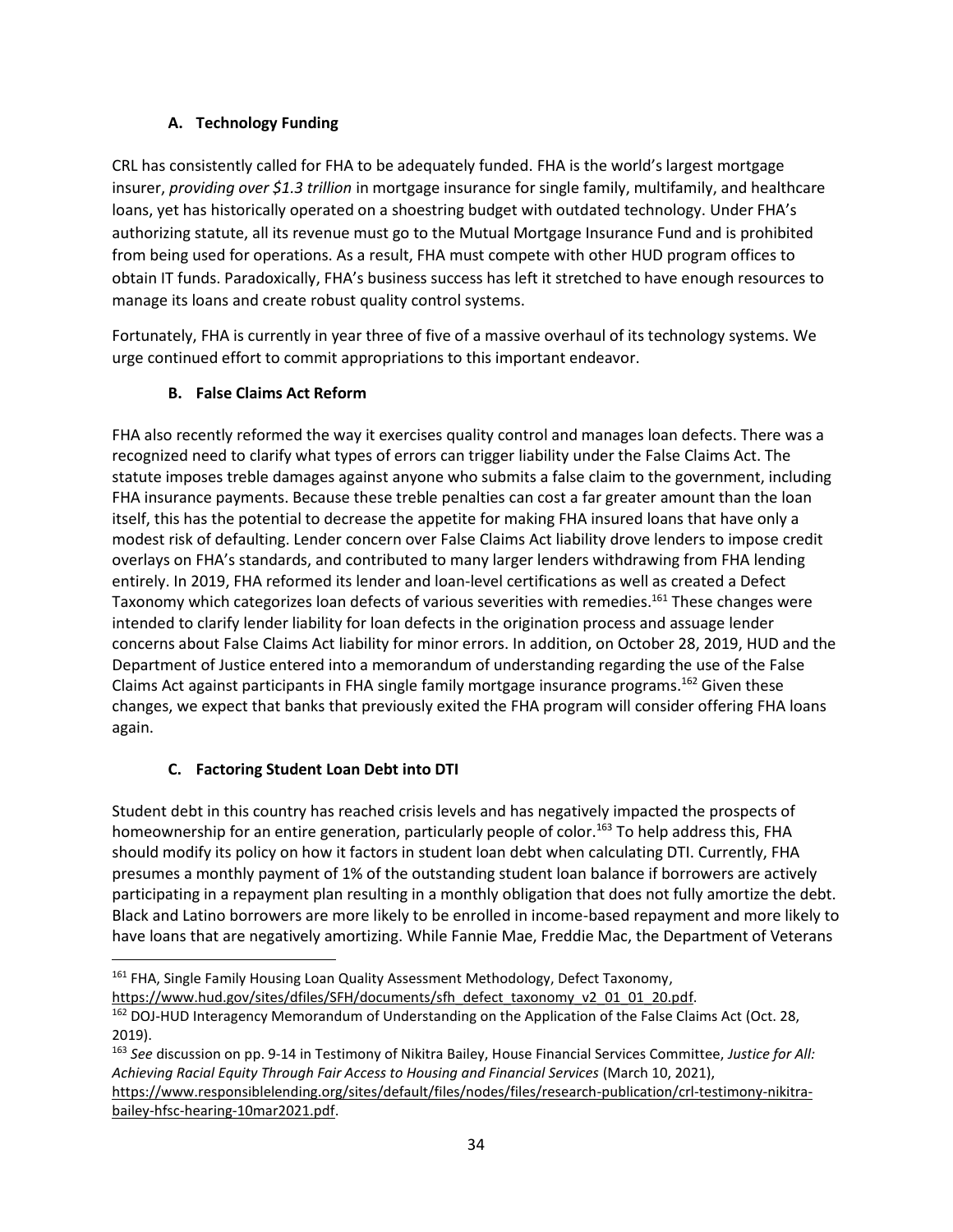### A. Technology Funding

CRL has consistently called for FHA to be adequately funded. FHA is the world's largest mortgage insurer, *providing over $1.3 trillion* in mortgage insurance for single family, multifamily, and healthcare loans, yet has historically operated on a shoestring budget with outdated technology. Under FHA's authorizing statute, all its revenue must go to the Mutual Mortgage Insurance Fund and is prohibited from being used for operations. As a result, FHA must compete with other HUD program offices to obtain IT funds. Paradoxically, FHA's business success has left it stretched to have enough resources to manage its loans and create robust quality control systems.

Fortunately, FHA is currently in year three of five of a massive overhaul of its technology systems. We urge continued effort to commit appropriations to this important endeavor.

### B. False Claims Act Reform

FHA also recently reformed the way it exercises quality control and manages loan defects. There was a recognized need to clarify what types of errors can trigger liability under the False Claims Act. The statute imposes treble damages against anyone who submits a false claim to the government, including FHA insurance payments. Because these treble penalties can cost a far greater amount than the loan itself, this has the potential to decrease the appetite for making FHA insured loans that have only a modest risk of defaulting. Lender concern over False Claims Act liability drove lenders to impose credit overlays on FHA's standards, and contributed to many larger lenders withdrawing from FHA lending entirely. In 2019, FHA reformed its lender and loan-level certifications as well as created a Defect Taxonomy which categorizes loan defects of various severities with remedies.[161] These changes were intended to clarify lender liability for loan defects in the origination process and assuage lender concerns about False Claims Act liability for minor errors. In addition, on October 28, 2019, HUD and the Department of Justice entered into a memorandum of understanding regarding the use of the False Claims Act against participants in FHA single family mortgage insurance programs.[162] Given these changes, we expect that banks that previously exited the FHA program will consider offering FHA loans again.

### C. Factoring Student Loan Debt into DTI

Student debt in this country has reached crisis levels and has negatively impacted the prospects of homeownership for an entire generation, particularly people of color.[163] To help address this, FHA should modify its policy on how it factors in student loan debt when calculating DTI. Currently, FHA presumes a monthly payment of 1% of the outstanding student loan balance if borrowers are actively participating in a repayment plan resulting in a monthly obligation that does not fully amortize the debt. Black and Latino borrowers are more likely to be enrolled in income-based repayment and more likely to have loans that are negatively amortizing. While Fannie Mae, Freddie Mac, the Department of Veterans

---

[161] FHA, Single Family Housing Loan Quality Assessment Methodology, Defect Taxonomy, https://www.hud.gov/sites/dfiles/SFH/documents/sfh_defect_taxonomy_v2_01_01_20.pdf.

[162] DOJ-HUD Interagency Memorandum of Understanding on the Application of the False Claims Act (Oct. 28, 2019).

[163] *See* discussion on pp. 9-14 in Testimony of Nikitra Bailey, House Financial Services Committee, *Justice for All: Achieving Racial Equity Through Fair Access to Housing and Financial Services* (March 10, 2021), https://www.responsiblelending.org/sites/default/files/nodes/files/research-publication/crl-testimony-nikitra-bailey-hfsc-hearing-10mar2021.pdf.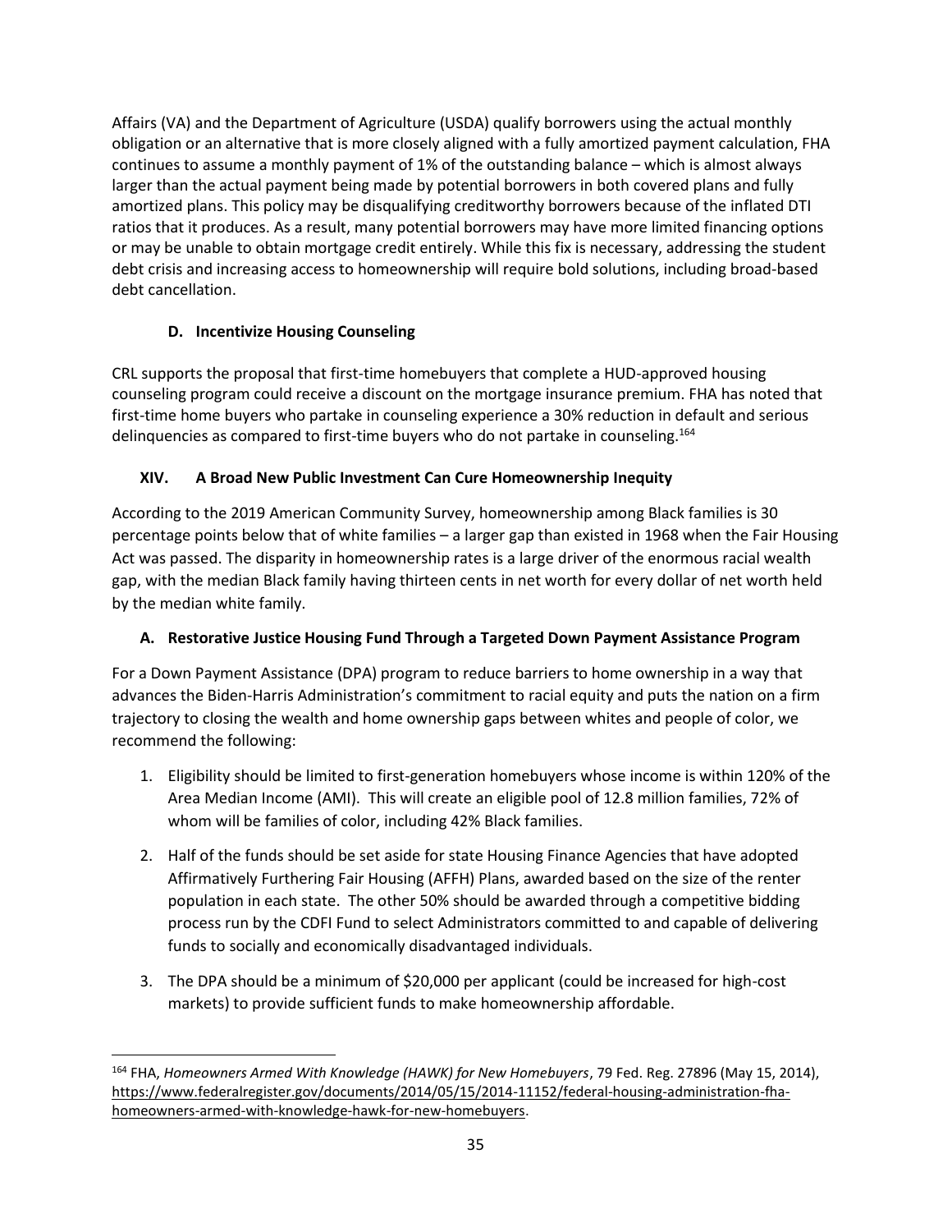Affairs (VA) and the Department of Agriculture (USDA) qualify borrowers using the actual monthly obligation or an alternative that is more closely aligned with a fully amortized payment calculation, FHA continues to assume a monthly payment of 1% of the outstanding balance – which is almost always larger than the actual payment being made by potential borrowers in both covered plans and fully amortized plans. This policy may be disqualifying creditworthy borrowers because of the inflated DTI ratios that it produces. As a result, many potential borrowers may have more limited financing options or may be unable to obtain mortgage credit entirely. While this fix is necessary, addressing the student debt crisis and increasing access to homeownership will require bold solutions, including broad-based debt cancellation.

### D. Incentivize Housing Counseling

CRL supports the proposal that first-time homebuyers that complete a HUD-approved housing counseling program could receive a discount on the mortgage insurance premium. FHA has noted that first-time home buyers who partake in counseling experience a 30% reduction in default and serious delinquencies as compared to first-time buyers who do not partake in counseling.[164]

## XIV. A Broad New Public Investment Can Cure Homeownership Inequity

According to the 2019 American Community Survey, homeownership among Black families is 30 percentage points below that of white families – a larger gap than existed in 1968 when the Fair Housing Act was passed. The disparity in homeownership rates is a large driver of the enormous racial wealth gap, with the median Black family having thirteen cents in net worth for every dollar of net worth held by the median white family.

### A. Restorative Justice Housing Fund Through a Targeted Down Payment Assistance Program

For a Down Payment Assistance (DPA) program to reduce barriers to home ownership in a way that advances the Biden-Harris Administration's commitment to racial equity and puts the nation on a firm trajectory to closing the wealth and home ownership gaps between whites and people of color, we recommend the following:

1. Eligibility should be limited to first-generation homebuyers whose income is within 120% of the Area Median Income (AMI). This will create an eligible pool of 12.8 million families, 72% of whom will be families of color, including 42% Black families.
2. Half of the funds should be set aside for state Housing Finance Agencies that have adopted Affirmatively Furthering Fair Housing (AFFH) Plans, awarded based on the size of the renter population in each state. The other 50% should be awarded through a competitive bidding process run by the CDFI Fund to select Administrators committed to and capable of delivering funds to socially and economically disadvantaged individuals.
3. The DPA should be a minimum of $20,000 per applicant (could be increased for high-cost markets) to provide sufficient funds to make homeownership affordable.

---

[164] FHA, *Homeowners Armed With Knowledge (HAWK) for New Homebuyers*, 79 Fed. Reg. 27896 (May 15, 2014), https://www.federalregister.gov/documents/2014/05/15/2014-11152/federal-housing-administration-fha-homeowners-armed-with-knowledge-hawk-for-new-homebuyers.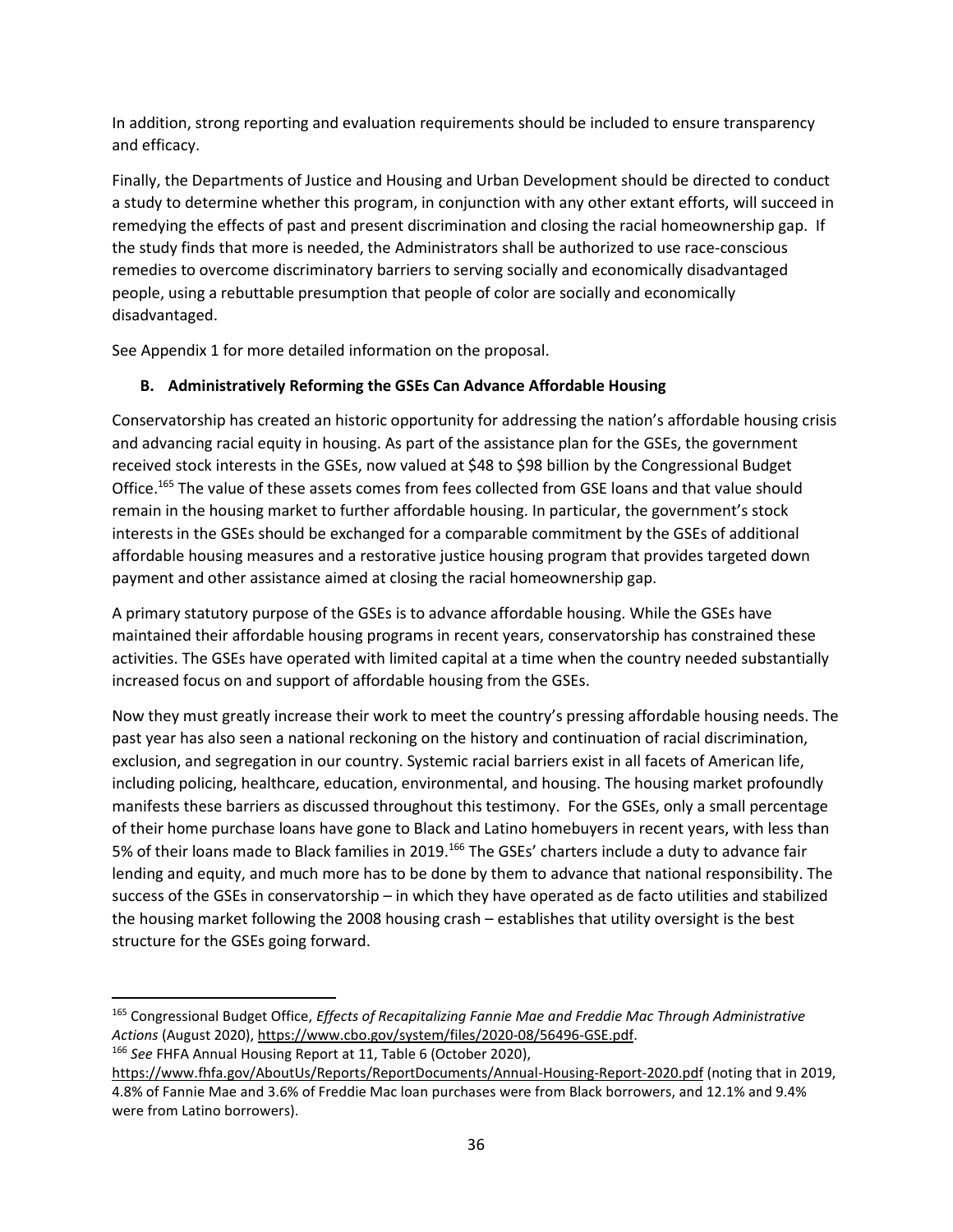In addition, strong reporting and evaluation requirements should be included to ensure transparency and efficacy.

Finally, the Departments of Justice and Housing and Urban Development should be directed to conduct a study to determine whether this program, in conjunction with any other extant efforts, will succeed in remedying the effects of past and present discrimination and closing the racial homeownership gap. If the study finds that more is needed, the Administrators shall be authorized to use race-conscious remedies to overcome discriminatory barriers to serving socially and economically disadvantaged people, using a rebuttable presumption that people of color are socially and economically disadvantaged.

See Appendix 1 for more detailed information on the proposal.

### B. Administratively Reforming the GSEs Can Advance Affordable Housing

Conservatorship has created an historic opportunity for addressing the nation's affordable housing crisis and advancing racial equity in housing. As part of the assistance plan for the GSEs, the government received stock interests in the GSEs, now valued at $48 to $98 billion by the Congressional Budget Office.[165] The value of these assets comes from fees collected from GSE loans and that value should remain in the housing market to further affordable housing. In particular, the government's stock interests in the GSEs should be exchanged for a comparable commitment by the GSEs of additional affordable housing measures and a restorative justice housing program that provides targeted down payment and other assistance aimed at closing the racial homeownership gap.

A primary statutory purpose of the GSEs is to advance affordable housing. While the GSEs have maintained their affordable housing programs in recent years, conservatorship has constrained these activities. The GSEs have operated with limited capital at a time when the country needed substantially increased focus on and support of affordable housing from the GSEs.

Now they must greatly increase their work to meet the country's pressing affordable housing needs. The past year has also seen a national reckoning on the history and continuation of racial discrimination, exclusion, and segregation in our country. Systemic racial barriers exist in all facets of American life, including policing, healthcare, education, environmental, and housing. The housing market profoundly manifests these barriers as discussed throughout this testimony. For the GSEs, only a small percentage of their home purchase loans have gone to Black and Latino homebuyers in recent years, with less than 5% of their loans made to Black families in 2019.[166] The GSEs' charters include a duty to advance fair lending and equity, and much more has to be done by them to advance that national responsibility. The success of the GSEs in conservatorship – in which they have operated as de facto utilities and stabilized the housing market following the 2008 housing crash – establishes that utility oversight is the best structure for the GSEs going forward.

---

[165] Congressional Budget Office, *Effects of Recapitalizing Fannie Mae and Freddie Mac Through Administrative Actions* (August 2020), https://www.cbo.gov/system/files/2020-08/56496-GSE.pdf.

[166] *See* FHFA Annual Housing Report at 11, Table 6 (October 2020), https://www.fhfa.gov/AboutUs/Reports/ReportDocuments/Annual-Housing-Report-2020.pdf (noting that in 2019, 4.8% of Fannie Mae and 3.6% of Freddie Mac loan purchases were from Black borrowers, and 12.1% and 9.4% were from Latino borrowers).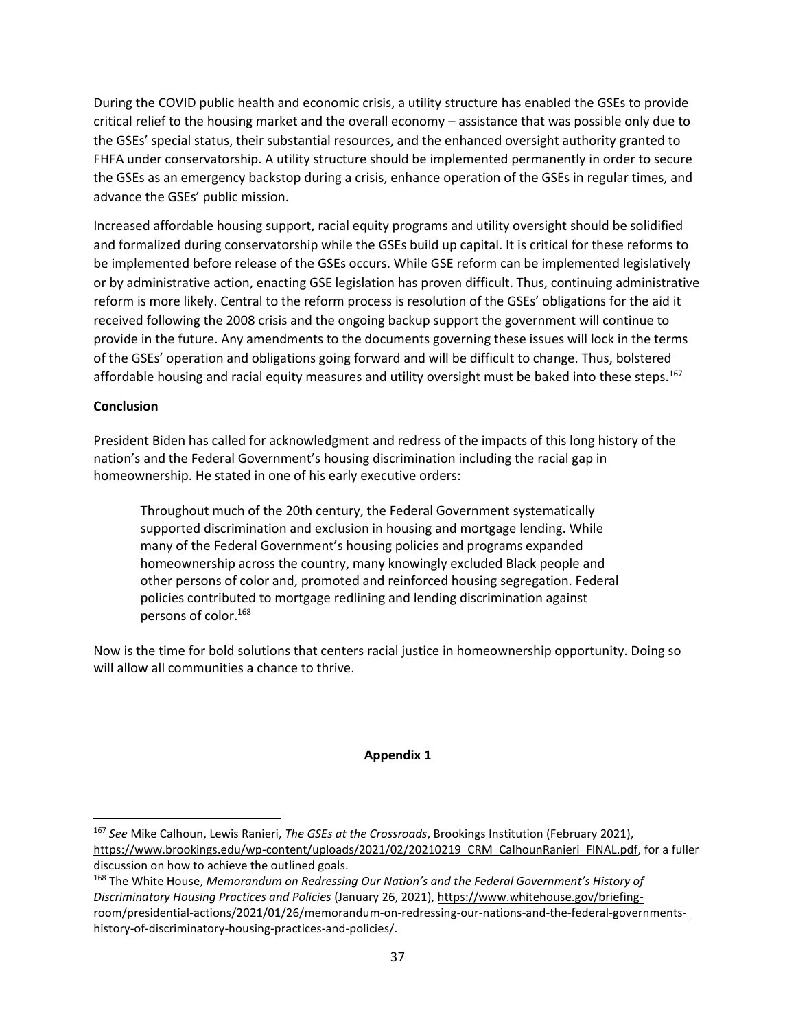During the COVID public health and economic crisis, a utility structure has enabled the GSEs to provide critical relief to the housing market and the overall economy – assistance that was possible only due to the GSEs' special status, their substantial resources, and the enhanced oversight authority granted to FHFA under conservatorship. A utility structure should be implemented permanently in order to secure the GSEs as an emergency backstop during a crisis, enhance operation of the GSEs in regular times, and advance the GSEs' public mission.

Increased affordable housing support, racial equity programs and utility oversight should be solidified and formalized during conservatorship while the GSEs build up capital. It is critical for these reforms to be implemented before release of the GSEs occurs. While GSE reform can be implemented legislatively or by administrative action, enacting GSE legislation has proven difficult. Thus, continuing administrative reform is more likely. Central to the reform process is resolution of the GSEs' obligations for the aid it received following the 2008 crisis and the ongoing backup support the government will continue to provide in the future. Any amendments to the documents governing these issues will lock in the terms of the GSEs' operation and obligations going forward and will be difficult to change. Thus, bolstered affordable housing and racial equity measures and utility oversight must be baked into these steps.[167]

**Conclusion**

President Biden has called for acknowledgment and redress of the impacts of this long history of the nation's and the Federal Government's housing discrimination including the racial gap in homeownership. He stated in one of his early executive orders:

> Throughout much of the 20th century, the Federal Government systematically supported discrimination and exclusion in housing and mortgage lending. While many of the Federal Government's housing policies and programs expanded homeownership across the country, many knowingly excluded Black people and other persons of color and, promoted and reinforced housing segregation. Federal policies contributed to mortgage redlining and lending discrimination against persons of color.[168]

Now is the time for bold solutions that centers racial justice in homeownership opportunity. Doing so will allow all communities a chance to thrive.

**Appendix 1**

---

[167] *See* Mike Calhoun, Lewis Ranieri, *The GSEs at the Crossroads*, Brookings Institution (February 2021), https://www.brookings.edu/wp-content/uploads/2021/02/20210219_CRM_CalhounRanieri_FINAL.pdf, for a fuller discussion on how to achieve the outlined goals.

[168] The White House, *Memorandum on Redressing Our Nation's and the Federal Government's History of Discriminatory Housing Practices and Policies* (January 26, 2021), https://www.whitehouse.gov/briefing-room/presidential-actions/2021/01/26/memorandum-on-redressing-our-nations-and-the-federal-governments-history-of-discriminatory-housing-practices-and-policies/.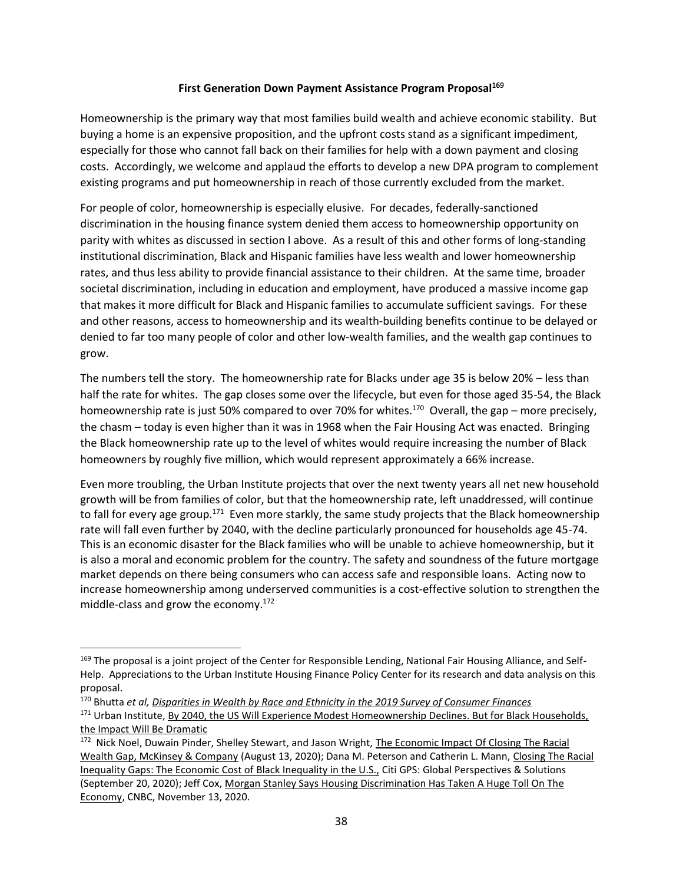**First Generation Down Payment Assistance Program Proposal**[169]

Homeownership is the primary way that most families build wealth and achieve economic stability. But buying a home is an expensive proposition, and the upfront costs stand as a significant impediment, especially for those who cannot fall back on their families for help with a down payment and closing costs. Accordingly, we welcome and applaud the efforts to develop a new DPA program to complement existing programs and put homeownership in reach of those currently excluded from the market.

For people of color, homeownership is especially elusive. For decades, federally-sanctioned discrimination in the housing finance system denied them access to homeownership opportunity on parity with whites as discussed in section I above. As a result of this and other forms of long-standing institutional discrimination, Black and Hispanic families have less wealth and lower homeownership rates, and thus less ability to provide financial assistance to their children. At the same time, broader societal discrimination, including in education and employment, have produced a massive income gap that makes it more difficult for Black and Hispanic families to accumulate sufficient savings. For these and other reasons, access to homeownership and its wealth-building benefits continue to be delayed or denied to far too many people of color and other low-wealth families, and the wealth gap continues to grow.

The numbers tell the story. The homeownership rate for Blacks under age 35 is below 20% – less than half the rate for whites. The gap closes some over the lifecycle, but even for those aged 35-54, the Black homeownership rate is just 50% compared to over 70% for whites.[170] Overall, the gap – more precisely, the chasm – today is even higher than it was in 1968 when the Fair Housing Act was enacted. Bringing the Black homeownership rate up to the level of whites would require increasing the number of Black homeowners by roughly five million, which would represent approximately a 66% increase.

Even more troubling, the Urban Institute projects that over the next twenty years all net new household growth will be from families of color, but that the homeownership rate, left unaddressed, will continue to fall for every age group.[171] Even more starkly, the same study projects that the Black homeownership rate will fall even further by 2040, with the decline particularly pronounced for households age 45-74. This is an economic disaster for the Black families who will be unable to achieve homeownership, but it is also a moral and economic problem for the country. The safety and soundness of the future mortgage market depends on there being consumers who can access safe and responsible loans. Acting now to increase homeownership among underserved communities is a cost-effective solution to strengthen the middle-class and grow the economy.[172]

---

[169] The proposal is a joint project of the Center for Responsible Lending, National Fair Housing Alliance, and Self-Help. Appreciations to the Urban Institute Housing Finance Policy Center for its research and data analysis on this proposal.

[170] Bhutta *et al*, *Disparities in Wealth by Race and Ethnicity in the 2019 Survey of Consumer Finances*

[171] Urban Institute, By 2040, the US Will Experience Modest Homeownership Declines. But for Black Households, the Impact Will Be Dramatic

[172] Nick Noel, Duwain Pinder, Shelley Stewart, and Jason Wright, The Economic Impact Of Closing The Racial Wealth Gap, McKinsey & Company (August 13, 2020); Dana M. Peterson and Catherin L. Mann, Closing The Racial Inequality Gaps: The Economic Cost of Black Inequality in the U.S., Citi GPS: Global Perspectives & Solutions (September 20, 2020); Jeff Cox, Morgan Stanley Says Housing Discrimination Has Taken A Huge Toll On The Economy, CNBC, November 13, 2020.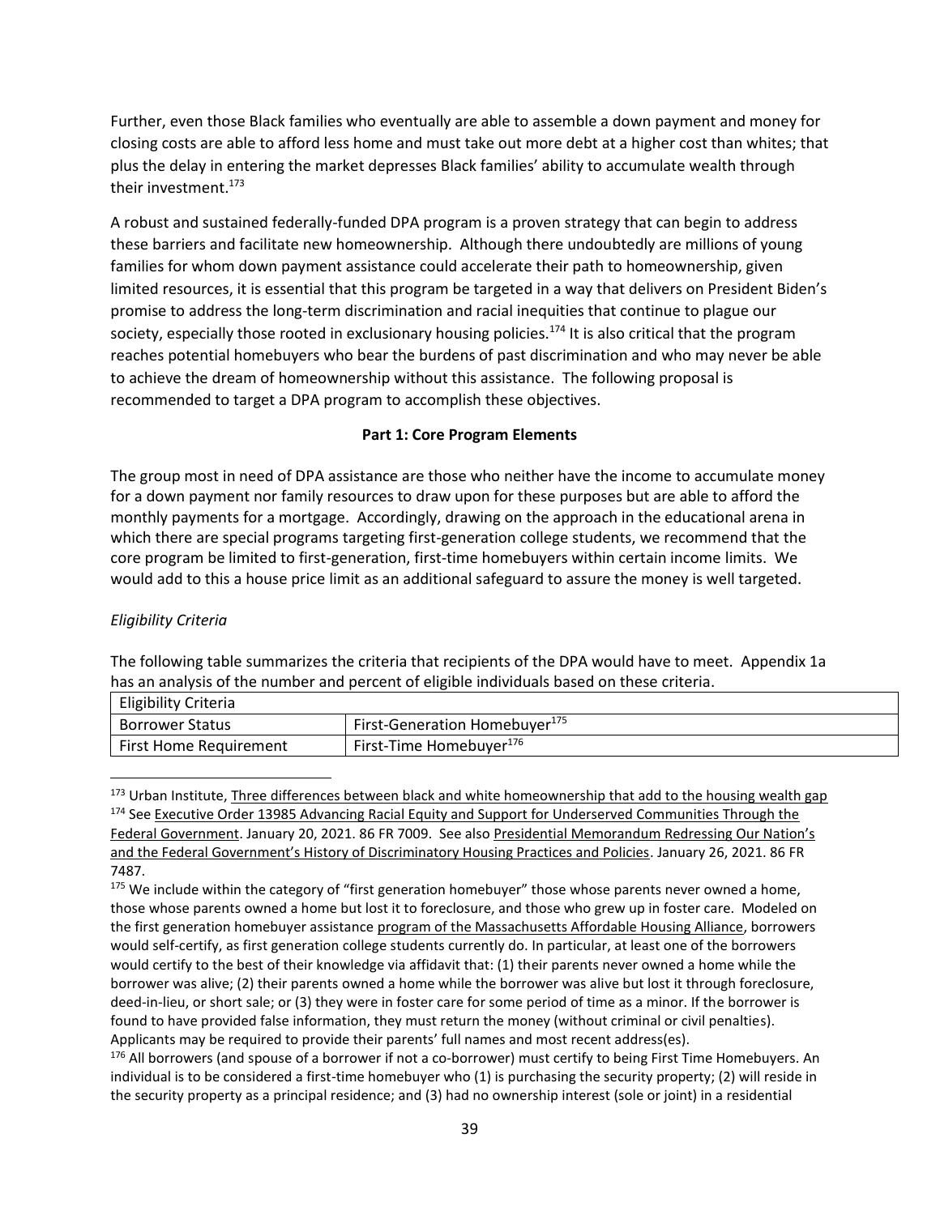Further, even those Black families who eventually are able to assemble a down payment and money for closing costs are able to afford less home and must take out more debt at a higher cost than whites; that plus the delay in entering the market depresses Black families' ability to accumulate wealth through their investment.[173]

A robust and sustained federally-funded DPA program is a proven strategy that can begin to address these barriers and facilitate new homeownership. Although there undoubtedly are millions of young families for whom down payment assistance could accelerate their path to homeownership, given limited resources, it is essential that this program be targeted in a way that delivers on President Biden's promise to address the long-term discrimination and racial inequities that continue to plague our society, especially those rooted in exclusionary housing policies.[174] It is also critical that the program reaches potential homebuyers who bear the burdens of past discrimination and who may never be able to achieve the dream of homeownership without this assistance. The following proposal is recommended to target a DPA program to accomplish these objectives.

**Part 1: Core Program Elements**

The group most in need of DPA assistance are those who neither have the income to accumulate money for a down payment nor family resources to draw upon for these purposes but are able to afford the monthly payments for a mortgage. Accordingly, drawing on the approach in the educational arena in which there are special programs targeting first-generation college students, we recommend that the core program be limited to first-generation, first-time homebuyers within certain income limits. We would add to this a house price limit as an additional safeguard to assure the money is well targeted.

*Eligibility Criteria*

The following table summarizes the criteria that recipients of the DPA would have to meet. Appendix 1a has an analysis of the number and percent of eligible individuals based on these criteria.

| Eligibility Criteria | |
|---|---|
| Borrower Status | First-Generation Homebuyer[175] |
| First Home Requirement | First-Time Homebuyer[176] |

[173] Urban Institute, Three differences between black and white homeownership that add to the housing wealth gap

[174] See Executive Order 13985 Advancing Racial Equity and Support for Underserved Communities Through the Federal Government. January 20, 2021. 86 FR 7009. See also Presidential Memorandum Redressing Our Nation's and the Federal Government's History of Discriminatory Housing Practices and Policies. January 26, 2021. 86 FR 7487.

[175] We include within the category of "first generation homebuyer" those whose parents never owned a home, those whose parents owned a home but lost it to foreclosure, and those who grew up in foster care. Modeled on the first generation homebuyer assistance program of the Massachusetts Affordable Housing Alliance, borrowers would self-certify, as first generation college students currently do. In particular, at least one of the borrowers would certify to the best of their knowledge via affidavit that: (1) their parents never owned a home while the borrower was alive; (2) their parents owned a home while the borrower was alive but lost it through foreclosure, deed-in-lieu, or short sale; or (3) they were in foster care for some period of time as a minor. If the borrower is found to have provided false information, they must return the money (without criminal or civil penalties). Applicants may be required to provide their parents' full names and most recent address(es).

[176] All borrowers (and spouse of a borrower if not a co-borrower) must certify to being First Time Homebuyers. An individual is to be considered a first-time homebuyer who (1) is purchasing the security property; (2) will reside in the security property as a principal residence; and (3) had no ownership interest (sole or joint) in a residential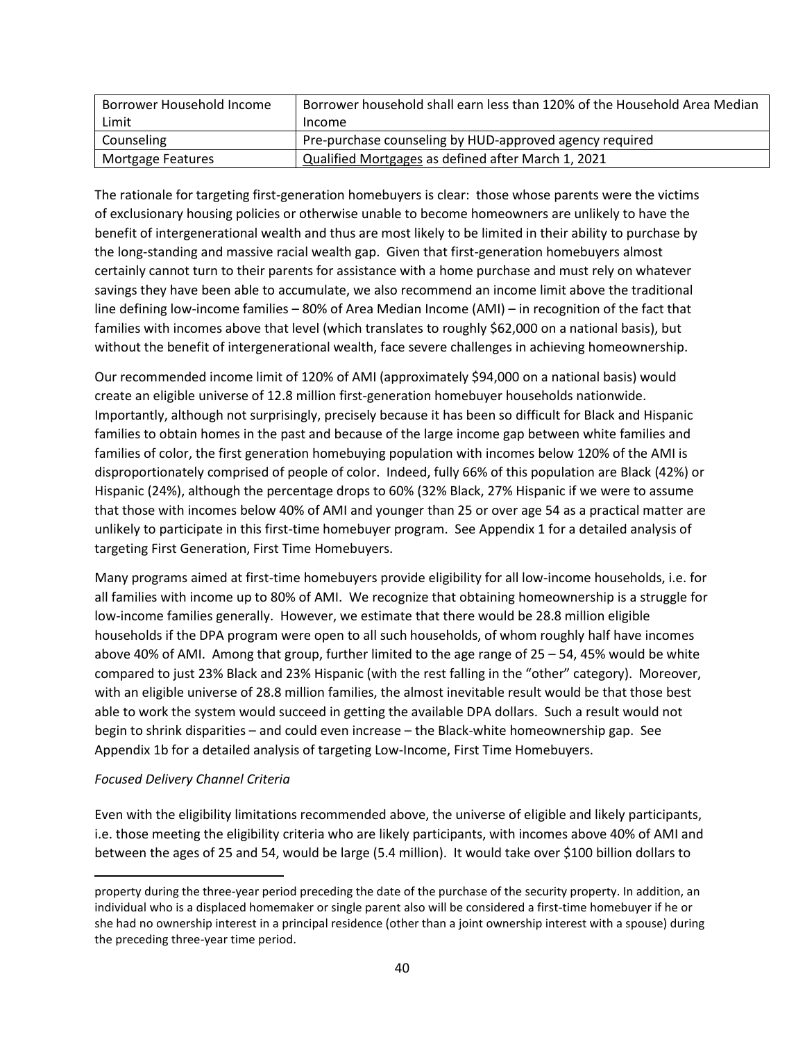| Borrower Household Income Limit | Borrower household shall earn less than 120% of the Household Area Median Income |
|---|---|
| Counseling | Pre-purchase counseling by HUD-approved agency required |
| Mortgage Features | Qualified Mortgages as defined after March 1, 2021 |

The rationale for targeting first-generation homebuyers is clear: those whose parents were the victims of exclusionary housing policies or otherwise unable to become homeowners are unlikely to have the benefit of intergenerational wealth and thus are most likely to be limited in their ability to purchase by the long-standing and massive racial wealth gap. Given that first-generation homebuyers almost certainly cannot turn to their parents for assistance with a home purchase and must rely on whatever savings they have been able to accumulate, we also recommend an income limit above the traditional line defining low-income families – 80% of Area Median Income (AMI) – in recognition of the fact that families with incomes above that level (which translates to roughly $62,000 on a national basis), but without the benefit of intergenerational wealth, face severe challenges in achieving homeownership.

Our recommended income limit of 120% of AMI (approximately $94,000 on a national basis) would create an eligible universe of 12.8 million first-generation homebuyer households nationwide. Importantly, although not surprisingly, precisely because it has been so difficult for Black and Hispanic families to obtain homes in the past and because of the large income gap between white families and families of color, the first generation homebuying population with incomes below 120% of the AMI is disproportionately comprised of people of color. Indeed, fully 66% of this population are Black (42%) or Hispanic (24%), although the percentage drops to 60% (32% Black, 27% Hispanic if we were to assume that those with incomes below 40% of AMI and younger than 25 or over age 54 as a practical matter are unlikely to participate in this first-time homebuyer program. See Appendix 1 for a detailed analysis of targeting First Generation, First Time Homebuyers.

Many programs aimed at first-time homebuyers provide eligibility for all low-income households, i.e. for all families with income up to 80% of AMI. We recognize that obtaining homeownership is a struggle for low-income families generally. However, we estimate that there would be 28.8 million eligible households if the DPA program were open to all such households, of whom roughly half have incomes above 40% of AMI. Among that group, further limited to the age range of 25 – 54, 45% would be white compared to just 23% Black and 23% Hispanic (with the rest falling in the "other" category). Moreover, with an eligible universe of 28.8 million families, the almost inevitable result would be that those best able to work the system would succeed in getting the available DPA dollars. Such a result would not begin to shrink disparities – and could even increase – the Black-white homeownership gap. See Appendix 1b for a detailed analysis of targeting Low-Income, First Time Homebuyers.

*Focused Delivery Channel Criteria*

Even with the eligibility limitations recommended above, the universe of eligible and likely participants, i.e. those meeting the eligibility criteria who are likely participants, with incomes above 40% of AMI and between the ages of 25 and 54, would be large (5.4 million). It would take over $100 billion dollars to

property during the three-year period preceding the date of the purchase of the security property. In addition, an individual who is a displaced homemaker or single parent also will be considered a first-time homebuyer if he or she had no ownership interest in a principal residence (other than a joint ownership interest with a spouse) during the preceding three-year time period.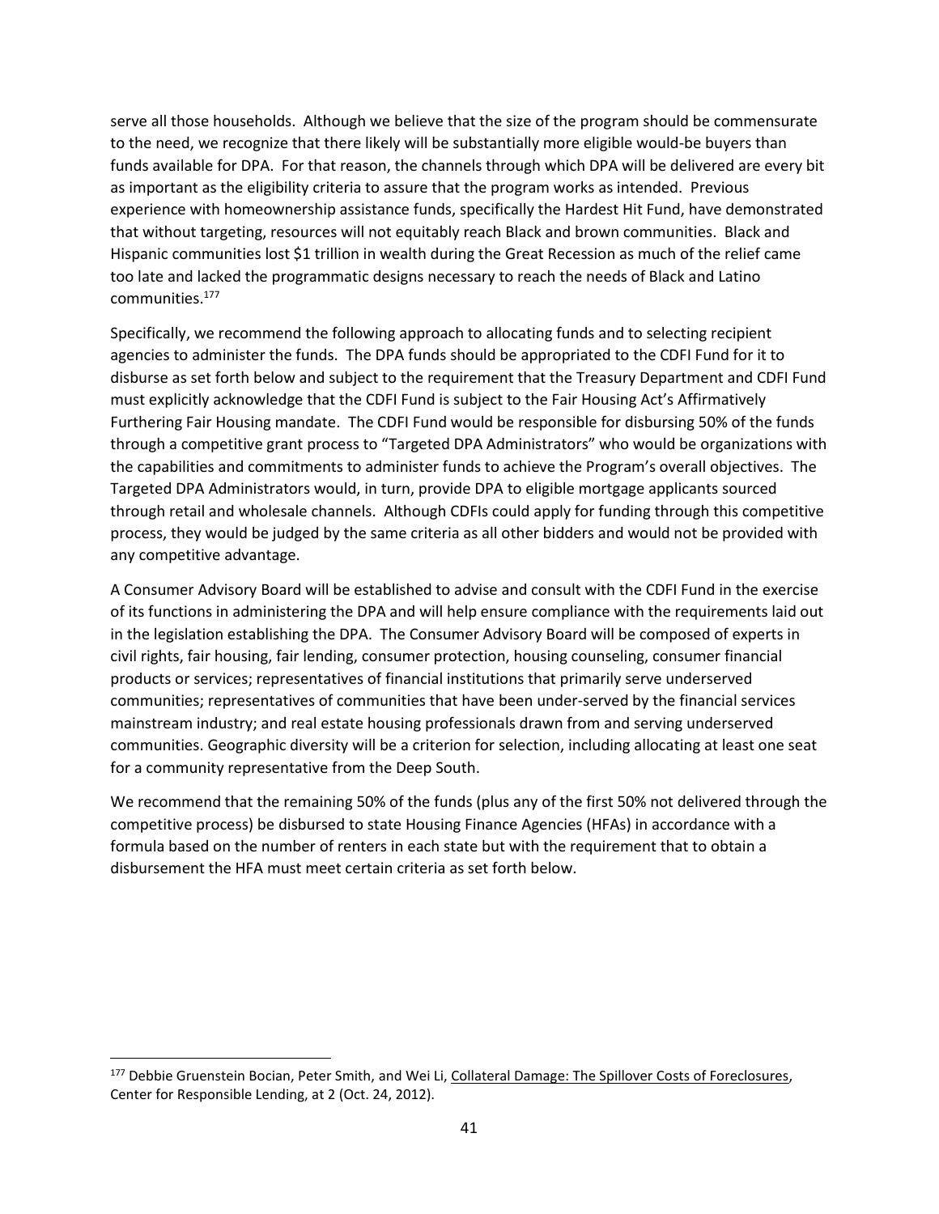serve all those households. Although we believe that the size of the program should be commensurate to the need, we recognize that there likely will be substantially more eligible would-be buyers than funds available for DPA. For that reason, the channels through which DPA will be delivered are every bit as important as the eligibility criteria to assure that the program works as intended. Previous experience with homeownership assistance funds, specifically the Hardest Hit Fund, have demonstrated that without targeting, resources will not equitably reach Black and brown communities. Black and Hispanic communities lost $1 trillion in wealth during the Great Recession as much of the relief came too late and lacked the programmatic designs necessary to reach the needs of Black and Latino communities.[177]

Specifically, we recommend the following approach to allocating funds and to selecting recipient agencies to administer the funds. The DPA funds should be appropriated to the CDFI Fund for it to disburse as set forth below and subject to the requirement that the Treasury Department and CDFI Fund must explicitly acknowledge that the CDFI Fund is subject to the Fair Housing Act's Affirmatively Furthering Fair Housing mandate. The CDFI Fund would be responsible for disbursing 50% of the funds through a competitive grant process to "Targeted DPA Administrators" who would be organizations with the capabilities and commitments to administer funds to achieve the Program's overall objectives. The Targeted DPA Administrators would, in turn, provide DPA to eligible mortgage applicants sourced through retail and wholesale channels. Although CDFIs could apply for funding through this competitive process, they would be judged by the same criteria as all other bidders and would not be provided with any competitive advantage.

A Consumer Advisory Board will be established to advise and consult with the CDFI Fund in the exercise of its functions in administering the DPA and will help ensure compliance with the requirements laid out in the legislation establishing the DPA. The Consumer Advisory Board will be composed of experts in civil rights, fair housing, fair lending, consumer protection, housing counseling, consumer financial products or services; representatives of financial institutions that primarily serve underserved communities; representatives of communities that have been under-served by the financial services mainstream industry; and real estate housing professionals drawn from and serving underserved communities. Geographic diversity will be a criterion for selection, including allocating at least one seat for a community representative from the Deep South.

We recommend that the remaining 50% of the funds (plus any of the first 50% not delivered through the competitive process) be disbursed to state Housing Finance Agencies (HFAs) in accordance with a formula based on the number of renters in each state but with the requirement that to obtain a disbursement the HFA must meet certain criteria as set forth below.

---

[177] Debbie Gruenstein Bocian, Peter Smith, and Wei Li, Collateral Damage: The Spillover Costs of Foreclosures, Center for Responsible Lending, at 2 (Oct. 24, 2012).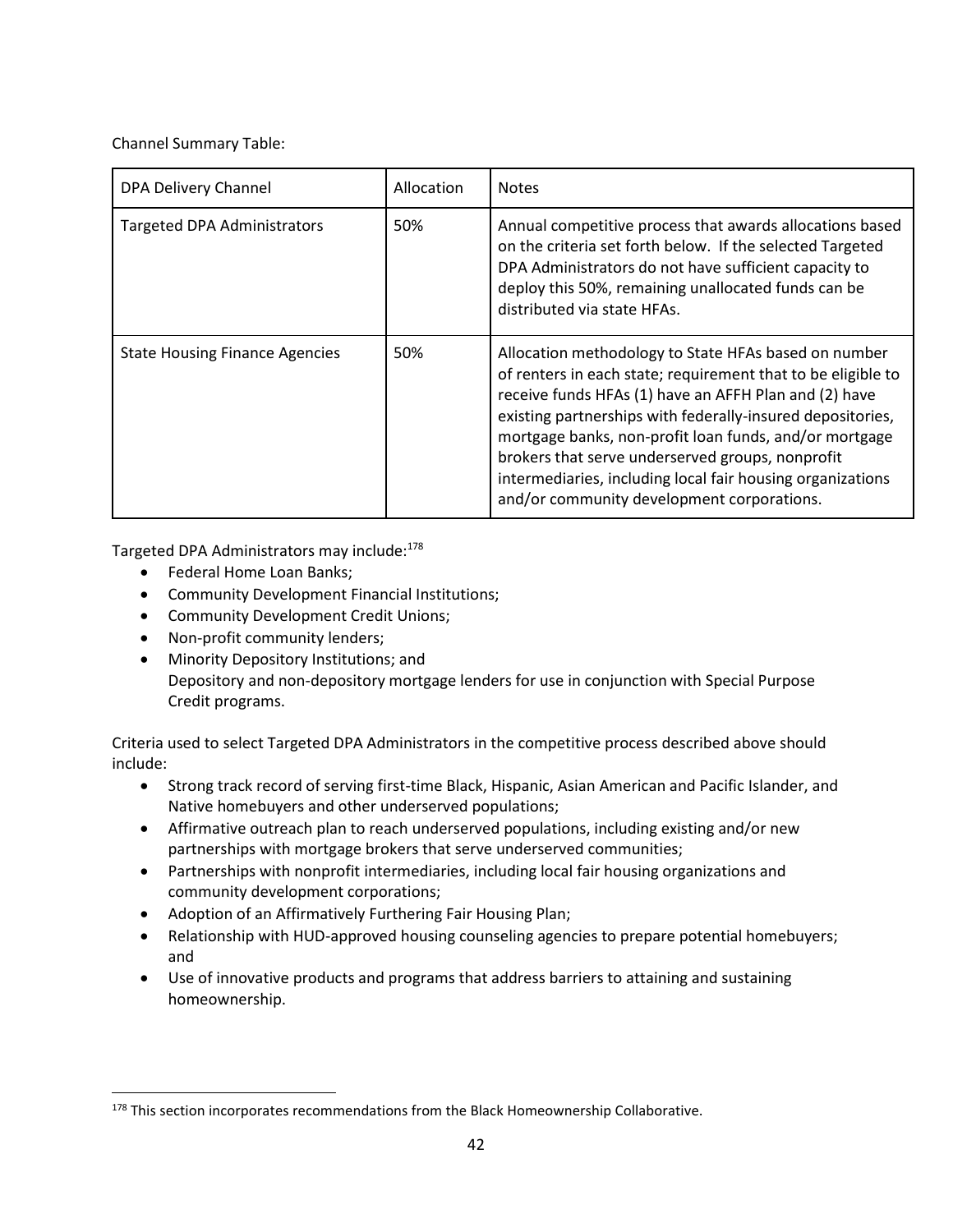Channel Summary Table:

| DPA Delivery Channel | Allocation | Notes |
| --- | --- | --- |
| Targeted DPA Administrators | 50% | Annual competitive process that awards allocations based on the criteria set forth below. If the selected Targeted DPA Administrators do not have sufficient capacity to deploy this 50%, remaining unallocated funds can be distributed via state HFAs. |
| State Housing Finance Agencies | 50% | Allocation methodology to State HFAs based on number of renters in each state; requirement that to be eligible to receive funds HFAs (1) have an AFFH Plan and (2) have existing partnerships with federally-insured depositories, mortgage banks, non-profit loan funds, and/or mortgage brokers that serve underserved groups, nonprofit intermediaries, including local fair housing organizations and/or community development corporations. |

Targeted DPA Administrators may include:[178]

- Federal Home Loan Banks;
- Community Development Financial Institutions;
- Community Development Credit Unions;
- Non-profit community lenders;
- Minority Depository Institutions; and
  Depository and non-depository mortgage lenders for use in conjunction with Special Purpose Credit programs.

Criteria used to select Targeted DPA Administrators in the competitive process described above should include:

- Strong track record of serving first-time Black, Hispanic, Asian American and Pacific Islander, and Native homebuyers and other underserved populations;
- Affirmative outreach plan to reach underserved populations, including existing and/or new partnerships with mortgage brokers that serve underserved communities;
- Partnerships with nonprofit intermediaries, including local fair housing organizations and community development corporations;
- Adoption of an Affirmatively Furthering Fair Housing Plan;
- Relationship with HUD-approved housing counseling agencies to prepare potential homebuyers; and
- Use of innovative products and programs that address barriers to attaining and sustaining homeownership.

[178] This section incorporates recommendations from the Black Homeownership Collaborative.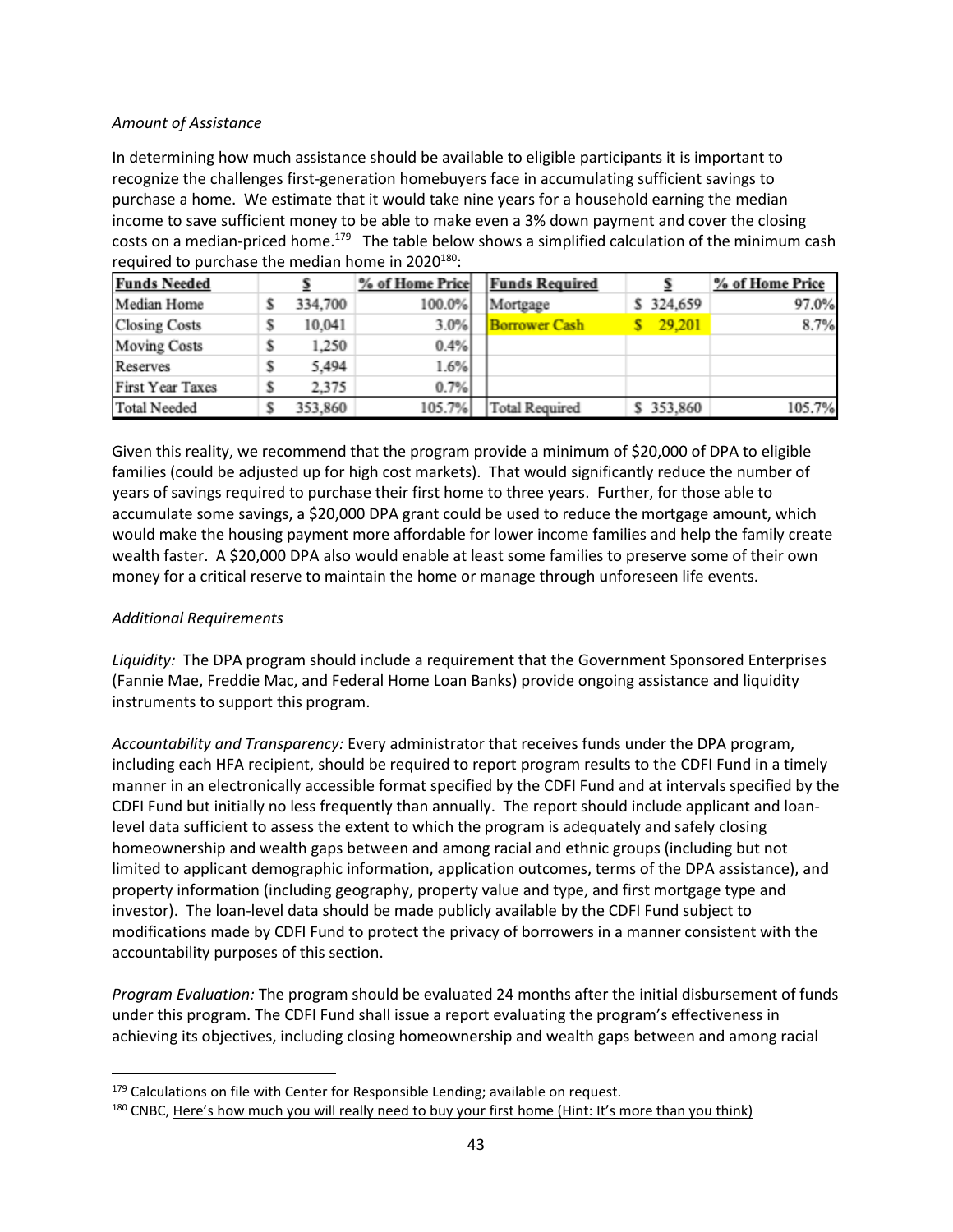*Amount of Assistance*

In determining how much assistance should be available to eligible participants it is important to recognize the challenges first-generation homebuyers face in accumulating sufficient savings to purchase a home. We estimate that it would take nine years for a household earning the median income to save sufficient money to be able to make even a 3% down payment and cover the closing costs on a median-priced home.[179] The table below shows a simplified calculation of the minimum cash required to purchase the median home in 2020[180]:

| Funds Needed | $ | % of Home Price | Funds Required | $ | % of Home Price |
|---|---|---|---|---|---|
| Median Home | $ 334,700 | 100.0% | Mortgage | $ 324,659 | 97.0% |
| Closing Costs | $ 10,041 | 3.0% | Borrower Cash | $ 29,201 | 8.7% |
| Moving Costs | $ 1,250 | 0.4% | | | |
| Reserves | $ 5,494 | 1.6% | | | |
| First Year Taxes | $ 2,375 | 0.7% | | | |
| Total Needed | $ 353,860 | 105.7% | Total Required | $ 353,860 | 105.7% |

Given this reality, we recommend that the program provide a minimum of $20,000 of DPA to eligible families (could be adjusted up for high cost markets). That would significantly reduce the number of years of savings required to purchase their first home to three years. Further, for those able to accumulate some savings, a $20,000 DPA grant could be used to reduce the mortgage amount, which would make the housing payment more affordable for lower income families and help the family create wealth faster. A $20,000 DPA also would enable at least some families to preserve some of their own money for a critical reserve to maintain the home or manage through unforeseen life events.

*Additional Requirements*

*Liquidity:* The DPA program should include a requirement that the Government Sponsored Enterprises (Fannie Mae, Freddie Mac, and Federal Home Loan Banks) provide ongoing assistance and liquidity instruments to support this program.

*Accountability and Transparency:* Every administrator that receives funds under the DPA program, including each HFA recipient, should be required to report program results to the CDFI Fund in a timely manner in an electronically accessible format specified by the CDFI Fund and at intervals specified by the CDFI Fund but initially no less frequently than annually. The report should include applicant and loan-level data sufficient to assess the extent to which the program is adequately and safely closing homeownership and wealth gaps between and among racial and ethnic groups (including but not limited to applicant demographic information, application outcomes, terms of the DPA assistance), and property information (including geography, property value and type, and first mortgage type and investor). The loan-level data should be made publicly available by the CDFI Fund subject to modifications made by CDFI Fund to protect the privacy of borrowers in a manner consistent with the accountability purposes of this section.

*Program Evaluation:* The program should be evaluated 24 months after the initial disbursement of funds under this program. The CDFI Fund shall issue a report evaluating the program's effectiveness in achieving its objectives, including closing homeownership and wealth gaps between and among racial

---

[179] Calculations on file with Center for Responsible Lending; available on request.

[180] CNBC, Here's how much you will really need to buy your first home (Hint: It's more than you think)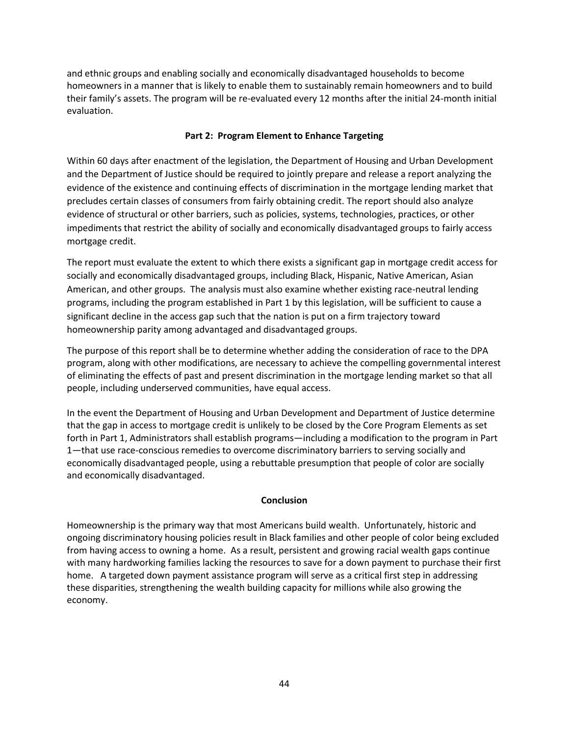and ethnic groups and enabling socially and economically disadvantaged households to become homeowners in a manner that is likely to enable them to sustainably remain homeowners and to build their family's assets. The program will be re-evaluated every 12 months after the initial 24-month initial evaluation.

### Part 2: Program Element to Enhance Targeting

Within 60 days after enactment of the legislation, the Department of Housing and Urban Development and the Department of Justice should be required to jointly prepare and release a report analyzing the evidence of the existence and continuing effects of discrimination in the mortgage lending market that precludes certain classes of consumers from fairly obtaining credit. The report should also analyze evidence of structural or other barriers, such as policies, systems, technologies, practices, or other impediments that restrict the ability of socially and economically disadvantaged groups to fairly access mortgage credit.

The report must evaluate the extent to which there exists a significant gap in mortgage credit access for socially and economically disadvantaged groups, including Black, Hispanic, Native American, Asian American, and other groups. The analysis must also examine whether existing race-neutral lending programs, including the program established in Part 1 by this legislation, will be sufficient to cause a significant decline in the access gap such that the nation is put on a firm trajectory toward homeownership parity among advantaged and disadvantaged groups.

The purpose of this report shall be to determine whether adding the consideration of race to the DPA program, along with other modifications, are necessary to achieve the compelling governmental interest of eliminating the effects of past and present discrimination in the mortgage lending market so that all people, including underserved communities, have equal access.

In the event the Department of Housing and Urban Development and Department of Justice determine that the gap in access to mortgage credit is unlikely to be closed by the Core Program Elements as set forth in Part 1, Administrators shall establish programs—including a modification to the program in Part 1—that use race-conscious remedies to overcome discriminatory barriers to serving socially and economically disadvantaged people, using a rebuttable presumption that people of color are socially and economically disadvantaged.

### Conclusion

Homeownership is the primary way that most Americans build wealth. Unfortunately, historic and ongoing discriminatory housing policies result in Black families and other people of color being excluded from having access to owning a home. As a result, persistent and growing racial wealth gaps continue with many hardworking families lacking the resources to save for a down payment to purchase their first home. A targeted down payment assistance program will serve as a critical first step in addressing these disparities, strengthening the wealth building capacity for millions while also growing the economy.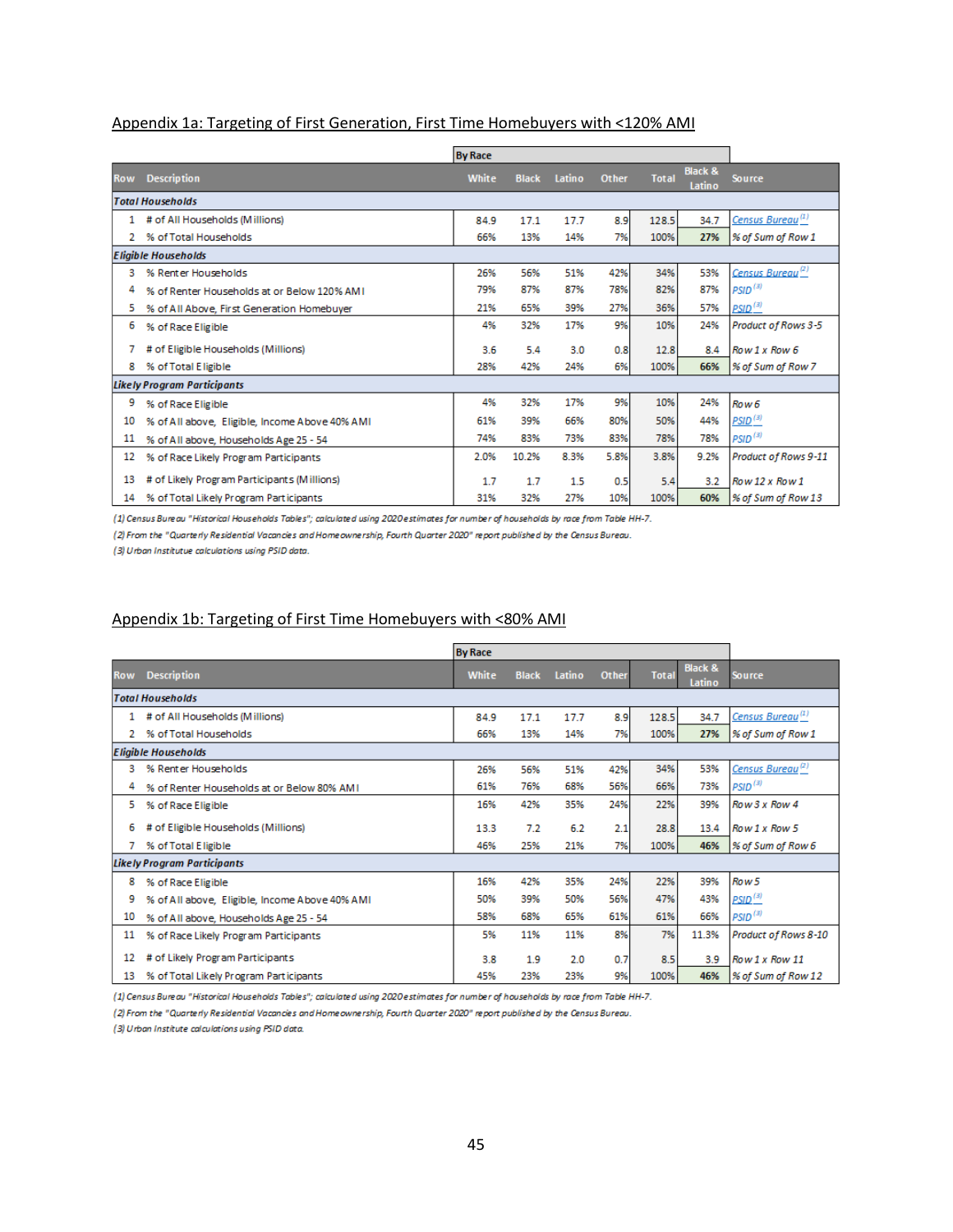## Appendix 1a: Targeting of First Generation, First Time Homebuyers with <120% AMI

| Row | Description | By Race: White | Black | Latino | Other | Total | Black & Latino | Source |
|---|---|---|---|---|---|---|---|---|
| **Total Households** | | | | | | | | |
| 1 | # of All Households (Millions) | 84.9 | 17.1 | 17.7 | 8.9 | 128.5 | 34.7 | Census Bureau [1] |
| 2 | % of Total Households | 66% | 13% | 14% | 7% | 100% | **27%** | % of Sum of Row 1 |
| **Eligible Households** | | | | | | | | |
| 3 | % Renter Households | 26% | 56% | 51% | 42% | 34% | 53% | Census Bureau [2] |
| 4 | % of Renter Households at or Below 120% AMI | 79% | 87% | 87% | 78% | 82% | 87% | PSID [3] |
| 5 | % of All Above, First Generation Homebuyer | 21% | 65% | 39% | 27% | 36% | 57% | PSID [3] |
| 6 | % of Race Eligible | 4% | 32% | 17% | 9% | 10% | 24% | Product of Rows 3-5 |
| 7 | # of Eligible Households (Millions) | 3.6 | 5.4 | 3.0 | 0.8 | 12.8 | 8.4 | Row 1 x Row 6 |
| 8 | % of Total Eligible | 28% | 42% | 24% | 6% | 100% | **66%** | % of Sum of Row 7 |
| **Likely Program Participants** | | | | | | | | |
| 9 | % of Race Eligible | 4% | 32% | 17% | 9% | 10% | 24% | Row 6 |
| 10 | % of All above, Eligible, Income Above 40% AMI | 61% | 39% | 66% | 80% | 50% | 44% | PSID [3] |
| 11 | % of All above, Households Age 25 - 54 | 74% | 83% | 73% | 83% | 78% | 78% | PSID [3] |
| 12 | % of Race Likely Program Participants | 2.0% | 10.2% | 8.3% | 5.8% | 3.8% | 9.2% | Product of Rows 9-11 |
| 13 | # of Likely Program Participants (Millions) | 1.7 | 1.7 | 1.5 | 0.5 | 5.4 | 3.2 | Row 12 x Row 1 |
| 14 | % of Total Likely Program Participants | 31% | 32% | 27% | 10% | 100% | **60%** | % of Sum of Row 13 |

*(1) Census Bureau "Historical Households Tables"; calculated using 2020 estimates for number of households by race from Table HH-7.*
*(2) From the "Quarterly Residential Vacancies and Homeownership, Fourth Quarter 2020" report published by the Census Bureau.*
*(3) Urban Institutue calculations using PSID data.*

## Appendix 1b: Targeting of First Time Homebuyers with <80% AMI

| Row | Description | By Race: White | Black | Latino | Other | Total | Black & Latino | Source |
|---|---|---|---|---|---|---|---|---|
| **Total Households** | | | | | | | | |
| 1 | # of All Households (Millions) | 84.9 | 17.1 | 17.7 | 8.9 | 128.5 | 34.7 | Census Bureau [1] |
| 2 | % of Total Households | 66% | 13% | 14% | 7% | 100% | **27%** | % of Sum of Row 1 |
| **Eligible Households** | | | | | | | | |
| 3 | % Renter Households | 26% | 56% | 51% | 42% | 34% | 53% | Census Bureau [2] |
| 4 | % of Renter Households at or Below 80% AMI | 61% | 76% | 68% | 56% | 66% | 73% | PSID [3] |
| 5 | % of Race Eligible | 16% | 42% | 35% | 24% | 22% | 39% | Row 3 x Row 4 |
| 6 | # of Eligible Households (Millions) | 13.3 | 7.2 | 6.2 | 2.1 | 28.8 | 13.4 | Row 1 x Row 5 |
| 7 | % of Total Eligible | 46% | 25% | 21% | 7% | 100% | **46%** | % of Sum of Row 6 |
| **Likely Program Participants** | | | | | | | | |
| 8 | % of Race Eligible | 16% | 42% | 35% | 24% | 22% | 39% | Row 5 |
| 9 | % of All above, Eligible, Income Above 40% AMI | 50% | 39% | 50% | 56% | 47% | 43% | PSID [3] |
| 10 | % of All above, Households Age 25 - 54 | 58% | 68% | 65% | 61% | 61% | 66% | PSID [3] |
| 11 | % of Race Likely Program Participants | 5% | 11% | 11% | 8% | 7% | 11.3% | Product of Rows 8-10 |
| 12 | # of Likely Program Participants | 3.8 | 1.9 | 2.0 | 0.7 | 8.5 | 3.9 | Row 1 x Row 11 |
| 13 | % of Total Likely Program Participants | 45% | 23% | 23% | 9% | 100% | **46%** | % of Sum of Row 12 |

*(1) Census Bureau "Historical Households Tables"; calculated using 2020 estimates for number of households by race from Table HH-7.*
*(2) From the "Quarterly Residential Vacancies and Homeownership, Fourth Quarter 2020" report published by the Census Bureau.*
*(3) Urban Institute calculations using PSID data.*